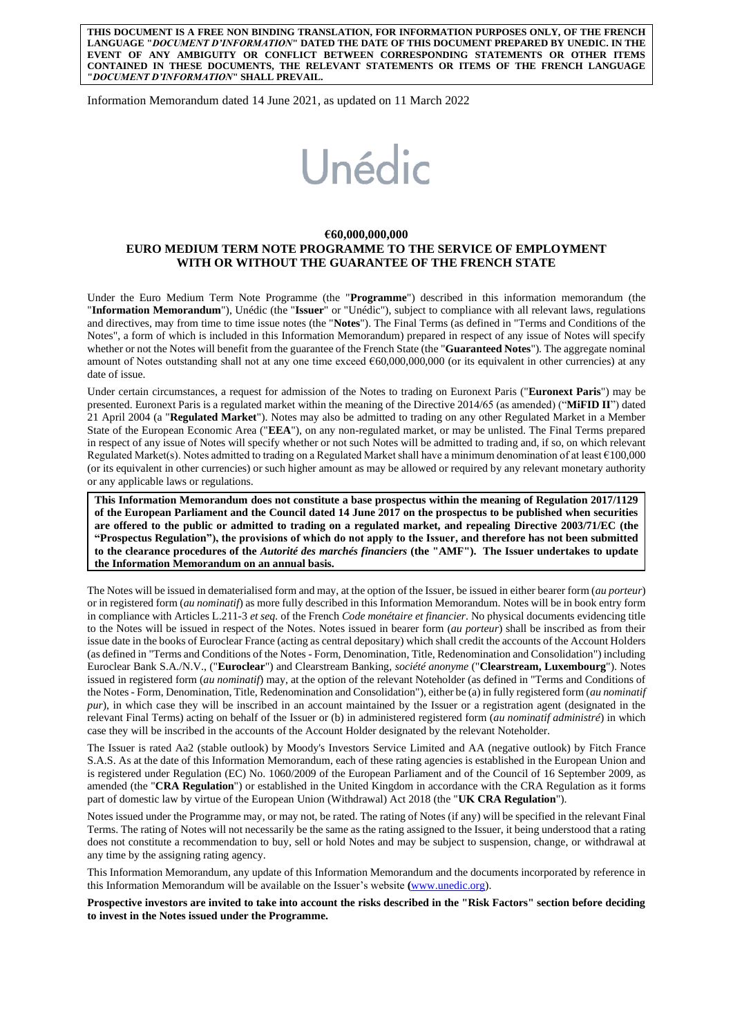**THIS DOCUMENT IS A FREE NON BINDING TRANSLATION, FOR INFORMATION PURPOSES ONLY, OF THE FRENCH LANGUAGE "*DOCUMENT D'INFORMATION*" DATED THE DATE OF THIS DOCUMENT PREPARED BY UNEDIC. IN THE EVENT OF ANY AMBIGUITY OR CONFLICT BETWEEN CORRESPONDING STATEMENTS OR OTHER ITEMS CONTAINED IN THESE DOCUMENTS, THE RELEVANT STATEMENTS OR ITEMS OF THE FRENCH LANGUAGE "*DOCUMENT D'INFORMATION*" SHALL PREVAIL.**

Information Memorandum dated 14 June 2021, as updated on 11 March 2022

# Unédic

**€60,000,000,000**

**EURO MEDIUM TERM NOTE PROGRAMME TO THE SERVICE OF EMPLOYMENT WITH OR WITHOUT THE GUARANTEE OF THE FRENCH STATE**

Under the Euro Medium Term Note Programme (the "**Programme**") described in this information memorandum (the "**Information Memorandum**"), Unédic (the "**Issuer**" or "Unédic"), subject to compliance with all relevant laws, regulations and directives, may from time to time issue notes (the "**Notes**"). The Final Terms (as defined in "Terms and Conditions of the Notes", a form of which is included in this Information Memorandum) prepared in respect of any issue of Notes will specify whether or not the Notes will benefit from the guarantee of the French State (the "**Guaranteed Notes**"). The aggregate nominal amount of Notes outstanding shall not at any one time exceed €60,000,000,000 (or its equivalent in other currencies) at any date of issue.

Under certain circumstances, a request for admission of the Notes to trading on Euronext Paris ("**Euronext Paris**") may be presented. Euronext Paris is a regulated market within the meaning of the Directive 2014/65 (as amended) ("**MiFID II**") dated 21 April 2004 (a "**Regulated Market**"). Notes may also be admitted to trading on any other Regulated Market in a Member State of the European Economic Area ("**EEA**"), on any non-regulated market, or may be unlisted. The Final Terms prepared in respect of any issue of Notes will specify whether or not such Notes will be admitted to trading and, if so, on which relevant Regulated Market(s). Notes admitted to trading on a Regulated Market shall have a minimum denomination of at least €100,000 (or its equivalent in other currencies) or such higher amount as may be allowed or required by any relevant monetary authority or any applicable laws or regulations.

**This Information Memorandum does not constitute a base prospectus within the meaning of Regulation 2017/1129 of the European Parliament and the Council dated 14 June 2017 on the prospectus to be published when securities are offered to the public or admitted to trading on a regulated market, and repealing Directive 2003/71/EC (the "Prospectus Regulation"), the provisions of which do not apply to the Issuer, and therefore has not been submitted to the clearance procedures of the *Autorité des marchés financiers* (the "AMF"). The Issuer undertakes to update the Information Memorandum on an annual basis.**

The Notes will be issued in dematerialised form and may, at the option of the Issuer, be issued in either bearer form (*au porteur*) or in registered form (*au nominatif*) as more fully described in this Information Memorandum. Notes will be in book entry form in compliance with Articles L.211-3 *et seq.* of the French *Code monétaire et financier*. No physical documents evidencing title to the Notes will be issued in respect of the Notes. Notes issued in bearer form (*au porteur*) shall be inscribed as from their issue date in the books of Euroclear France (acting as central depositary) which shall credit the accounts of the Account Holders (as defined in "Terms and Conditions of the Notes - Form, Denomination, Title, Redenomination and Consolidation") including Euroclear Bank S.A./N.V., ("**Euroclear**") and Clearstream Banking, *société anonyme* ("**Clearstream, Luxembourg**"). Notes issued in registered form (*au nominatif*) may, at the option of the relevant Noteholder (as defined in "Terms and Conditions of the Notes - Form, Denomination, Title, Redenomination and Consolidation"), either be (a) in fully registered form (*au nominatif pur*), in which case they will be inscribed in an account maintained by the Issuer or a registration agent (designated in the relevant Final Terms) acting on behalf of the Issuer or (b) in administered registered form (*au nominatif administré*) in which case they will be inscribed in the accounts of the Account Holder designated by the relevant Noteholder.

The Issuer is rated Aa2 (stable outlook) by Moody's Investors Service Limited and AA (negative outlook) by Fitch France S.A.S. As at the date of this Information Memorandum, each of these rating agencies is established in the European Union and is registered under Regulation (EC) No. 1060/2009 of the European Parliament and of the Council of 16 September 2009, as amended (the "**CRA Regulation**") or established in the United Kingdom in accordance with the CRA Regulation as it forms part of domestic law by virtue of the European Union (Withdrawal) Act 2018 (the "**UK CRA Regulation**").

Notes issued under the Programme may, or may not, be rated. The rating of Notes (if any) will be specified in the relevant Final Terms. The rating of Notes will not necessarily be the same as the rating assigned to the Issuer, it being understood that a rating does not constitute a recommendation to buy, sell or hold Notes and may be subject to suspension, change, or withdrawal at any time by the assigning rating agency.

This Information Memorandum, any update of this Information Memorandum and the documents incorporated by reference in this Information Memorandum will be available on the Issuer's website (www.unedic.org).

**Prospective investors are invited to take into account the risks described in the "Risk Factors" section before deciding to invest in the Notes issued under the Programme.**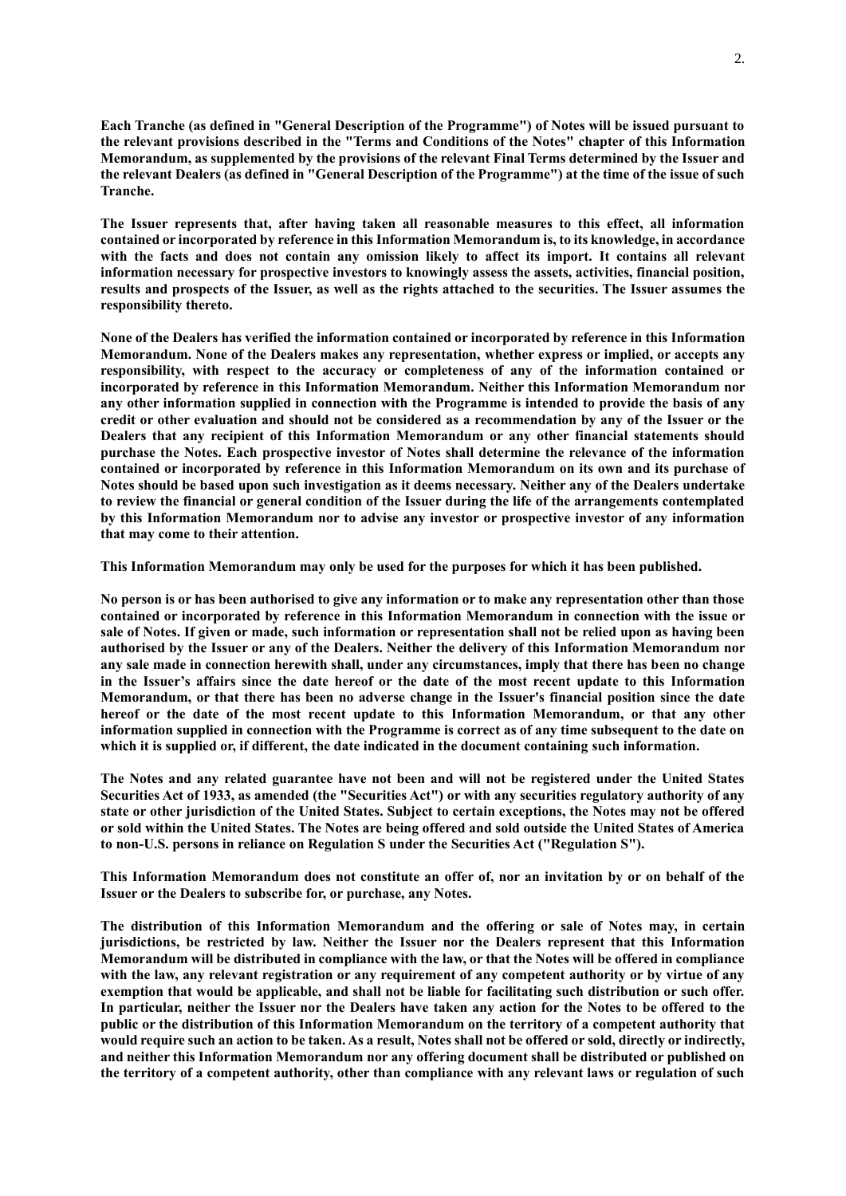**Each Tranche (as defined in "General Description of the Programme") of Notes will be issued pursuant to the relevant provisions described in the "Terms and Conditions of the Notes" chapter of this Information Memorandum, as supplemented by the provisions of the relevant Final Terms determined by the Issuer and the relevant Dealers (as defined in "General Description of the Programme") at the time of the issue of such Tranche.**

**The Issuer represents that, after having taken all reasonable measures to this effect, all information contained or incorporated by reference in this Information Memorandum is, to its knowledge, in accordance with the facts and does not contain any omission likely to affect its import. It contains all relevant information necessary for prospective investors to knowingly assess the assets, activities, financial position, results and prospects of the Issuer, as well as the rights attached to the securities. The Issuer assumes the responsibility thereto.**

**None of the Dealers has verified the information contained or incorporated by reference in this Information Memorandum. None of the Dealers makes any representation, whether express or implied, or accepts any responsibility, with respect to the accuracy or completeness of any of the information contained or incorporated by reference in this Information Memorandum. Neither this Information Memorandum nor any other information supplied in connection with the Programme is intended to provide the basis of any credit or other evaluation and should not be considered as a recommendation by any of the Issuer or the Dealers that any recipient of this Information Memorandum or any other financial statements should purchase the Notes. Each prospective investor of Notes shall determine the relevance of the information contained or incorporated by reference in this Information Memorandum on its own and its purchase of Notes should be based upon such investigation as it deems necessary. Neither any of the Dealers undertake to review the financial or general condition of the Issuer during the life of the arrangements contemplated by this Information Memorandum nor to advise any investor or prospective investor of any information that may come to their attention.**

**This Information Memorandum may only be used for the purposes for which it has been published.**

**No person is or has been authorised to give any information or to make any representation other than those contained or incorporated by reference in this Information Memorandum in connection with the issue or sale of Notes. If given or made, such information or representation shall not be relied upon as having been authorised by the Issuer or any of the Dealers. Neither the delivery of this Information Memorandum nor any sale made in connection herewith shall, under any circumstances, imply that there has been no change in the Issuer's affairs since the date hereof or the date of the most recent update to this Information Memorandum, or that there has been no adverse change in the Issuer's financial position since the date hereof or the date of the most recent update to this Information Memorandum, or that any other information supplied in connection with the Programme is correct as of any time subsequent to the date on which it is supplied or, if different, the date indicated in the document containing such information.**

**The Notes and any related guarantee have not been and will not be registered under the United States Securities Act of 1933, as amended (the "Securities Act") or with any securities regulatory authority of any state or other jurisdiction of the United States. Subject to certain exceptions, the Notes may not be offered or sold within the United States. The Notes are being offered and sold outside the United States of America to non-U.S. persons in reliance on Regulation S under the Securities Act ("Regulation S").**

**This Information Memorandum does not constitute an offer of, nor an invitation by or on behalf of the Issuer or the Dealers to subscribe for, or purchase, any Notes.**

**The distribution of this Information Memorandum and the offering or sale of Notes may, in certain jurisdictions, be restricted by law. Neither the Issuer nor the Dealers represent that this Information Memorandum will be distributed in compliance with the law, or that the Notes will be offered in compliance with the law, any relevant registration or any requirement of any competent authority or by virtue of any exemption that would be applicable, and shall not be liable for facilitating such distribution or such offer. In particular, neither the Issuer nor the Dealers have taken any action for the Notes to be offered to the public or the distribution of this Information Memorandum on the territory of a competent authority that would require such an action to be taken. As a result, Notes shall not be offered or sold, directly or indirectly, and neither this Information Memorandum nor any offering document shall be distributed or published on the territory of a competent authority, other than compliance with any relevant laws or regulation of such**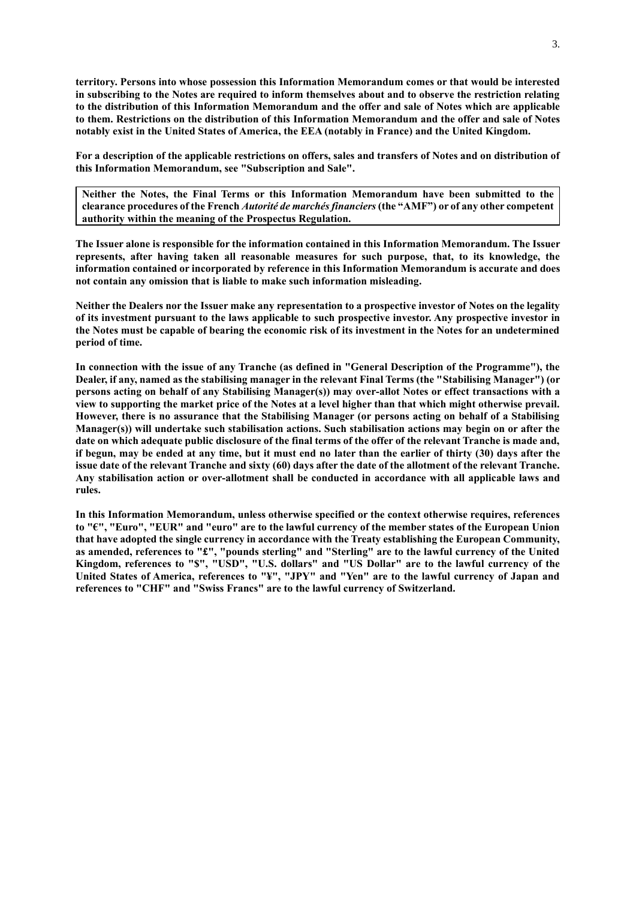**territory. Persons into whose possession this Information Memorandum comes or that would be interested in subscribing to the Notes are required to inform themselves about and to observe the restriction relating to the distribution of this Information Memorandum and the offer and sale of Notes which are applicable to them. Restrictions on the distribution of this Information Memorandum and the offer and sale of Notes notably exist in the United States of America, the EEA (notably in France) and the United Kingdom.**

**For a description of the applicable restrictions on offers, sales and transfers of Notes and on distribution of this Information Memorandum, see "Subscription and Sale".**

**Neither the Notes, the Final Terms or this Information Memorandum have been submitted to the clearance procedures of the French *Autorité de marchés financiers* (the "AMF") or of any other competent authority within the meaning of the Prospectus Regulation.**

**The Issuer alone is responsible for the information contained in this Information Memorandum. The Issuer represents, after having taken all reasonable measures for such purpose, that, to its knowledge, the information contained or incorporated by reference in this Information Memorandum is accurate and does not contain any omission that is liable to make such information misleading.**

**Neither the Dealers nor the Issuer make any representation to a prospective investor of Notes on the legality of its investment pursuant to the laws applicable to such prospective investor. Any prospective investor in the Notes must be capable of bearing the economic risk of its investment in the Notes for an undetermined period of time.**

**In connection with the issue of any Tranche (as defined in "General Description of the Programme"), the Dealer, if any, named as the stabilising manager in the relevant Final Terms (the "Stabilising Manager") (or persons acting on behalf of any Stabilising Manager(s)) may over-allot Notes or effect transactions with a view to supporting the market price of the Notes at a level higher than that which might otherwise prevail. However, there is no assurance that the Stabilising Manager (or persons acting on behalf of a Stabilising Manager(s)) will undertake such stabilisation actions. Such stabilisation actions may begin on or after the date on which adequate public disclosure of the final terms of the offer of the relevant Tranche is made and, if begun, may be ended at any time, but it must end no later than the earlier of thirty (30) days after the issue date of the relevant Tranche and sixty (60) days after the date of the allotment of the relevant Tranche. Any stabilisation action or over-allotment shall be conducted in accordance with all applicable laws and rules.**

**In this Information Memorandum, unless otherwise specified or the context otherwise requires, references to "€", "Euro", "EUR" and "euro" are to the lawful currency of the member states of the European Union that have adopted the single currency in accordance with the Treaty establishing the European Community, as amended, references to "£", "pounds sterling" and "Sterling" are to the lawful currency of the United Kingdom, references to "$", "USD", "U.S. dollars" and "US Dollar" are to the lawful currency of the United States of America, references to "¥", "JPY" and "Yen" are to the lawful currency of Japan and references to "CHF" and "Swiss Francs" are to the lawful currency of Switzerland.**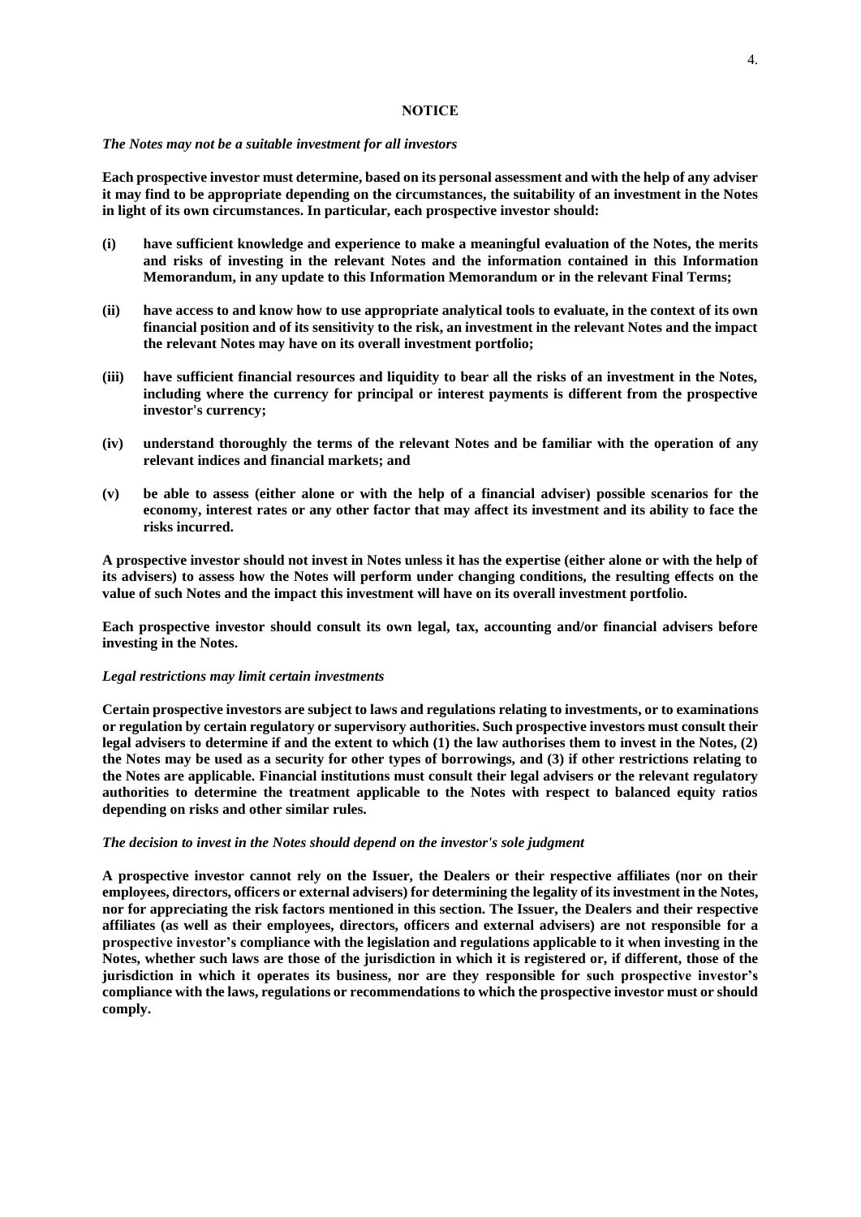## NOTICE

*The Notes may not be a suitable investment for all investors*

**Each prospective investor must determine, based on its personal assessment and with the help of any adviser it may find to be appropriate depending on the circumstances, the suitability of an investment in the Notes in light of its own circumstances. In particular, each prospective investor should:**

**(i) have sufficient knowledge and experience to make a meaningful evaluation of the Notes, the merits and risks of investing in the relevant Notes and the information contained in this Information Memorandum, in any update to this Information Memorandum or in the relevant Final Terms;**

**(ii) have access to and know how to use appropriate analytical tools to evaluate, in the context of its own financial position and of its sensitivity to the risk, an investment in the relevant Notes and the impact the relevant Notes may have on its overall investment portfolio;**

**(iii) have sufficient financial resources and liquidity to bear all the risks of an investment in the Notes, including where the currency for principal or interest payments is different from the prospective investor's currency;**

**(iv) understand thoroughly the terms of the relevant Notes and be familiar with the operation of any relevant indices and financial markets; and**

**(v) be able to assess (either alone or with the help of a financial adviser) possible scenarios for the economy, interest rates or any other factor that may affect its investment and its ability to face the risks incurred.**

**A prospective investor should not invest in Notes unless it has the expertise (either alone or with the help of its advisers) to assess how the Notes will perform under changing conditions, the resulting effects on the value of such Notes and the impact this investment will have on its overall investment portfolio.**

**Each prospective investor should consult its own legal, tax, accounting and/or financial advisers before investing in the Notes.**

*Legal restrictions may limit certain investments*

**Certain prospective investors are subject to laws and regulations relating to investments, or to examinations or regulation by certain regulatory or supervisory authorities. Such prospective investors must consult their legal advisers to determine if and the extent to which (1) the law authorises them to invest in the Notes, (2) the Notes may be used as a security for other types of borrowings, and (3) if other restrictions relating to the Notes are applicable. Financial institutions must consult their legal advisers or the relevant regulatory authorities to determine the treatment applicable to the Notes with respect to balanced equity ratios depending on risks and other similar rules.**

*The decision to invest in the Notes should depend on the investor's sole judgment*

**A prospective investor cannot rely on the Issuer, the Dealers or their respective affiliates (nor on their employees, directors, officers or external advisers) for determining the legality of its investment in the Notes, nor for appreciating the risk factors mentioned in this section. The Issuer, the Dealers and their respective affiliates (as well as their employees, directors, officers and external advisers) are not responsible for a prospective investor's compliance with the legislation and regulations applicable to it when investing in the Notes, whether such laws are those of the jurisdiction in which it is registered or, if different, those of the jurisdiction in which it operates its business, nor are they responsible for such prospective investor's compliance with the laws, regulations or recommendations to which the prospective investor must or should comply.**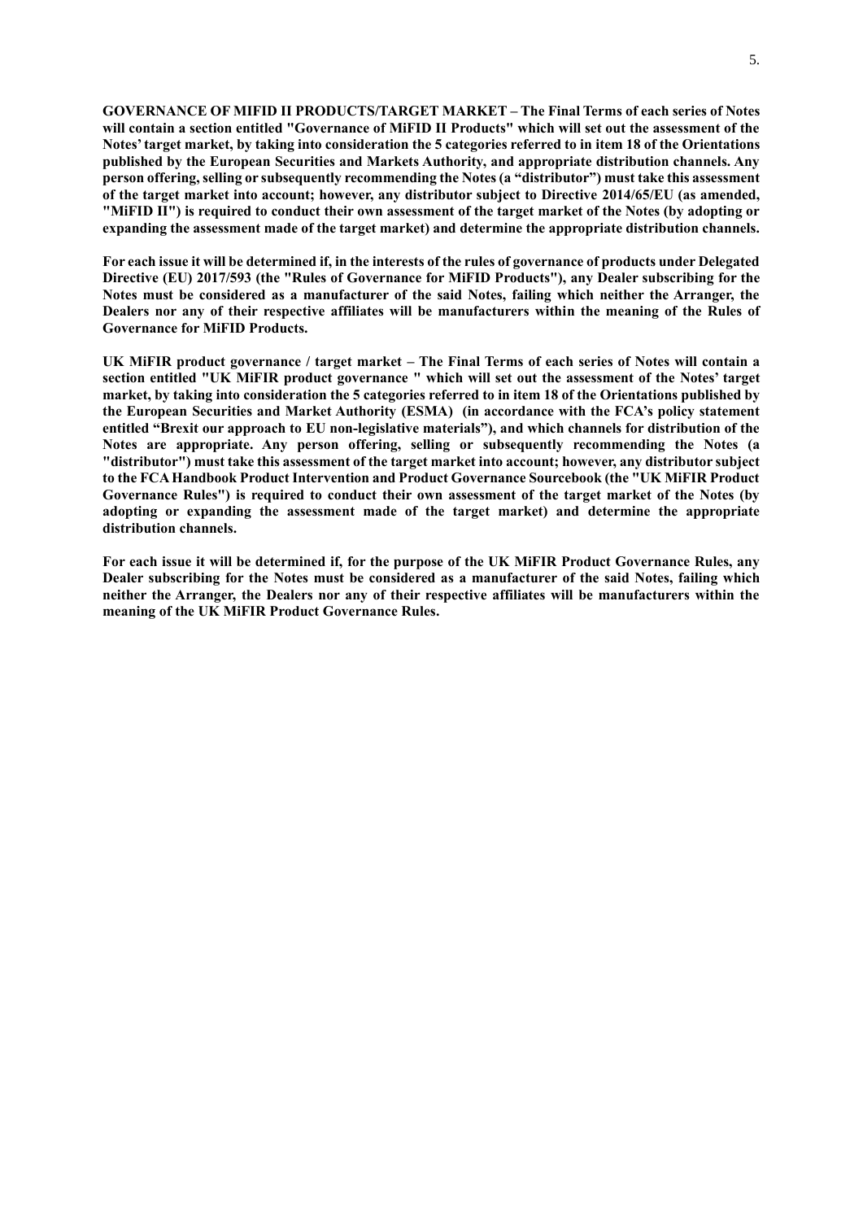**GOVERNANCE OF MIFID II PRODUCTS/TARGET MARKET – The Final Terms of each series of Notes will contain a section entitled "Governance of MiFID II Products" which will set out the assessment of the Notes' target market, by taking into consideration the 5 categories referred to in item 18 of the Orientations published by the European Securities and Markets Authority, and appropriate distribution channels. Any person offering, selling or subsequently recommending the Notes (a "distributor") must take this assessment of the target market into account; however, any distributor subject to Directive 2014/65/EU (as amended, "MiFID II") is required to conduct their own assessment of the target market of the Notes (by adopting or expanding the assessment made of the target market) and determine the appropriate distribution channels.**

**For each issue it will be determined if, in the interests of the rules of governance of products under Delegated Directive (EU) 2017/593 (the "Rules of Governance for MiFID Products"), any Dealer subscribing for the Notes must be considered as a manufacturer of the said Notes, failing which neither the Arranger, the Dealers nor any of their respective affiliates will be manufacturers within the meaning of the Rules of Governance for MiFID Products.**

**UK MiFIR product governance / target market – The Final Terms of each series of Notes will contain a section entitled "UK MiFIR product governance " which will set out the assessment of the Notes' target market, by taking into consideration the 5 categories referred to in item 18 of the Orientations published by the European Securities and Market Authority (ESMA) (in accordance with the FCA's policy statement entitled "Brexit our approach to EU non-legislative materials"), and which channels for distribution of the Notes are appropriate. Any person offering, selling or subsequently recommending the Notes (a "distributor") must take this assessment of the target market into account; however, any distributor subject to the FCA Handbook Product Intervention and Product Governance Sourcebook (the "UK MiFIR Product Governance Rules") is required to conduct their own assessment of the target market of the Notes (by adopting or expanding the assessment made of the target market) and determine the appropriate distribution channels.**

**For each issue it will be determined if, for the purpose of the UK MiFIR Product Governance Rules, any Dealer subscribing for the Notes must be considered as a manufacturer of the said Notes, failing which neither the Arranger, the Dealers nor any of their respective affiliates will be manufacturers within the meaning of the UK MiFIR Product Governance Rules.**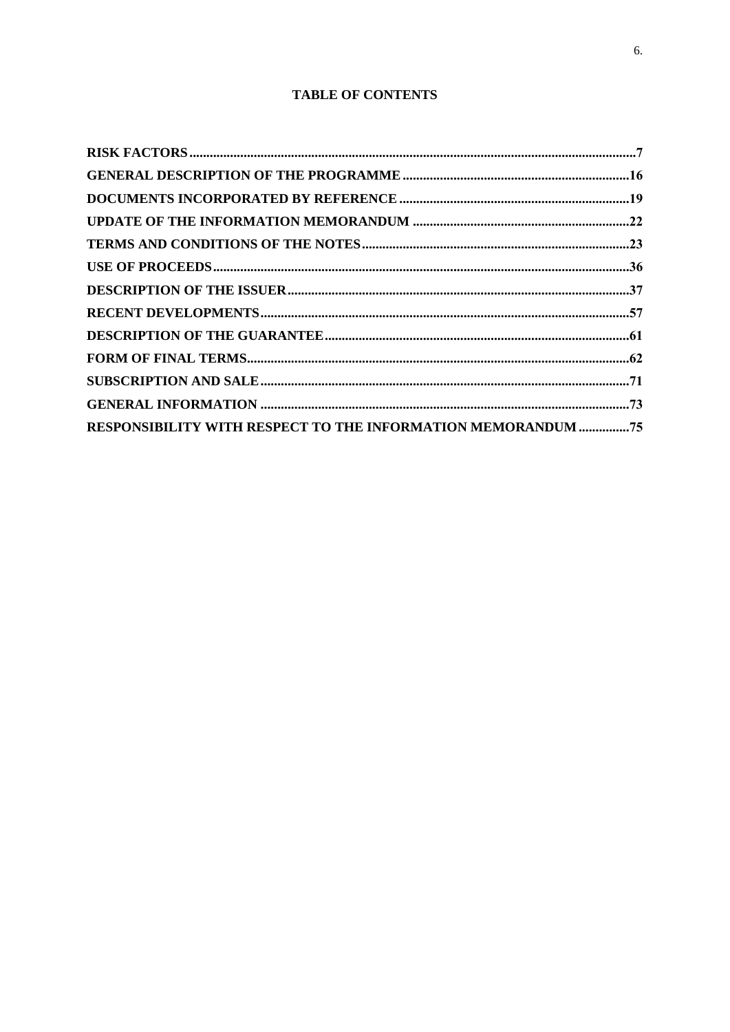# TABLE OF CONTENTS

| | |
|---|---|
| **RISK FACTORS** | **7** |
| **GENERAL DESCRIPTION OF THE PROGRAMME** | **16** |
| **DOCUMENTS INCORPORATED BY REFERENCE** | **19** |
| **UPDATE OF THE INFORMATION MEMORANDUM** | **22** |
| **TERMS AND CONDITIONS OF THE NOTES** | **23** |
| **USE OF PROCEEDS** | **36** |
| **DESCRIPTION OF THE ISSUER** | **37** |
| **RECENT DEVELOPMENTS** | **57** |
| **DESCRIPTION OF THE GUARANTEE** | **61** |
| **FORM OF FINAL TERMS** | **62** |
| **SUBSCRIPTION AND SALE** | **71** |
| **GENERAL INFORMATION** | **73** |
| **RESPONSIBILITY WITH RESPECT TO THE INFORMATION MEMORANDUM** | **75** |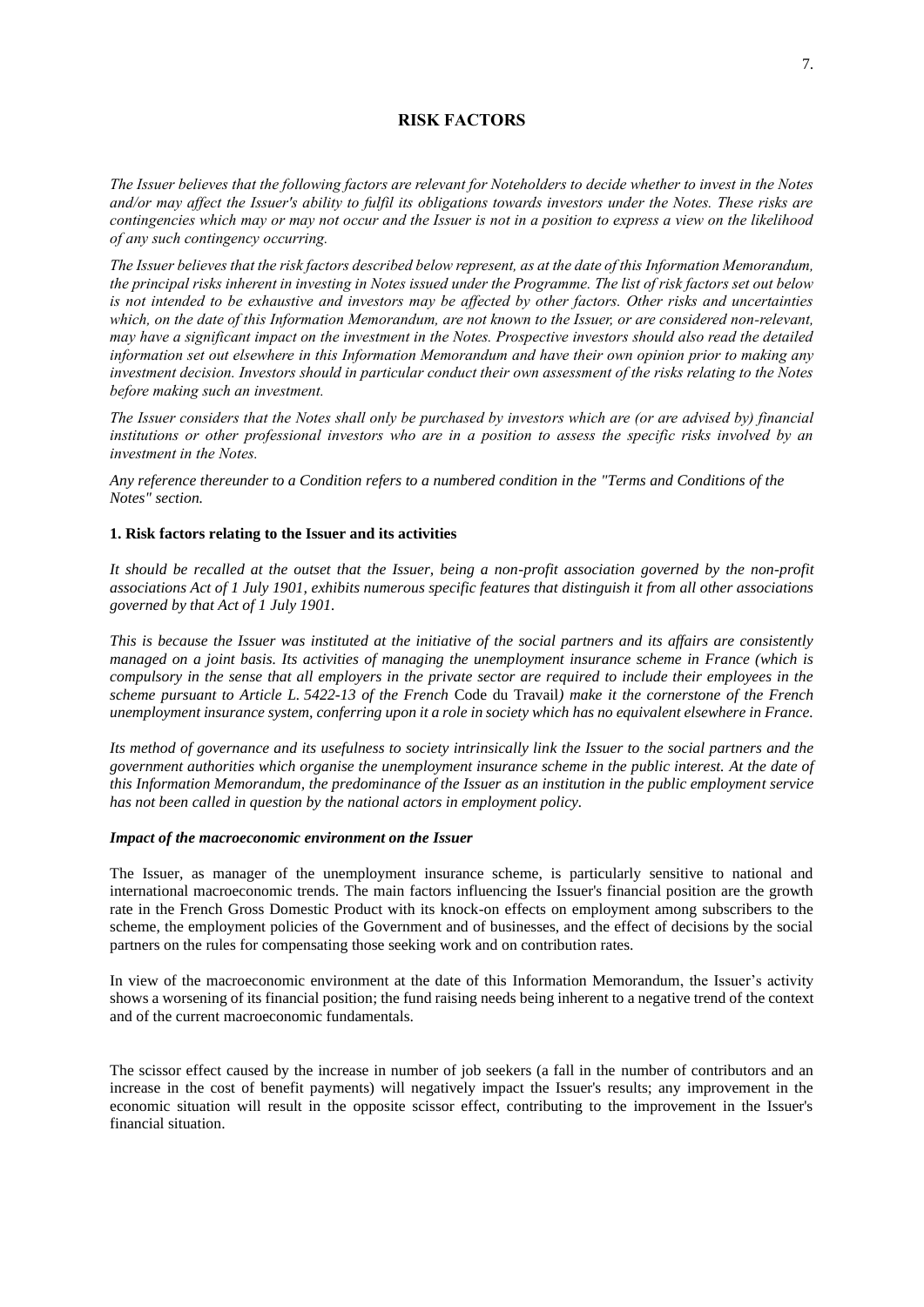# RISK FACTORS

*The Issuer believes that the following factors are relevant for Noteholders to decide whether to invest in the Notes and/or may affect the Issuer's ability to fulfil its obligations towards investors under the Notes. These risks are contingencies which may or may not occur and the Issuer is not in a position to express a view on the likelihood of any such contingency occurring.*

*The Issuer believes that the risk factors described below represent, as at the date of this Information Memorandum, the principal risks inherent in investing in Notes issued under the Programme. The list of risk factors set out below is not intended to be exhaustive and investors may be affected by other factors. Other risks and uncertainties which, on the date of this Information Memorandum, are not known to the Issuer, or are considered non-relevant, may have a significant impact on the investment in the Notes. Prospective investors should also read the detailed information set out elsewhere in this Information Memorandum and have their own opinion prior to making any investment decision. Investors should in particular conduct their own assessment of the risks relating to the Notes before making such an investment.*

*The Issuer considers that the Notes shall only be purchased by investors which are (or are advised by) financial institutions or other professional investors who are in a position to assess the specific risks involved by an investment in the Notes.*

*Any reference thereunder to a Condition refers to a numbered condition in the "Terms and Conditions of the Notes" section.*

## 1. Risk factors relating to the Issuer and its activities

*It should be recalled at the outset that the Issuer, being a non-profit association governed by the non-profit associations Act of 1 July 1901, exhibits numerous specific features that distinguish it from all other associations governed by that Act of 1 July 1901.*

*This is because the Issuer was instituted at the initiative of the social partners and its affairs are consistently managed on a joint basis. Its activities of managing the unemployment insurance scheme in France (which is compulsory in the sense that all employers in the private sector are required to include their employees in the scheme pursuant to Article L. 5422-13 of the French* Code du Travail*) make it the cornerstone of the French unemployment insurance system, conferring upon it a role in society which has no equivalent elsewhere in France.*

*Its method of governance and its usefulness to society intrinsically link the Issuer to the social partners and the government authorities which organise the unemployment insurance scheme in the public interest. At the date of this Information Memorandum, the predominance of the Issuer as an institution in the public employment service has not been called in question by the national actors in employment policy.*

### *Impact of the macroeconomic environment on the Issuer*

The Issuer, as manager of the unemployment insurance scheme, is particularly sensitive to national and international macroeconomic trends. The main factors influencing the Issuer's financial position are the growth rate in the French Gross Domestic Product with its knock-on effects on employment among subscribers to the scheme, the employment policies of the Government and of businesses, and the effect of decisions by the social partners on the rules for compensating those seeking work and on contribution rates.

In view of the macroeconomic environment at the date of this Information Memorandum, the Issuer's activity shows a worsening of its financial position; the fund raising needs being inherent to a negative trend of the context and of the current macroeconomic fundamentals.

The scissor effect caused by the increase in number of job seekers (a fall in the number of contributors and an increase in the cost of benefit payments) will negatively impact the Issuer's results; any improvement in the economic situation will result in the opposite scissor effect, contributing to the improvement in the Issuer's financial situation.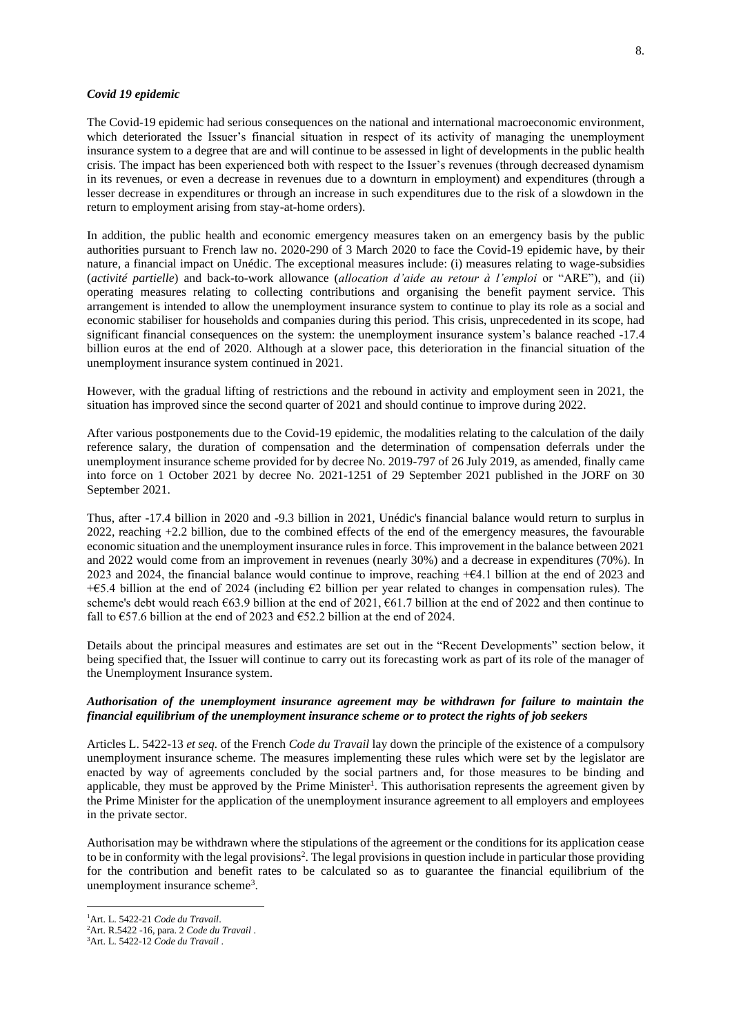***Covid 19 epidemic***

The Covid-19 epidemic had serious consequences on the national and international macroeconomic environment, which deteriorated the Issuer's financial situation in respect of its activity of managing the unemployment insurance system to a degree that are and will continue to be assessed in light of developments in the public health crisis. The impact has been experienced both with respect to the Issuer's revenues (through decreased dynamism in its revenues, or even a decrease in revenues due to a downturn in employment) and expenditures (through a lesser decrease in expenditures or through an increase in such expenditures due to the risk of a slowdown in the return to employment arising from stay-at-home orders).

In addition, the public health and economic emergency measures taken on an emergency basis by the public authorities pursuant to French law no. 2020-290 of 3 March 2020 to face the Covid-19 epidemic have, by their nature, a financial impact on Unédic. The exceptional measures include: (i) measures relating to wage-subsidies (*activité partielle*) and back-to-work allowance (*allocation d'aide au retour à l'emploi* or "ARE"), and (ii) operating measures relating to collecting contributions and organising the benefit payment service. This arrangement is intended to allow the unemployment insurance system to continue to play its role as a social and economic stabiliser for households and companies during this period. This crisis, unprecedented in its scope, had significant financial consequences on the system: the unemployment insurance system's balance reached -17.4 billion euros at the end of 2020. Although at a slower pace, this deterioration in the financial situation of the unemployment insurance system continued in 2021.

However, with the gradual lifting of restrictions and the rebound in activity and employment seen in 2021, the situation has improved since the second quarter of 2021 and should continue to improve during 2022.

After various postponements due to the Covid-19 epidemic, the modalities relating to the calculation of the daily reference salary, the duration of compensation and the determination of compensation deferrals under the unemployment insurance scheme provided for by decree No. 2019-797 of 26 July 2019, as amended, finally came into force on 1 October 2021 by decree No. 2021-1251 of 29 September 2021 published in the JORF on 30 September 2021.

Thus, after -17.4 billion in 2020 and -9.3 billion in 2021, Unédic's financial balance would return to surplus in 2022, reaching +2.2 billion, due to the combined effects of the end of the emergency measures, the favourable economic situation and the unemployment insurance rules in force. This improvement in the balance between 2021 and 2022 would come from an improvement in revenues (nearly 30%) and a decrease in expenditures (70%). In 2023 and 2024, the financial balance would continue to improve, reaching +€4.1 billion at the end of 2023 and +€5.4 billion at the end of 2024 (including €2 billion per year related to changes in compensation rules). The scheme's debt would reach €63.9 billion at the end of 2021, €61.7 billion at the end of 2022 and then continue to fall to €57.6 billion at the end of 2023 and €52.2 billion at the end of 2024.

Details about the principal measures and estimates are set out in the "Recent Developments" section below, it being specified that, the Issuer will continue to carry out its forecasting work as part of its role of the manager of the Unemployment Insurance system.

***Authorisation of the unemployment insurance agreement may be withdrawn for failure to maintain the financial equilibrium of the unemployment insurance scheme or to protect the rights of job seekers***

Articles L. 5422-13 *et seq.* of the French *Code du Travail* lay down the principle of the existence of a compulsory unemployment insurance scheme. The measures implementing these rules which were set by the legislator are enacted by way of agreements concluded by the social partners and, for those measures to be binding and applicable, they must be approved by the Prime Minister[1]. This authorisation represents the agreement given by the Prime Minister for the application of the unemployment insurance agreement to all employers and employees in the private sector.

Authorisation may be withdrawn where the stipulations of the agreement or the conditions for its application cease to be in conformity with the legal provisions[2]. The legal provisions in question include in particular those providing for the contribution and benefit rates to be calculated so as to guarantee the financial equilibrium of the unemployment insurance scheme[3].

[1] Art. L. 5422-21 *Code du Travail*.

[2] Art. R.5422 -16, para. 2 *Code du Travail* .

[3] Art. L. 5422-12 *Code du Travail* .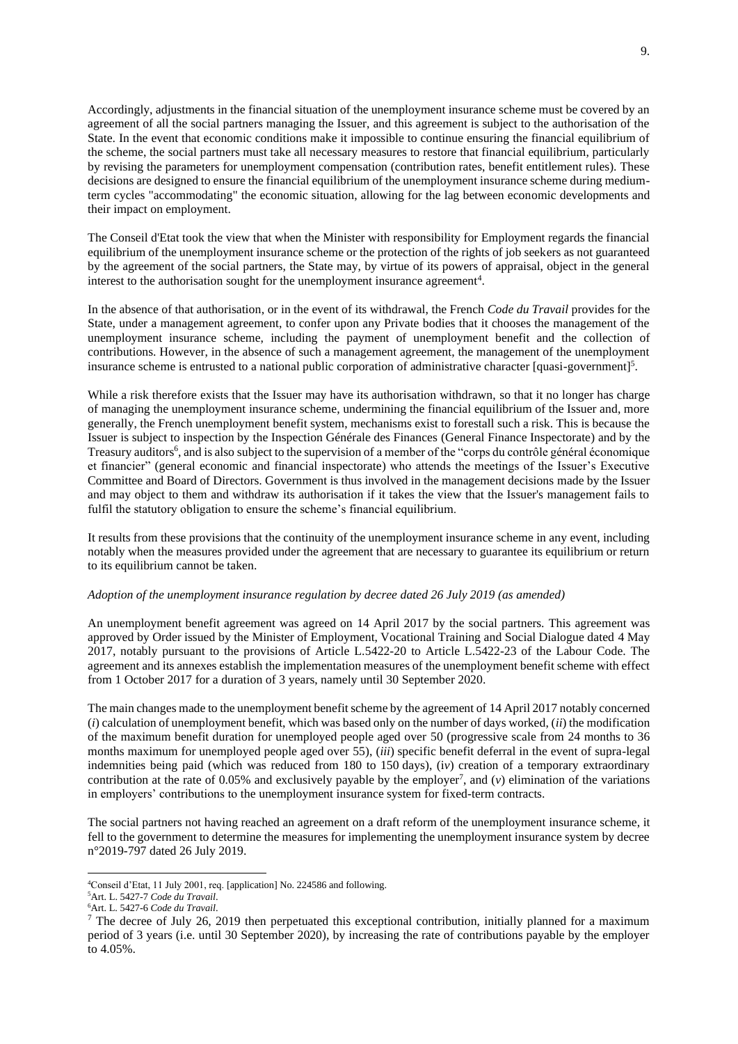Accordingly, adjustments in the financial situation of the unemployment insurance scheme must be covered by an agreement of all the social partners managing the Issuer, and this agreement is subject to the authorisation of the State. In the event that economic conditions make it impossible to continue ensuring the financial equilibrium of the scheme, the social partners must take all necessary measures to restore that financial equilibrium, particularly by revising the parameters for unemployment compensation (contribution rates, benefit entitlement rules). These decisions are designed to ensure the financial equilibrium of the unemployment insurance scheme during medium-term cycles "accommodating" the economic situation, allowing for the lag between economic developments and their impact on employment.

The Conseil d'Etat took the view that when the Minister with responsibility for Employment regards the financial equilibrium of the unemployment insurance scheme or the protection of the rights of job seekers as not guaranteed by the agreement of the social partners, the State may, by virtue of its powers of appraisal, object in the general interest to the authorisation sought for the unemployment insurance agreement[4].

In the absence of that authorisation, or in the event of its withdrawal, the French *Code du Travail* provides for the State, under a management agreement, to confer upon any Private bodies that it chooses the management of the unemployment insurance scheme, including the payment of unemployment benefit and the collection of contributions. However, in the absence of such a management agreement, the management of the unemployment insurance scheme is entrusted to a national public corporation of administrative character [quasi-government][5].

While a risk therefore exists that the Issuer may have its authorisation withdrawn, so that it no longer has charge of managing the unemployment insurance scheme, undermining the financial equilibrium of the Issuer and, more generally, the French unemployment benefit system, mechanisms exist to forestall such a risk. This is because the Issuer is subject to inspection by the Inspection Générale des Finances (General Finance Inspectorate) and by the Treasury auditors[6], and is also subject to the supervision of a member of the "corps du contrôle général économique et financier" (general economic and financial inspectorate) who attends the meetings of the Issuer's Executive Committee and Board of Directors. Government is thus involved in the management decisions made by the Issuer and may object to them and withdraw its authorisation if it takes the view that the Issuer's management fails to fulfil the statutory obligation to ensure the scheme's financial equilibrium.

It results from these provisions that the continuity of the unemployment insurance scheme in any event, including notably when the measures provided under the agreement that are necessary to guarantee its equilibrium or return to its equilibrium cannot be taken.

*Adoption of the unemployment insurance regulation by decree dated 26 July 2019 (as amended)*

An unemployment benefit agreement was agreed on 14 April 2017 by the social partners. This agreement was approved by Order issued by the Minister of Employment, Vocational Training and Social Dialogue dated 4 May 2017, notably pursuant to the provisions of Article L.5422-20 to Article L.5422-23 of the Labour Code. The agreement and its annexes establish the implementation measures of the unemployment benefit scheme with effect from 1 October 2017 for a duration of 3 years, namely until 30 September 2020.

The main changes made to the unemployment benefit scheme by the agreement of 14 April 2017 notably concerned (*i*) calculation of unemployment benefit, which was based only on the number of days worked, (*ii*) the modification of the maximum benefit duration for unemployed people aged over 50 (progressive scale from 24 months to 36 months maximum for unemployed people aged over 55), (*iii*) specific benefit deferral in the event of supra-legal indemnities being paid (which was reduced from 180 to 150 days), (i*v*) creation of a temporary extraordinary contribution at the rate of 0.05% and exclusively payable by the employer[7], and (*v*) elimination of the variations in employers' contributions to the unemployment insurance system for fixed-term contracts.

The social partners not having reached an agreement on a draft reform of the unemployment insurance scheme, it fell to the government to determine the measures for implementing the unemployment insurance system by decree n°2019-797 dated 26 July 2019.

---

[4] Conseil d'Etat, 11 July 2001, req. [application] No. 224586 and following.

[5] Art. L. 5427-7 *Code du Travail*.

[6] Art. L. 5427-6 *Code du Travail*.

[7] The decree of July 26, 2019 then perpetuated this exceptional contribution, initially planned for a maximum period of 3 years (i.e. until 30 September 2020), by increasing the rate of contributions payable by the employer to 4.05%.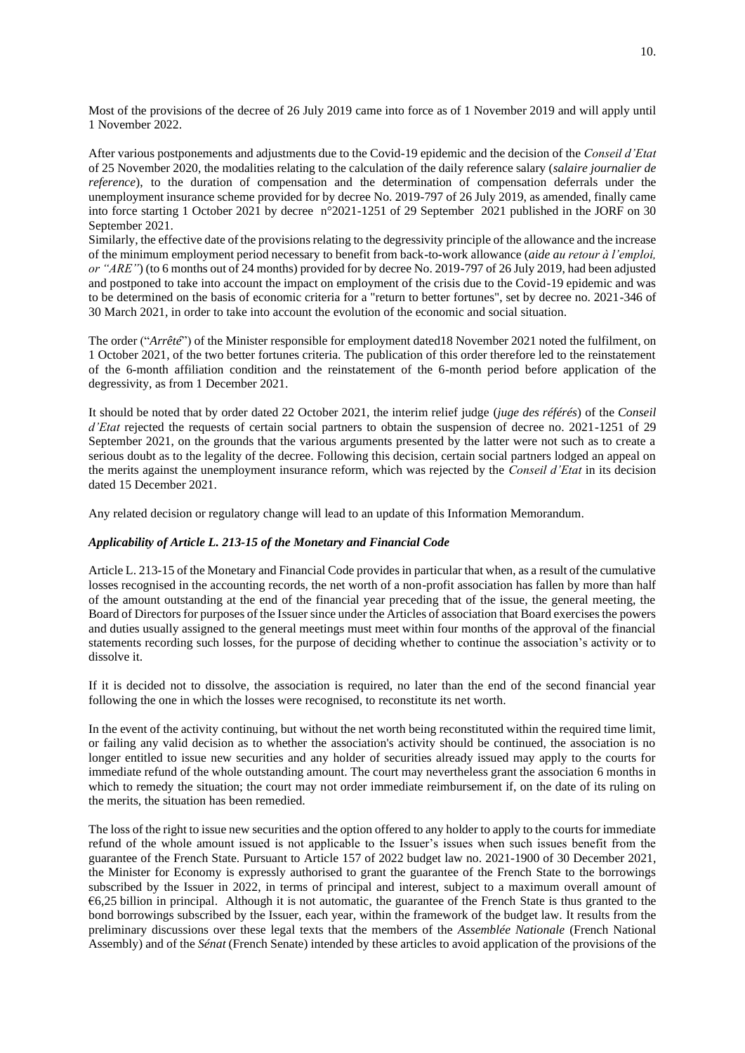Most of the provisions of the decree of 26 July 2019 came into force as of 1 November 2019 and will apply until 1 November 2022.

After various postponements and adjustments due to the Covid-19 epidemic and the decision of the *Conseil d'Etat* of 25 November 2020, the modalities relating to the calculation of the daily reference salary (*salaire journalier de reference*), to the duration of compensation and the determination of compensation deferrals under the unemployment insurance scheme provided for by decree No. 2019-797 of 26 July 2019, as amended, finally came into force starting 1 October 2021 by decree n°2021-1251 of 29 September 2021 published in the JORF on 30 September 2021.

Similarly, the effective date of the provisions relating to the degressivity principle of the allowance and the increase of the minimum employment period necessary to benefit from back-to-work allowance (*aide au retour à l'emploi, or "ARE"*) (to 6 months out of 24 months) provided for by decree No. 2019-797 of 26 July 2019, had been adjusted and postponed to take into account the impact on employment of the crisis due to the Covid-19 epidemic and was to be determined on the basis of economic criteria for a "return to better fortunes", set by decree no. 2021-346 of 30 March 2021, in order to take into account the evolution of the economic and social situation.

The order ("*Arrêté*") of the Minister responsible for employment dated18 November 2021 noted the fulfilment, on 1 October 2021, of the two better fortunes criteria. The publication of this order therefore led to the reinstatement of the 6-month affiliation condition and the reinstatement of the 6-month period before application of the degressivity, as from 1 December 2021.

It should be noted that by order dated 22 October 2021, the interim relief judge (*juge des référés*) of the *Conseil d'Etat* rejected the requests of certain social partners to obtain the suspension of decree no. 2021-1251 of 29 September 2021, on the grounds that the various arguments presented by the latter were not such as to create a serious doubt as to the legality of the decree. Following this decision, certain social partners lodged an appeal on the merits against the unemployment insurance reform, which was rejected by the *Conseil d'Etat* in its decision dated 15 December 2021.

Any related decision or regulatory change will lead to an update of this Information Memorandum.

### *Applicability of Article L. 213-15 of the Monetary and Financial Code*

Article L. 213-15 of the Monetary and Financial Code provides in particular that when, as a result of the cumulative losses recognised in the accounting records, the net worth of a non-profit association has fallen by more than half of the amount outstanding at the end of the financial year preceding that of the issue, the general meeting, the Board of Directors for purposes of the Issuer since under the Articles of association that Board exercises the powers and duties usually assigned to the general meetings must meet within four months of the approval of the financial statements recording such losses, for the purpose of deciding whether to continue the association's activity or to dissolve it.

If it is decided not to dissolve, the association is required, no later than the end of the second financial year following the one in which the losses were recognised, to reconstitute its net worth.

In the event of the activity continuing, but without the net worth being reconstituted within the required time limit, or failing any valid decision as to whether the association's activity should be continued, the association is no longer entitled to issue new securities and any holder of securities already issued may apply to the courts for immediate refund of the whole outstanding amount. The court may nevertheless grant the association 6 months in which to remedy the situation; the court may not order immediate reimbursement if, on the date of its ruling on the merits, the situation has been remedied.

The loss of the right to issue new securities and the option offered to any holder to apply to the courts for immediate refund of the whole amount issued is not applicable to the Issuer's issues when such issues benefit from the guarantee of the French State. Pursuant to Article 157 of 2022 budget law no. 2021-1900 of 30 December 2021, the Minister for Economy is expressly authorised to grant the guarantee of the French State to the borrowings subscribed by the Issuer in 2022, in terms of principal and interest, subject to a maximum overall amount of €6,25 billion in principal. Although it is not automatic, the guarantee of the French State is thus granted to the bond borrowings subscribed by the Issuer, each year, within the framework of the budget law. It results from the preliminary discussions over these legal texts that the members of the *Assemblée Nationale* (French National Assembly) and of the *Sénat* (French Senate) intended by these articles to avoid application of the provisions of the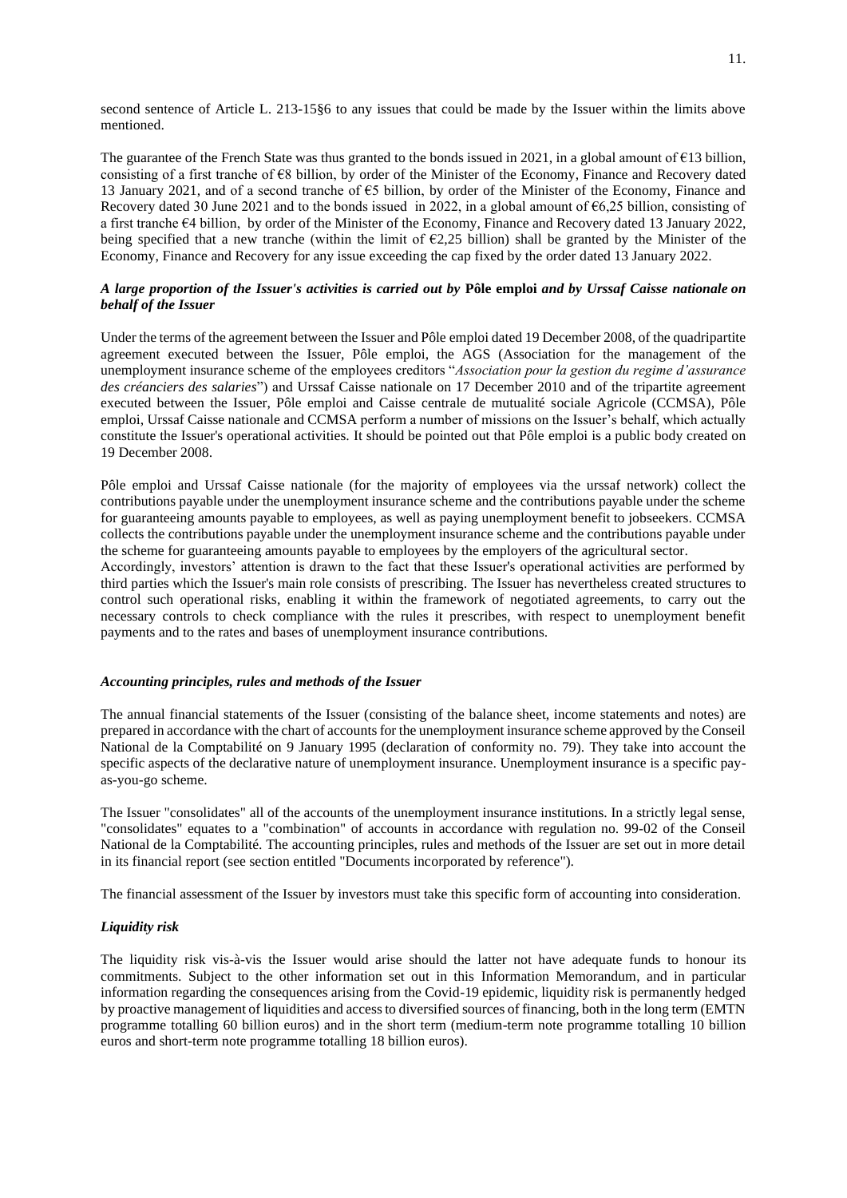second sentence of Article L. 213-15§6 to any issues that could be made by the Issuer within the limits above mentioned.

The guarantee of the French State was thus granted to the bonds issued in 2021, in a global amount of €13 billion, consisting of a first tranche of €8 billion, by order of the Minister of the Economy, Finance and Recovery dated 13 January 2021, and of a second tranche of €5 billion, by order of the Minister of the Economy, Finance and Recovery dated 30 June 2021 and to the bonds issued in 2022, in a global amount of €6,25 billion, consisting of a first tranche €4 billion, by order of the Minister of the Economy, Finance and Recovery dated 13 January 2022, being specified that a new tranche (within the limit of €2,25 billion) shall be granted by the Minister of the Economy, Finance and Recovery for any issue exceeding the cap fixed by the order dated 13 January 2022.

***A large proportion of the Issuer's activities is carried out by* Pôle emploi *and by Urssaf Caisse nationale on behalf of the Issuer***

Under the terms of the agreement between the Issuer and Pôle emploi dated 19 December 2008, of the quadripartite agreement executed between the Issuer, Pôle emploi, the AGS (Association for the management of the unemployment insurance scheme of the employees creditors "*Association pour la gestion du regime d'assurance des créanciers des salaries*") and Urssaf Caisse nationale on 17 December 2010 and of the tripartite agreement executed between the Issuer, Pôle emploi and Caisse centrale de mutualité sociale Agricole (CCMSA), Pôle emploi, Urssaf Caisse nationale and CCMSA perform a number of missions on the Issuer's behalf, which actually constitute the Issuer's operational activities. It should be pointed out that Pôle emploi is a public body created on 19 December 2008.

Pôle emploi and Urssaf Caisse nationale (for the majority of employees via the urssaf network) collect the contributions payable under the unemployment insurance scheme and the contributions payable under the scheme for guaranteeing amounts payable to employees, as well as paying unemployment benefit to jobseekers. CCMSA collects the contributions payable under the unemployment insurance scheme and the contributions payable under the scheme for guaranteeing amounts payable to employees by the employers of the agricultural sector.
Accordingly, investors' attention is drawn to the fact that these Issuer's operational activities are performed by third parties which the Issuer's main role consists of prescribing. The Issuer has nevertheless created structures to control such operational risks, enabling it within the framework of negotiated agreements, to carry out the necessary controls to check compliance with the rules it prescribes, with respect to unemployment benefit payments and to the rates and bases of unemployment insurance contributions.

***Accounting principles, rules and methods of the Issuer***

The annual financial statements of the Issuer (consisting of the balance sheet, income statements and notes) are prepared in accordance with the chart of accounts for the unemployment insurance scheme approved by the Conseil National de la Comptabilité on 9 January 1995 (declaration of conformity no. 79). They take into account the specific aspects of the declarative nature of unemployment insurance. Unemployment insurance is a specific pay-as-you-go scheme.

The Issuer "consolidates" all of the accounts of the unemployment insurance institutions. In a strictly legal sense, "consolidates" equates to a "combination" of accounts in accordance with regulation no. 99-02 of the Conseil National de la Comptabilité. The accounting principles, rules and methods of the Issuer are set out in more detail in its financial report (see section entitled "Documents incorporated by reference").

The financial assessment of the Issuer by investors must take this specific form of accounting into consideration.

***Liquidity risk***

The liquidity risk vis-à-vis the Issuer would arise should the latter not have adequate funds to honour its commitments. Subject to the other information set out in this Information Memorandum, and in particular information regarding the consequences arising from the Covid-19 epidemic, liquidity risk is permanently hedged by proactive management of liquidities and access to diversified sources of financing, both in the long term (EMTN programme totalling 60 billion euros) and in the short term (medium-term note programme totalling 10 billion euros and short-term note programme totalling 18 billion euros).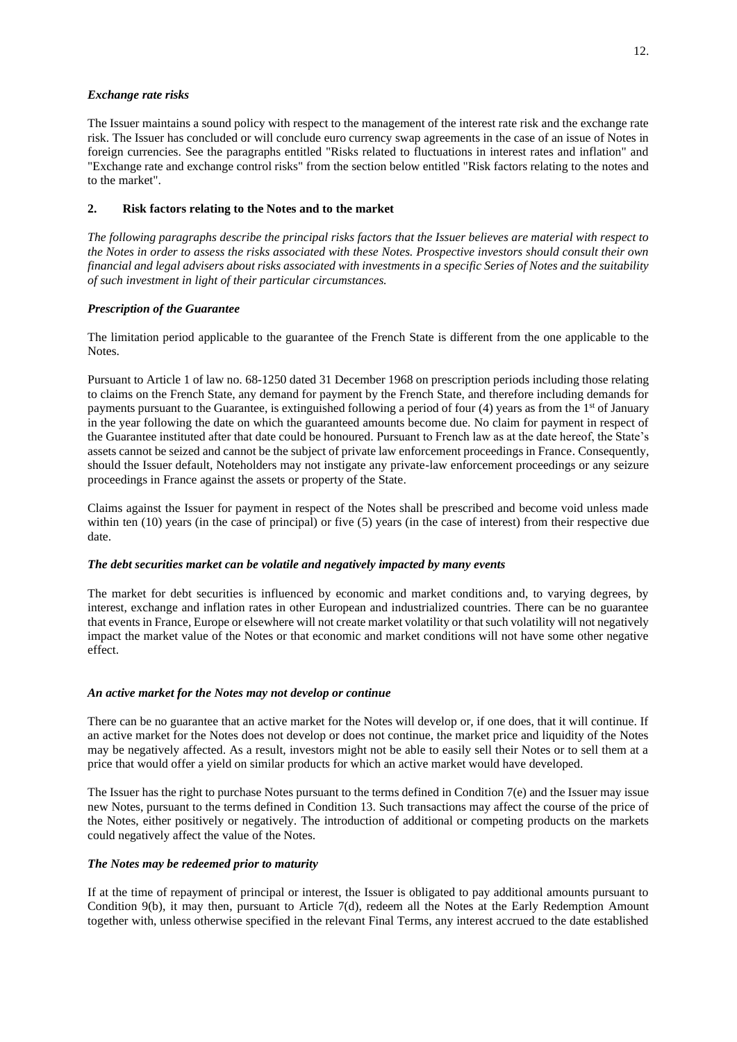***Exchange rate risks***

The Issuer maintains a sound policy with respect to the management of the interest rate risk and the exchange rate risk. The Issuer has concluded or will conclude euro currency swap agreements in the case of an issue of Notes in foreign currencies. See the paragraphs entitled "Risks related to fluctuations in interest rates and inflation" and "Exchange rate and exchange control risks" from the section below entitled "Risk factors relating to the notes and to the market".

## 2. Risk factors relating to the Notes and to the market

*The following paragraphs describe the principal risks factors that the Issuer believes are material with respect to the Notes in order to assess the risks associated with these Notes. Prospective investors should consult their own financial and legal advisers about risks associated with investments in a specific Series of Notes and the suitability of such investment in light of their particular circumstances.*

***Prescription of the Guarantee***

The limitation period applicable to the guarantee of the French State is different from the one applicable to the Notes.

Pursuant to Article 1 of law no. 68-1250 dated 31 December 1968 on prescription periods including those relating to claims on the French State, any demand for payment by the French State, and therefore including demands for payments pursuant to the Guarantee, is extinguished following a period of four (4) years as from the 1st of January in the year following the date on which the guaranteed amounts become due. No claim for payment in respect of the Guarantee instituted after that date could be honoured. Pursuant to French law as at the date hereof, the State's assets cannot be seized and cannot be the subject of private law enforcement proceedings in France. Consequently, should the Issuer default, Noteholders may not instigate any private-law enforcement proceedings or any seizure proceedings in France against the assets or property of the State.

Claims against the Issuer for payment in respect of the Notes shall be prescribed and become void unless made within ten (10) years (in the case of principal) or five (5) years (in the case of interest) from their respective due date.

***The debt securities market can be volatile and negatively impacted by many events***

The market for debt securities is influenced by economic and market conditions and, to varying degrees, by interest, exchange and inflation rates in other European and industrialized countries. There can be no guarantee that events in France, Europe or elsewhere will not create market volatility or that such volatility will not negatively impact the market value of the Notes or that economic and market conditions will not have some other negative effect.

***An active market for the Notes may not develop or continue***

There can be no guarantee that an active market for the Notes will develop or, if one does, that it will continue. If an active market for the Notes does not develop or does not continue, the market price and liquidity of the Notes may be negatively affected. As a result, investors might not be able to easily sell their Notes or to sell them at a price that would offer a yield on similar products for which an active market would have developed.

The Issuer has the right to purchase Notes pursuant to the terms defined in Condition 7(e) and the Issuer may issue new Notes, pursuant to the terms defined in Condition 13. Such transactions may affect the course of the price of the Notes, either positively or negatively. The introduction of additional or competing products on the markets could negatively affect the value of the Notes.

***The Notes may be redeemed prior to maturity***

If at the time of repayment of principal or interest, the Issuer is obligated to pay additional amounts pursuant to Condition 9(b), it may then, pursuant to Article 7(d), redeem all the Notes at the Early Redemption Amount together with, unless otherwise specified in the relevant Final Terms, any interest accrued to the date established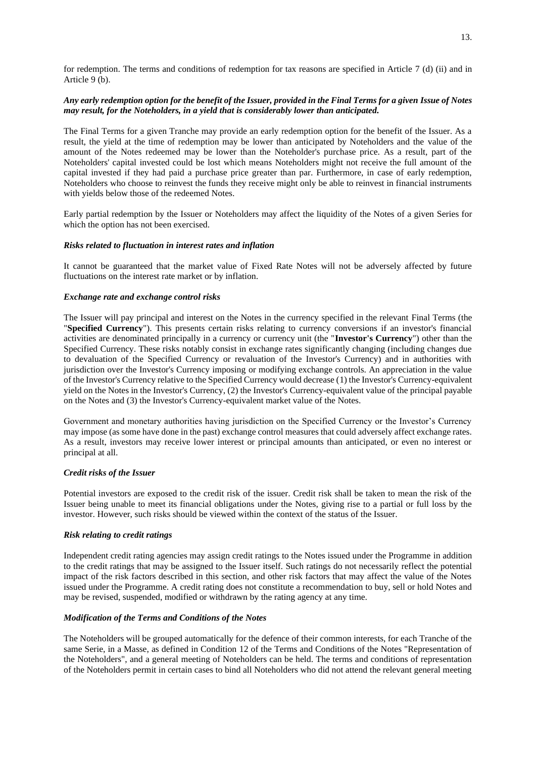for redemption. The terms and conditions of redemption for tax reasons are specified in Article 7 (d) (ii) and in Article 9 (b).

***Any early redemption option for the benefit of the Issuer, provided in the Final Terms for a given Issue of Notes may result, for the Noteholders, in a yield that is considerably lower than anticipated.***

The Final Terms for a given Tranche may provide an early redemption option for the benefit of the Issuer. As a result, the yield at the time of redemption may be lower than anticipated by Noteholders and the value of the amount of the Notes redeemed may be lower than the Noteholder's purchase price. As a result, part of the Noteholders' capital invested could be lost which means Noteholders might not receive the full amount of the capital invested if they had paid a purchase price greater than par. Furthermore, in case of early redemption, Noteholders who choose to reinvest the funds they receive might only be able to reinvest in financial instruments with yields below those of the redeemed Notes.

Early partial redemption by the Issuer or Noteholders may affect the liquidity of the Notes of a given Series for which the option has not been exercised.

***Risks related to fluctuation in interest rates and inflation***

It cannot be guaranteed that the market value of Fixed Rate Notes will not be adversely affected by future fluctuations on the interest rate market or by inflation.

***Exchange rate and exchange control risks***

The Issuer will pay principal and interest on the Notes in the currency specified in the relevant Final Terms (the "**Specified Currency**"). This presents certain risks relating to currency conversions if an investor's financial activities are denominated principally in a currency or currency unit (the "**Investor's Currency**") other than the Specified Currency. These risks notably consist in exchange rates significantly changing (including changes due to devaluation of the Specified Currency or revaluation of the Investor's Currency) and in authorities with jurisdiction over the Investor's Currency imposing or modifying exchange controls. An appreciation in the value of the Investor's Currency relative to the Specified Currency would decrease (1) the Investor's Currency-equivalent yield on the Notes in the Investor's Currency, (2) the Investor's Currency-equivalent value of the principal payable on the Notes and (3) the Investor's Currency-equivalent market value of the Notes.

Government and monetary authorities having jurisdiction on the Specified Currency or the Investor's Currency may impose (as some have done in the past) exchange control measures that could adversely affect exchange rates. As a result, investors may receive lower interest or principal amounts than anticipated, or even no interest or principal at all.

***Credit risks of the Issuer***

Potential investors are exposed to the credit risk of the issuer. Credit risk shall be taken to mean the risk of the Issuer being unable to meet its financial obligations under the Notes, giving rise to a partial or full loss by the investor. However, such risks should be viewed within the context of the status of the Issuer.

***Risk relating to credit ratings***

Independent credit rating agencies may assign credit ratings to the Notes issued under the Programme in addition to the credit ratings that may be assigned to the Issuer itself. Such ratings do not necessarily reflect the potential impact of the risk factors described in this section, and other risk factors that may affect the value of the Notes issued under the Programme. A credit rating does not constitute a recommendation to buy, sell or hold Notes and may be revised, suspended, modified or withdrawn by the rating agency at any time.

***Modification of the Terms and Conditions of the Notes***

The Noteholders will be grouped automatically for the defence of their common interests, for each Tranche of the same Serie, in a Masse, as defined in Condition 12 of the Terms and Conditions of the Notes "Representation of the Noteholders", and a general meeting of Noteholders can be held. The terms and conditions of representation of the Noteholders permit in certain cases to bind all Noteholders who did not attend the relevant general meeting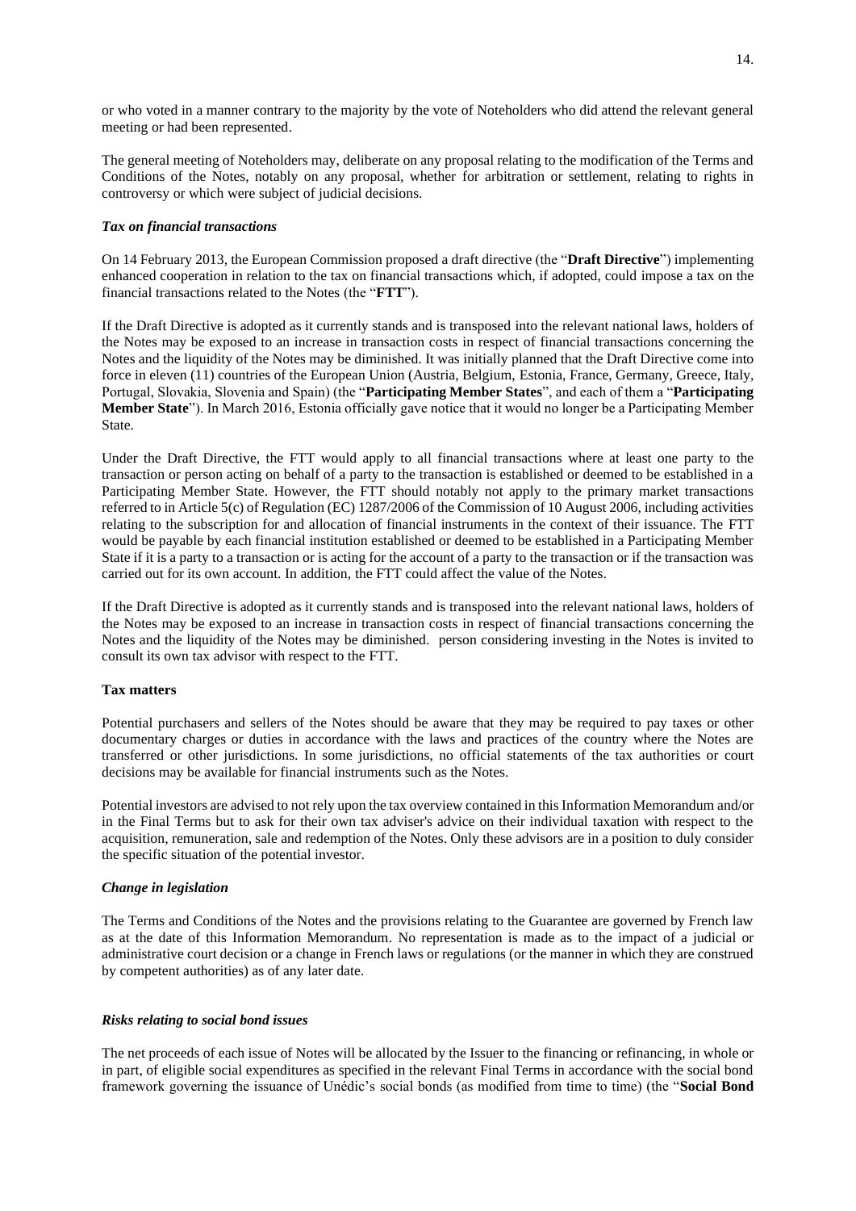or who voted in a manner contrary to the majority by the vote of Noteholders who did attend the relevant general meeting or had been represented.

The general meeting of Noteholders may, deliberate on any proposal relating to the modification of the Terms and Conditions of the Notes, notably on any proposal, whether for arbitration or settlement, relating to rights in controversy or which were subject of judicial decisions.

### *Tax on financial transactions*

On 14 February 2013, the European Commission proposed a draft directive (the "**Draft Directive**") implementing enhanced cooperation in relation to the tax on financial transactions which, if adopted, could impose a tax on the financial transactions related to the Notes (the "**FTT**").

If the Draft Directive is adopted as it currently stands and is transposed into the relevant national laws, holders of the Notes may be exposed to an increase in transaction costs in respect of financial transactions concerning the Notes and the liquidity of the Notes may be diminished. It was initially planned that the Draft Directive come into force in eleven (11) countries of the European Union (Austria, Belgium, Estonia, France, Germany, Greece, Italy, Portugal, Slovakia, Slovenia and Spain) (the "**Participating Member States**", and each of them a "**Participating Member State**"). In March 2016, Estonia officially gave notice that it would no longer be a Participating Member State.

Under the Draft Directive, the FTT would apply to all financial transactions where at least one party to the transaction or person acting on behalf of a party to the transaction is established or deemed to be established in a Participating Member State. However, the FTT should notably not apply to the primary market transactions referred to in Article 5(c) of Regulation (EC) 1287/2006 of the Commission of 10 August 2006, including activities relating to the subscription for and allocation of financial instruments in the context of their issuance. The FTT would be payable by each financial institution established or deemed to be established in a Participating Member State if it is a party to a transaction or is acting for the account of a party to the transaction or if the transaction was carried out for its own account. In addition, the FTT could affect the value of the Notes.

If the Draft Directive is adopted as it currently stands and is transposed into the relevant national laws, holders of the Notes may be exposed to an increase in transaction costs in respect of financial transactions concerning the Notes and the liquidity of the Notes may be diminished. person considering investing in the Notes is invited to consult its own tax advisor with respect to the FTT.

### **Tax matters**

Potential purchasers and sellers of the Notes should be aware that they may be required to pay taxes or other documentary charges or duties in accordance with the laws and practices of the country where the Notes are transferred or other jurisdictions. In some jurisdictions, no official statements of the tax authorities or court decisions may be available for financial instruments such as the Notes.

Potential investors are advised to not rely upon the tax overview contained in this Information Memorandum and/or in the Final Terms but to ask for their own tax adviser's advice on their individual taxation with respect to the acquisition, remuneration, sale and redemption of the Notes. Only these advisors are in a position to duly consider the specific situation of the potential investor.

### *Change in legislation*

The Terms and Conditions of the Notes and the provisions relating to the Guarantee are governed by French law as at the date of this Information Memorandum. No representation is made as to the impact of a judicial or administrative court decision or a change in French laws or regulations (or the manner in which they are construed by competent authorities) as of any later date.

### *Risks relating to social bond issues*

The net proceeds of each issue of Notes will be allocated by the Issuer to the financing or refinancing, in whole or in part, of eligible social expenditures as specified in the relevant Final Terms in accordance with the social bond framework governing the issuance of Unédic's social bonds (as modified from time to time) (the "**Social Bond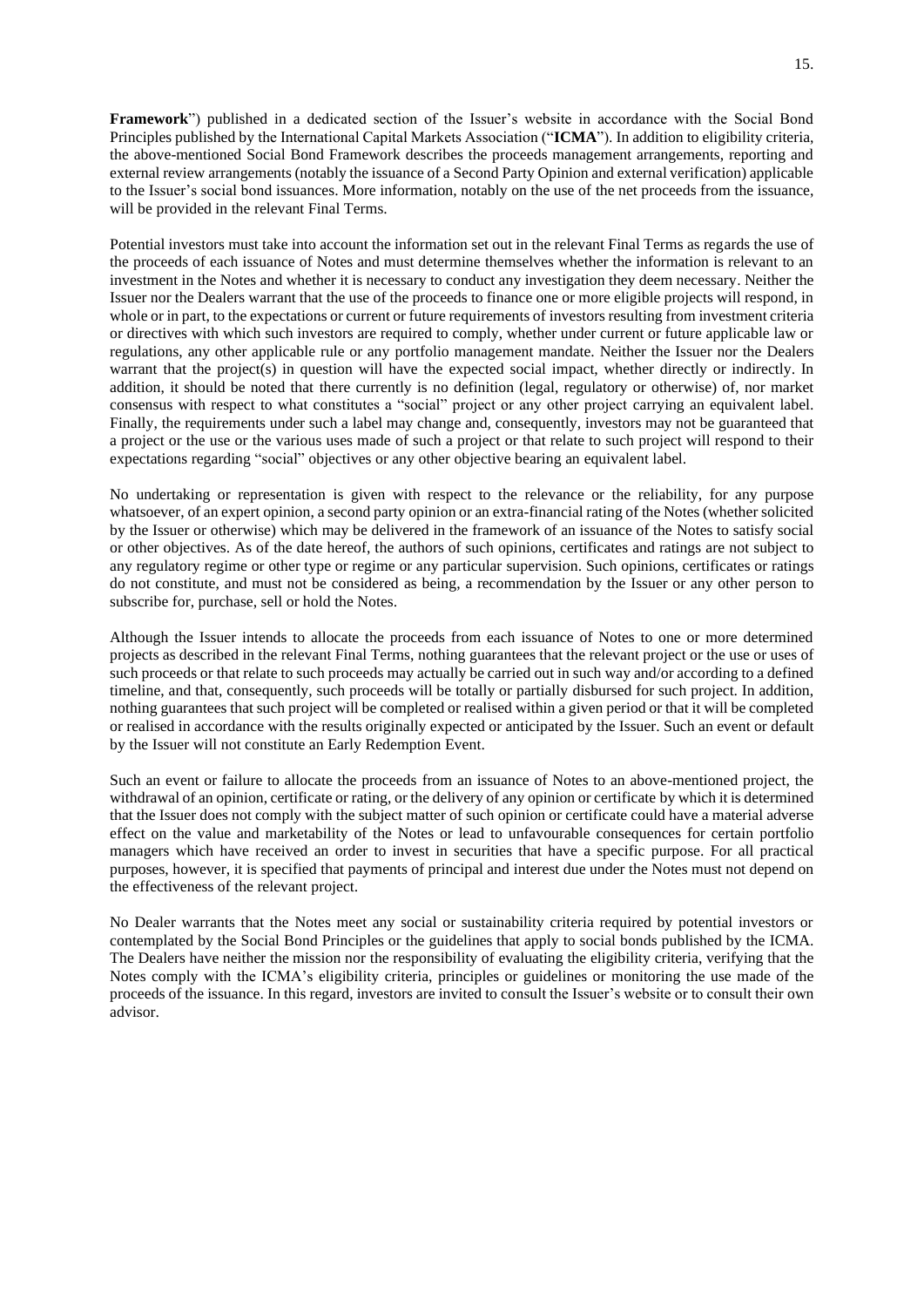**Framework**") published in a dedicated section of the Issuer's website in accordance with the Social Bond Principles published by the International Capital Markets Association ("**ICMA**"). In addition to eligibility criteria, the above-mentioned Social Bond Framework describes the proceeds management arrangements, reporting and external review arrangements (notably the issuance of a Second Party Opinion and external verification) applicable to the Issuer's social bond issuances. More information, notably on the use of the net proceeds from the issuance, will be provided in the relevant Final Terms.

Potential investors must take into account the information set out in the relevant Final Terms as regards the use of the proceeds of each issuance of Notes and must determine themselves whether the information is relevant to an investment in the Notes and whether it is necessary to conduct any investigation they deem necessary. Neither the Issuer nor the Dealers warrant that the use of the proceeds to finance one or more eligible projects will respond, in whole or in part, to the expectations or current or future requirements of investors resulting from investment criteria or directives with which such investors are required to comply, whether under current or future applicable law or regulations, any other applicable rule or any portfolio management mandate. Neither the Issuer nor the Dealers warrant that the project(s) in question will have the expected social impact, whether directly or indirectly. In addition, it should be noted that there currently is no definition (legal, regulatory or otherwise) of, nor market consensus with respect to what constitutes a "social" project or any other project carrying an equivalent label. Finally, the requirements under such a label may change and, consequently, investors may not be guaranteed that a project or the use or the various uses made of such a project or that relate to such project will respond to their expectations regarding "social" objectives or any other objective bearing an equivalent label.

No undertaking or representation is given with respect to the relevance or the reliability, for any purpose whatsoever, of an expert opinion, a second party opinion or an extra-financial rating of the Notes (whether solicited by the Issuer or otherwise) which may be delivered in the framework of an issuance of the Notes to satisfy social or other objectives. As of the date hereof, the authors of such opinions, certificates and ratings are not subject to any regulatory regime or other type or regime or any particular supervision. Such opinions, certificates or ratings do not constitute, and must not be considered as being, a recommendation by the Issuer or any other person to subscribe for, purchase, sell or hold the Notes.

Although the Issuer intends to allocate the proceeds from each issuance of Notes to one or more determined projects as described in the relevant Final Terms, nothing guarantees that the relevant project or the use or uses of such proceeds or that relate to such proceeds may actually be carried out in such way and/or according to a defined timeline, and that, consequently, such proceeds will be totally or partially disbursed for such project. In addition, nothing guarantees that such project will be completed or realised within a given period or that it will be completed or realised in accordance with the results originally expected or anticipated by the Issuer. Such an event or default by the Issuer will not constitute an Early Redemption Event.

Such an event or failure to allocate the proceeds from an issuance of Notes to an above-mentioned project, the withdrawal of an opinion, certificate or rating, or the delivery of any opinion or certificate by which it is determined that the Issuer does not comply with the subject matter of such opinion or certificate could have a material adverse effect on the value and marketability of the Notes or lead to unfavourable consequences for certain portfolio managers which have received an order to invest in securities that have a specific purpose. For all practical purposes, however, it is specified that payments of principal and interest due under the Notes must not depend on the effectiveness of the relevant project.

No Dealer warrants that the Notes meet any social or sustainability criteria required by potential investors or contemplated by the Social Bond Principles or the guidelines that apply to social bonds published by the ICMA. The Dealers have neither the mission nor the responsibility of evaluating the eligibility criteria, verifying that the Notes comply with the ICMA's eligibility criteria, principles or guidelines or monitoring the use made of the proceeds of the issuance. In this regard, investors are invited to consult the Issuer's website or to consult their own advisor.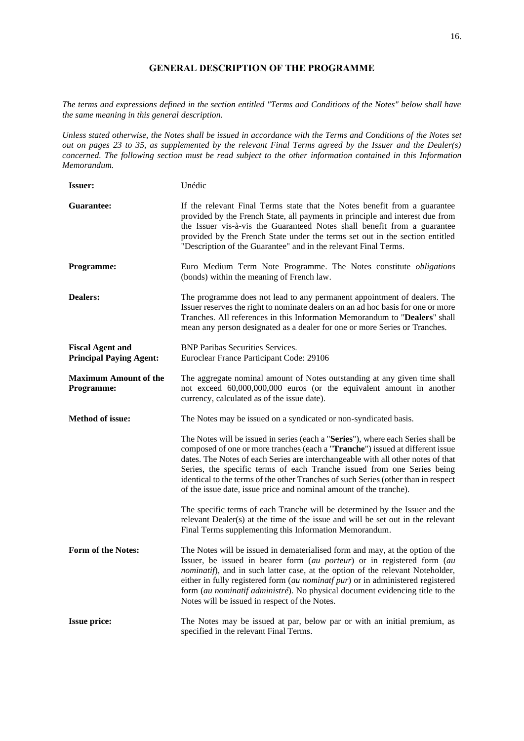## GENERAL DESCRIPTION OF THE PROGRAMME

*The terms and expressions defined in the section entitled "Terms and Conditions of the Notes" below shall have the same meaning in this general description.*

*Unless stated otherwise, the Notes shall be issued in accordance with the Terms and Conditions of the Notes set out on pages 23 to 35, as supplemented by the relevant Final Terms agreed by the Issuer and the Dealer(s) concerned. The following section must be read subject to the other information contained in this Information Memorandum.*

| | |
|---|---|
| **Issuer:** | Unédic |
| **Guarantee:** | If the relevant Final Terms state that the Notes benefit from a guarantee provided by the French State, all payments in principle and interest due from the Issuer vis-à-vis the Guaranteed Notes shall benefit from a guarantee provided by the French State under the terms set out in the section entitled "Description of the Guarantee" and in the relevant Final Terms. |
| **Programme:** | Euro Medium Term Note Programme. The Notes constitute *obligations* (bonds) within the meaning of French law. |
| **Dealers:** | The programme does not lead to any permanent appointment of dealers. The Issuer reserves the right to nominate dealers on an ad hoc basis for one or more Tranches. All references in this Information Memorandum to "**Dealers**" shall mean any person designated as a dealer for one or more Series or Tranches. |
| **Fiscal Agent and Principal Paying Agent:** | BNP Paribas Securities Services. Euroclear France Participant Code: 29106 |
| **Maximum Amount of the Programme:** | The aggregate nominal amount of Notes outstanding at any given time shall not exceed 60,000,000,000 euros (or the equivalent amount in another currency, calculated as of the issue date). |
| **Method of issue:** | The Notes may be issued on a syndicated or non-syndicated basis.<br><br>The Notes will be issued in series (each a "**Series**"), where each Series shall be composed of one or more tranches (each a "**Tranche**") issued at different issue dates. The Notes of each Series are interchangeable with all other notes of that Series, the specific terms of each Tranche issued from one Series being identical to the terms of the other Tranches of such Series (other than in respect of the issue date, issue price and nominal amount of the tranche).<br><br>The specific terms of each Tranche will be determined by the Issuer and the relevant Dealer(s) at the time of the issue and will be set out in the relevant Final Terms supplementing this Information Memorandum. |
| **Form of the Notes:** | The Notes will be issued in dematerialised form and may, at the option of the Issuer, be issued in bearer form (*au porteur*) or in registered form (*au nominatif*), and in such latter case, at the option of the relevant Noteholder, either in fully registered form (*au nominatf pur*) or in administered registered form (*au nominatif administré*). No physical document evidencing title to the Notes will be issued in respect of the Notes. |
| **Issue price:** | The Notes may be issued at par, below par or with an initial premium, as specified in the relevant Final Terms. |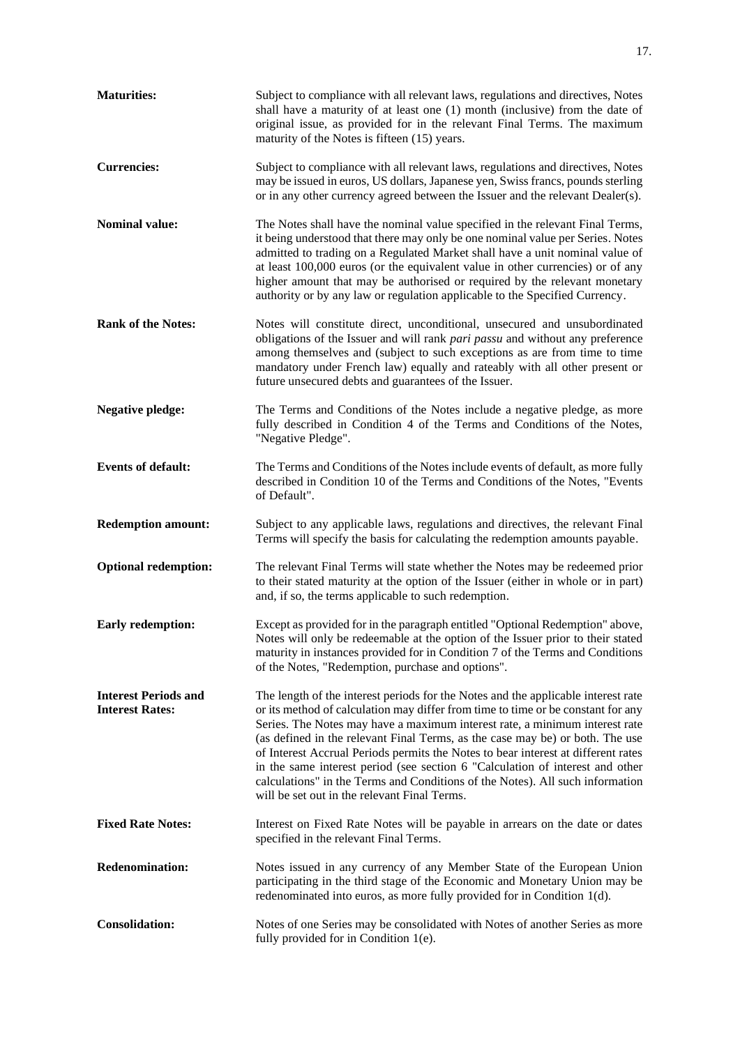**Maturities:** Subject to compliance with all relevant laws, regulations and directives, Notes shall have a maturity of at least one (1) month (inclusive) from the date of original issue, as provided for in the relevant Final Terms. The maximum maturity of the Notes is fifteen (15) years.

**Currencies:** Subject to compliance with all relevant laws, regulations and directives, Notes may be issued in euros, US dollars, Japanese yen, Swiss francs, pounds sterling or in any other currency agreed between the Issuer and the relevant Dealer(s).

**Nominal value:** The Notes shall have the nominal value specified in the relevant Final Terms, it being understood that there may only be one nominal value per Series. Notes admitted to trading on a Regulated Market shall have a unit nominal value of at least 100,000 euros (or the equivalent value in other currencies) or of any higher amount that may be authorised or required by the relevant monetary authority or by any law or regulation applicable to the Specified Currency.

**Rank of the Notes:** Notes will constitute direct, unconditional, unsecured and unsubordinated obligations of the Issuer and will rank *pari passu* and without any preference among themselves and (subject to such exceptions as are from time to time mandatory under French law) equally and rateably with all other present or future unsecured debts and guarantees of the Issuer.

**Negative pledge:** The Terms and Conditions of the Notes include a negative pledge, as more fully described in Condition 4 of the Terms and Conditions of the Notes, "Negative Pledge".

**Events of default:** The Terms and Conditions of the Notes include events of default, as more fully described in Condition 10 of the Terms and Conditions of the Notes, "Events of Default".

**Redemption amount:** Subject to any applicable laws, regulations and directives, the relevant Final Terms will specify the basis for calculating the redemption amounts payable.

**Optional redemption:** The relevant Final Terms will state whether the Notes may be redeemed prior to their stated maturity at the option of the Issuer (either in whole or in part) and, if so, the terms applicable to such redemption.

**Early redemption:** Except as provided for in the paragraph entitled "Optional Redemption" above, Notes will only be redeemable at the option of the Issuer prior to their stated maturity in instances provided for in Condition 7 of the Terms and Conditions of the Notes, "Redemption, purchase and options".

**Interest Periods and Interest Rates:** The length of the interest periods for the Notes and the applicable interest rate or its method of calculation may differ from time to time or be constant for any Series. The Notes may have a maximum interest rate, a minimum interest rate (as defined in the relevant Final Terms, as the case may be) or both. The use of Interest Accrual Periods permits the Notes to bear interest at different rates in the same interest period (see section 6 "Calculation of interest and other calculations" in the Terms and Conditions of the Notes). All such information will be set out in the relevant Final Terms.

**Fixed Rate Notes:** Interest on Fixed Rate Notes will be payable in arrears on the date or dates specified in the relevant Final Terms.

**Redenomination:** Notes issued in any currency of any Member State of the European Union participating in the third stage of the Economic and Monetary Union may be redenominated into euros, as more fully provided for in Condition 1(d).

**Consolidation:** Notes of one Series may be consolidated with Notes of another Series as more fully provided for in Condition 1(e).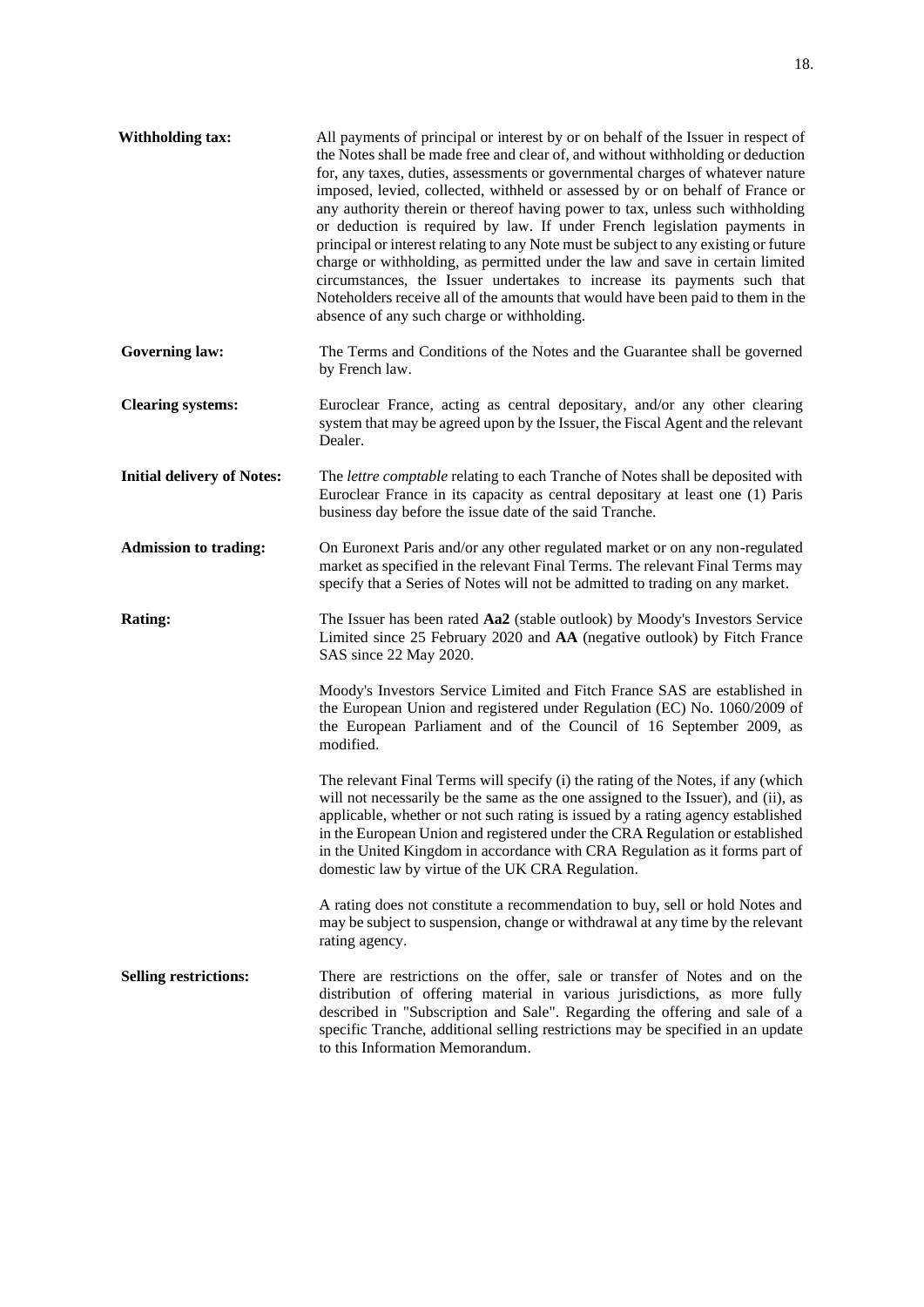**Withholding tax:** All payments of principal or interest by or on behalf of the Issuer in respect of the Notes shall be made free and clear of, and without withholding or deduction for, any taxes, duties, assessments or governmental charges of whatever nature imposed, levied, collected, withheld or assessed by or on behalf of France or any authority therein or thereof having power to tax, unless such withholding or deduction is required by law. If under French legislation payments in principal or interest relating to any Note must be subject to any existing or future charge or withholding, as permitted under the law and save in certain limited circumstances, the Issuer undertakes to increase its payments such that Noteholders receive all of the amounts that would have been paid to them in the absence of any such charge or withholding.

**Governing law:** The Terms and Conditions of the Notes and the Guarantee shall be governed by French law.

**Clearing systems:** Euroclear France, acting as central depositary, and/or any other clearing system that may be agreed upon by the Issuer, the Fiscal Agent and the relevant Dealer.

**Initial delivery of Notes:** The *lettre comptable* relating to each Tranche of Notes shall be deposited with Euroclear France in its capacity as central depositary at least one (1) Paris business day before the issue date of the said Tranche.

**Admission to trading:** On Euronext Paris and/or any other regulated market or on any non-regulated market as specified in the relevant Final Terms. The relevant Final Terms may specify that a Series of Notes will not be admitted to trading on any market.

**Rating:** The Issuer has been rated **Aa2** (stable outlook) by Moody's Investors Service Limited since 25 February 2020 and **AA** (negative outlook) by Fitch France SAS since 22 May 2020.

Moody's Investors Service Limited and Fitch France SAS are established in the European Union and registered under Regulation (EC) No. 1060/2009 of the European Parliament and of the Council of 16 September 2009, as modified.

The relevant Final Terms will specify (i) the rating of the Notes, if any (which will not necessarily be the same as the one assigned to the Issuer), and (ii), as applicable, whether or not such rating is issued by a rating agency established in the European Union and registered under the CRA Regulation or established in the United Kingdom in accordance with CRA Regulation as it forms part of domestic law by virtue of the UK CRA Regulation.

A rating does not constitute a recommendation to buy, sell or hold Notes and may be subject to suspension, change or withdrawal at any time by the relevant rating agency.

**Selling restrictions:** There are restrictions on the offer, sale or transfer of Notes and on the distribution of offering material in various jurisdictions, as more fully described in "Subscription and Sale". Regarding the offering and sale of a specific Tranche, additional selling restrictions may be specified in an update to this Information Memorandum.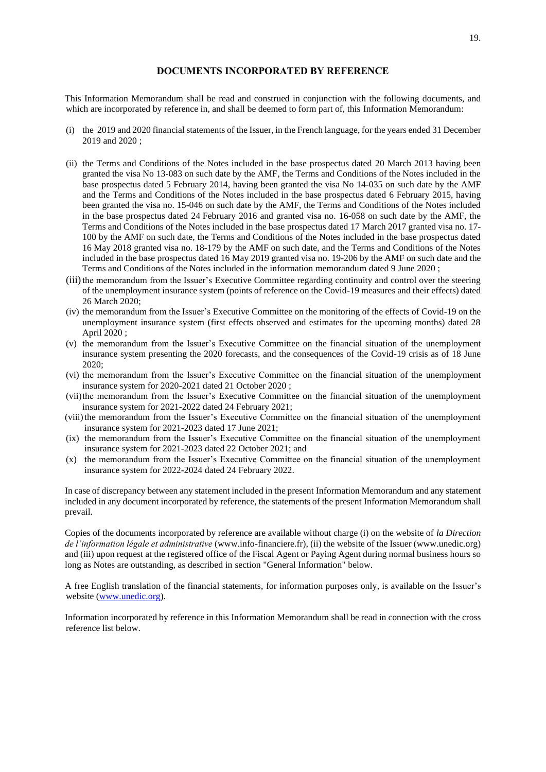## DOCUMENTS INCORPORATED BY REFERENCE

This Information Memorandum shall be read and construed in conjunction with the following documents, and which are incorporated by reference in, and shall be deemed to form part of, this Information Memorandum:

(i) the 2019 and 2020 financial statements of the Issuer, in the French language, for the years ended 31 December 2019 and 2020 ;

(ii) the Terms and Conditions of the Notes included in the base prospectus dated 20 March 2013 having been granted the visa No 13-083 on such date by the AMF, the Terms and Conditions of the Notes included in the base prospectus dated 5 February 2014, having been granted the visa No 14-035 on such date by the AMF and the Terms and Conditions of the Notes included in the base prospectus dated 6 February 2015, having been granted the visa no. 15-046 on such date by the AMF, the Terms and Conditions of the Notes included in the base prospectus dated 24 February 2016 and granted visa no. 16-058 on such date by the AMF, the Terms and Conditions of the Notes included in the base prospectus dated 17 March 2017 granted visa no. 17-100 by the AMF on such date, the Terms and Conditions of the Notes included in the base prospectus dated 16 May 2018 granted visa no. 18-179 by the AMF on such date, and the Terms and Conditions of the Notes included in the base prospectus dated 16 May 2019 granted visa no. 19-206 by the AMF on such date and the Terms and Conditions of the Notes included in the information memorandum dated 9 June 2020 ;

(iii) the memorandum from the Issuer's Executive Committee regarding continuity and control over the steering of the unemployment insurance system (points of reference on the Covid-19 measures and their effects) dated 26 March 2020;

(iv) the memorandum from the Issuer's Executive Committee on the monitoring of the effects of Covid-19 on the unemployment insurance system (first effects observed and estimates for the upcoming months) dated 28 April 2020 ;

(v) the memorandum from the Issuer's Executive Committee on the financial situation of the unemployment insurance system presenting the 2020 forecasts, and the consequences of the Covid-19 crisis as of 18 June 2020;

(vi) the memorandum from the Issuer's Executive Committee on the financial situation of the unemployment insurance system for 2020-2021 dated 21 October 2020 ;

(vii) the memorandum from the Issuer's Executive Committee on the financial situation of the unemployment insurance system for 2021-2022 dated 24 February 2021;

(viii) the memorandum from the Issuer's Executive Committee on the financial situation of the unemployment insurance system for 2021-2023 dated 17 June 2021;

(ix) the memorandum from the Issuer's Executive Committee on the financial situation of the unemployment insurance system for 2021-2023 dated 22 October 2021; and

(x) the memorandum from the Issuer's Executive Committee on the financial situation of the unemployment insurance system for 2022-2024 dated 24 February 2022.

In case of discrepancy between any statement included in the present Information Memorandum and any statement included in any document incorporated by reference, the statements of the present Information Memorandum shall prevail.

Copies of the documents incorporated by reference are available without charge (i) on the website of *la Direction de l'information légale et administrative* (www.info-financiere.fr), (ii) the website of the Issuer (www.unedic.org) and (iii) upon request at the registered office of the Fiscal Agent or Paying Agent during normal business hours so long as Notes are outstanding, as described in section "General Information" below.

A free English translation of the financial statements, for information purposes only, is available on the Issuer's website (www.unedic.org).

Information incorporated by reference in this Information Memorandum shall be read in connection with the cross reference list below.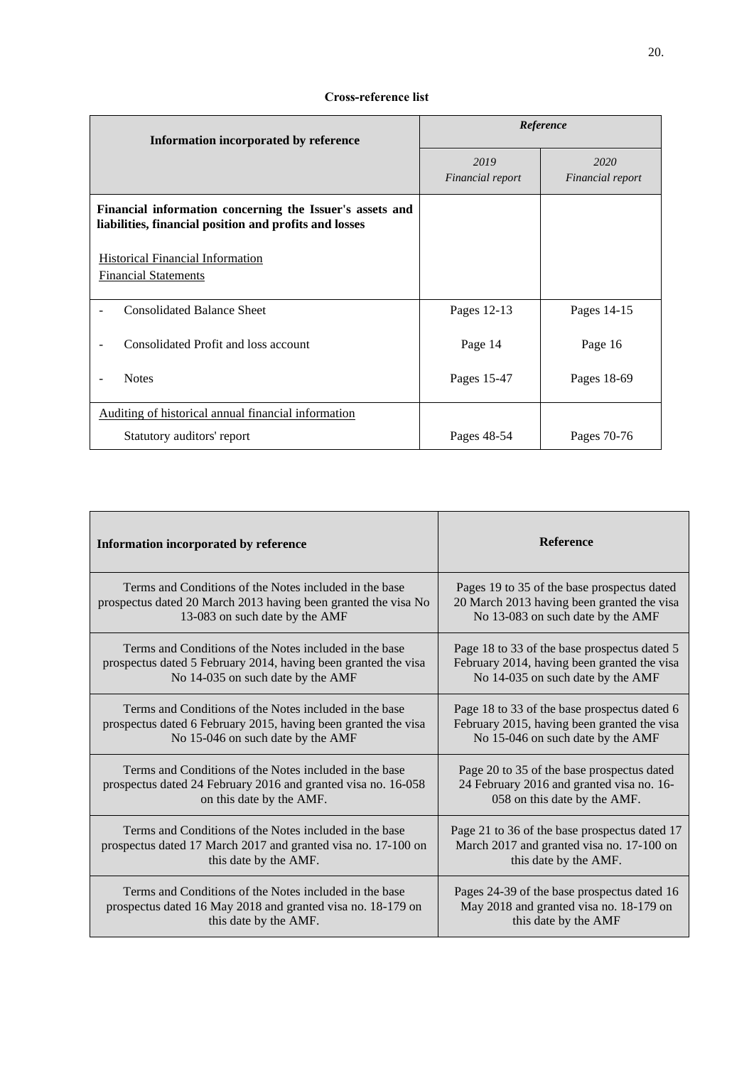**Cross-reference list**

| Information incorporated by reference | *Reference* | |
|---|---|---|
| | *2019 Financial report* | *2020 Financial report* |
| **Financial information concerning the Issuer's assets and liabilities, financial position and profits and losses** | | |
| Historical Financial Information<br>Financial Statements | | |
| - Consolidated Balance Sheet | Pages 12-13 | Pages 14-15 |
| - Consolidated Profit and loss account | Page 14 | Page 16 |
| - Notes | Pages 15-47 | Pages 18-69 |
| Auditing of historical annual financial information | | |
| Statutory auditors' report | Pages 48-54 | Pages 70-76 |

| Information incorporated by reference | Reference |
|---|---|
| Terms and Conditions of the Notes included in the base prospectus dated 20 March 2013 having been granted the visa No 13-083 on such date by the AMF | Pages 19 to 35 of the base prospectus dated 20 March 2013 having been granted the visa No 13-083 on such date by the AMF |
| Terms and Conditions of the Notes included in the base prospectus dated 5 February 2014, having been granted the visa No 14-035 on such date by the AMF | Page 18 to 33 of the base prospectus dated 5 February 2014, having been granted the visa No 14-035 on such date by the AMF |
| Terms and Conditions of the Notes included in the base prospectus dated 6 February 2015, having been granted the visa No 15-046 on such date by the AMF | Page 18 to 33 of the base prospectus dated 6 February 2015, having been granted the visa No 15-046 on such date by the AMF |
| Terms and Conditions of the Notes included in the base prospectus dated 24 February 2016 and granted visa no. 16-058 on this date by the AMF. | Page 20 to 35 of the base prospectus dated 24 February 2016 and granted visa no. 16-058 on this date by the AMF. |
| Terms and Conditions of the Notes included in the base prospectus dated 17 March 2017 and granted visa no. 17-100 on this date by the AMF. | Page 21 to 36 of the base prospectus dated 17 March 2017 and granted visa no. 17-100 on this date by the AMF. |
| Terms and Conditions of the Notes included in the base prospectus dated 16 May 2018 and granted visa no. 18-179 on this date by the AMF. | Pages 24-39 of the base prospectus dated 16 May 2018 and granted visa no. 18-179 on this date by the AMF |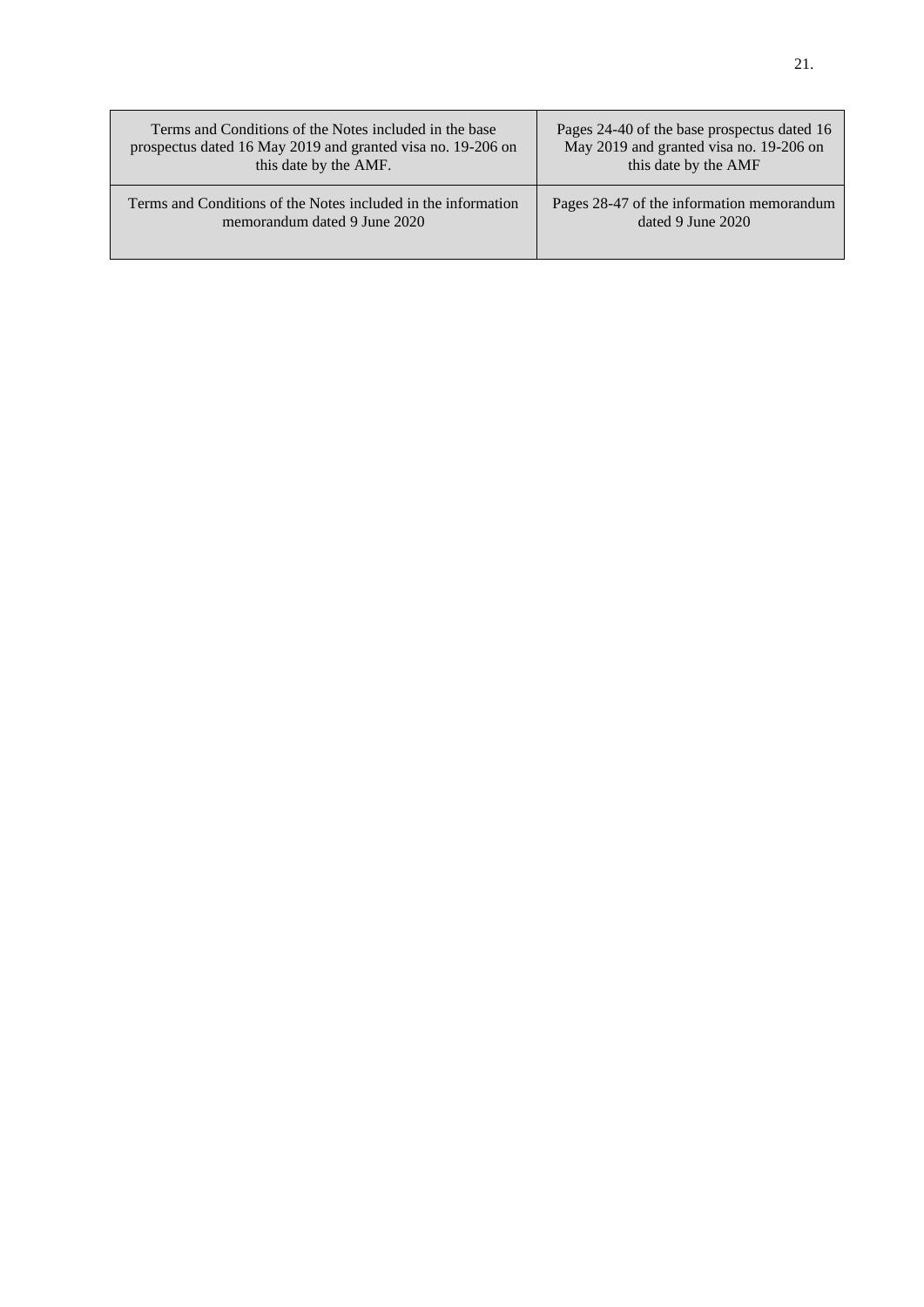| | |
|---|---|
| Terms and Conditions of the Notes included in the base prospectus dated 16 May 2019 and granted visa no. 19-206 on this date by the AMF. | Pages 24-40 of the base prospectus dated 16 May 2019 and granted visa no. 19-206 on this date by the AMF |
| Terms and Conditions of the Notes included in the information memorandum dated 9 June 2020 | Pages 28-47 of the information memorandum dated 9 June 2020 |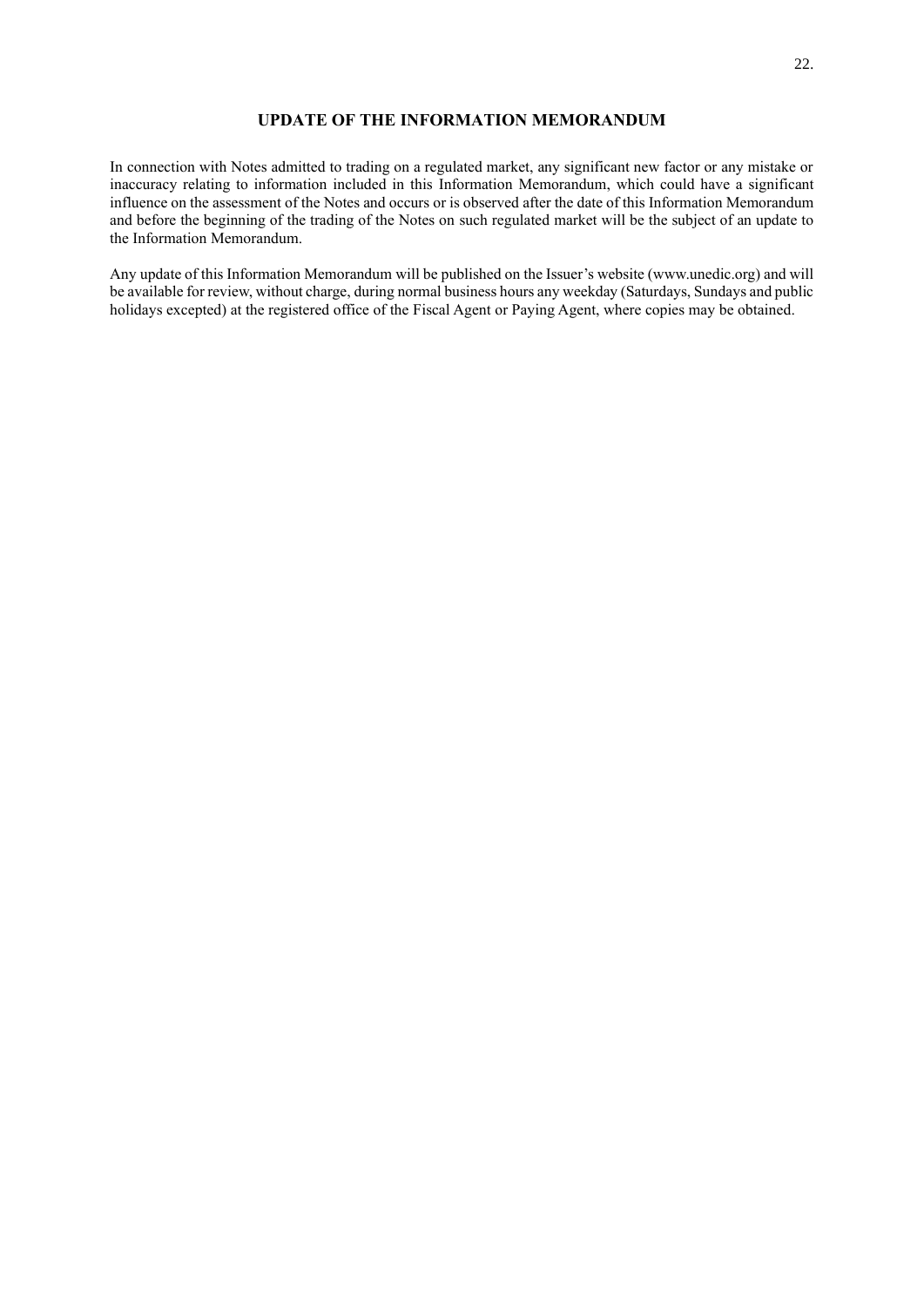## UPDATE OF THE INFORMATION MEMORANDUM

In connection with Notes admitted to trading on a regulated market, any significant new factor or any mistake or inaccuracy relating to information included in this Information Memorandum, which could have a significant influence on the assessment of the Notes and occurs or is observed after the date of this Information Memorandum and before the beginning of the trading of the Notes on such regulated market will be the subject of an update to the Information Memorandum.

Any update of this Information Memorandum will be published on the Issuer's website (www.unedic.org) and will be available for review, without charge, during normal business hours any weekday (Saturdays, Sundays and public holidays excepted) at the registered office of the Fiscal Agent or Paying Agent, where copies may be obtained.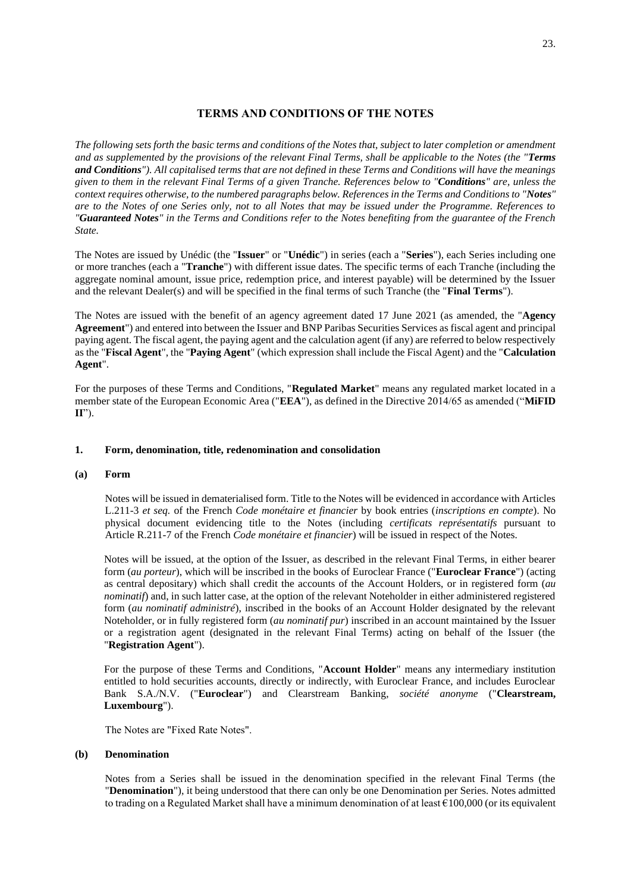## TERMS AND CONDITIONS OF THE NOTES

*The following sets forth the basic terms and conditions of the Notes that, subject to later completion or amendment and as supplemented by the provisions of the relevant Final Terms, shall be applicable to the Notes (the "**Terms and Conditions**"). All capitalised terms that are not defined in these Terms and Conditions will have the meanings given to them in the relevant Final Terms of a given Tranche. References below to "**Conditions**" are, unless the context requires otherwise, to the numbered paragraphs below. References in the Terms and Conditions to "**Notes**" are to the Notes of one Series only, not to all Notes that may be issued under the Programme. References to "**Guaranteed Notes**" in the Terms and Conditions refer to the Notes benefiting from the guarantee of the French State.*

The Notes are issued by Unédic (the "**Issuer**" or "**Unédic**") in series (each a "**Series**"), each Series including one or more tranches (each a "**Tranche**") with different issue dates. The specific terms of each Tranche (including the aggregate nominal amount, issue price, redemption price, and interest payable) will be determined by the Issuer and the relevant Dealer(s) and will be specified in the final terms of such Tranche (the "**Final Terms**").

The Notes are issued with the benefit of an agency agreement dated 17 June 2021 (as amended, the "**Agency Agreement**") and entered into between the Issuer and BNP Paribas Securities Services as fiscal agent and principal paying agent. The fiscal agent, the paying agent and the calculation agent (if any) are referred to below respectively as the "**Fiscal Agent**", the "**Paying Agent**" (which expression shall include the Fiscal Agent) and the "**Calculation Agent**".

For the purposes of these Terms and Conditions, "**Regulated Market**" means any regulated market located in a member state of the European Economic Area ("**EEA**"), as defined in the Directive 2014/65 as amended ("**MiFID II**").

### 1. Form, denomination, title, redenomination and consolidation

#### (a) Form

Notes will be issued in dematerialised form. Title to the Notes will be evidenced in accordance with Articles L.211-3 *et seq.* of the French *Code monétaire et financier* by book entries (*inscriptions en compte*). No physical document evidencing title to the Notes (including *certificats représentatifs* pursuant to Article R.211-7 of the French *Code monétaire et financier*) will be issued in respect of the Notes.

Notes will be issued, at the option of the Issuer, as described in the relevant Final Terms, in either bearer form (*au porteur*), which will be inscribed in the books of Euroclear France ("**Euroclear France**") (acting as central depositary) which shall credit the accounts of the Account Holders, or in registered form (*au nominatif*) and, in such latter case, at the option of the relevant Noteholder in either administered registered form (*au nominatif administré*), inscribed in the books of an Account Holder designated by the relevant Noteholder, or in fully registered form (*au nominatif pur*) inscribed in an account maintained by the Issuer or a registration agent (designated in the relevant Final Terms) acting on behalf of the Issuer (the "**Registration Agent**").

For the purpose of these Terms and Conditions, "**Account Holder**" means any intermediary institution entitled to hold securities accounts, directly or indirectly, with Euroclear France, and includes Euroclear Bank S.A./N.V. ("**Euroclear**") and Clearstream Banking, *société anonyme* ("**Clearstream, Luxembourg**").

The Notes are "Fixed Rate Notes".

#### (b) Denomination

Notes from a Series shall be issued in the denomination specified in the relevant Final Terms (the "**Denomination**"), it being understood that there can only be one Denomination per Series. Notes admitted to trading on a Regulated Market shall have a minimum denomination of at least €100,000 (or its equivalent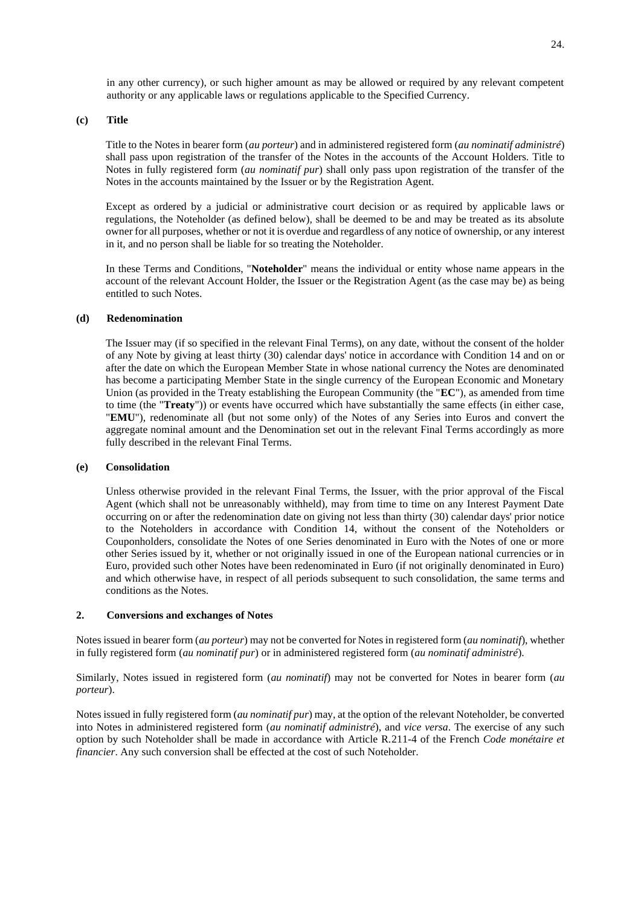in any other currency), or such higher amount as may be allowed or required by any relevant competent authority or any applicable laws or regulations applicable to the Specified Currency.

**(c) Title**

Title to the Notes in bearer form (*au porteur*) and in administered registered form (*au nominatif administré*) shall pass upon registration of the transfer of the Notes in the accounts of the Account Holders. Title to Notes in fully registered form (*au nominatif pur*) shall only pass upon registration of the transfer of the Notes in the accounts maintained by the Issuer or by the Registration Agent.

Except as ordered by a judicial or administrative court decision or as required by applicable laws or regulations, the Noteholder (as defined below), shall be deemed to be and may be treated as its absolute owner for all purposes, whether or not it is overdue and regardless of any notice of ownership, or any interest in it, and no person shall be liable for so treating the Noteholder.

In these Terms and Conditions, "**Noteholder**" means the individual or entity whose name appears in the account of the relevant Account Holder, the Issuer or the Registration Agent (as the case may be) as being entitled to such Notes.

**(d) Redenomination**

The Issuer may (if so specified in the relevant Final Terms), on any date, without the consent of the holder of any Note by giving at least thirty (30) calendar days' notice in accordance with Condition 14 and on or after the date on which the European Member State in whose national currency the Notes are denominated has become a participating Member State in the single currency of the European Economic and Monetary Union (as provided in the Treaty establishing the European Community (the "**EC**"), as amended from time to time (the "**Treaty**")) or events have occurred which have substantially the same effects (in either case, "**EMU**"), redenominate all (but not some only) of the Notes of any Series into Euros and convert the aggregate nominal amount and the Denomination set out in the relevant Final Terms accordingly as more fully described in the relevant Final Terms.

**(e) Consolidation**

Unless otherwise provided in the relevant Final Terms, the Issuer, with the prior approval of the Fiscal Agent (which shall not be unreasonably withheld), may from time to time on any Interest Payment Date occurring on or after the redenomination date on giving not less than thirty (30) calendar days' prior notice to the Noteholders in accordance with Condition 14, without the consent of the Noteholders or Couponholders, consolidate the Notes of one Series denominated in Euro with the Notes of one or more other Series issued by it, whether or not originally issued in one of the European national currencies or in Euro, provided such other Notes have been redenominated in Euro (if not originally denominated in Euro) and which otherwise have, in respect of all periods subsequent to such consolidation, the same terms and conditions as the Notes.

## 2. Conversions and exchanges of Notes

Notes issued in bearer form (*au porteur*) may not be converted for Notes in registered form (*au nominatif*), whether in fully registered form (*au nominatif pur*) or in administered registered form (*au nominatif administré*).

Similarly, Notes issued in registered form (*au nominatif*) may not be converted for Notes in bearer form (*au porteur*).

Notes issued in fully registered form (*au nominatif pur*) may, at the option of the relevant Noteholder, be converted into Notes in administered registered form (*au nominatif administré*), and *vice versa*. The exercise of any such option by such Noteholder shall be made in accordance with Article R.211-4 of the French *Code monétaire et financier*. Any such conversion shall be effected at the cost of such Noteholder.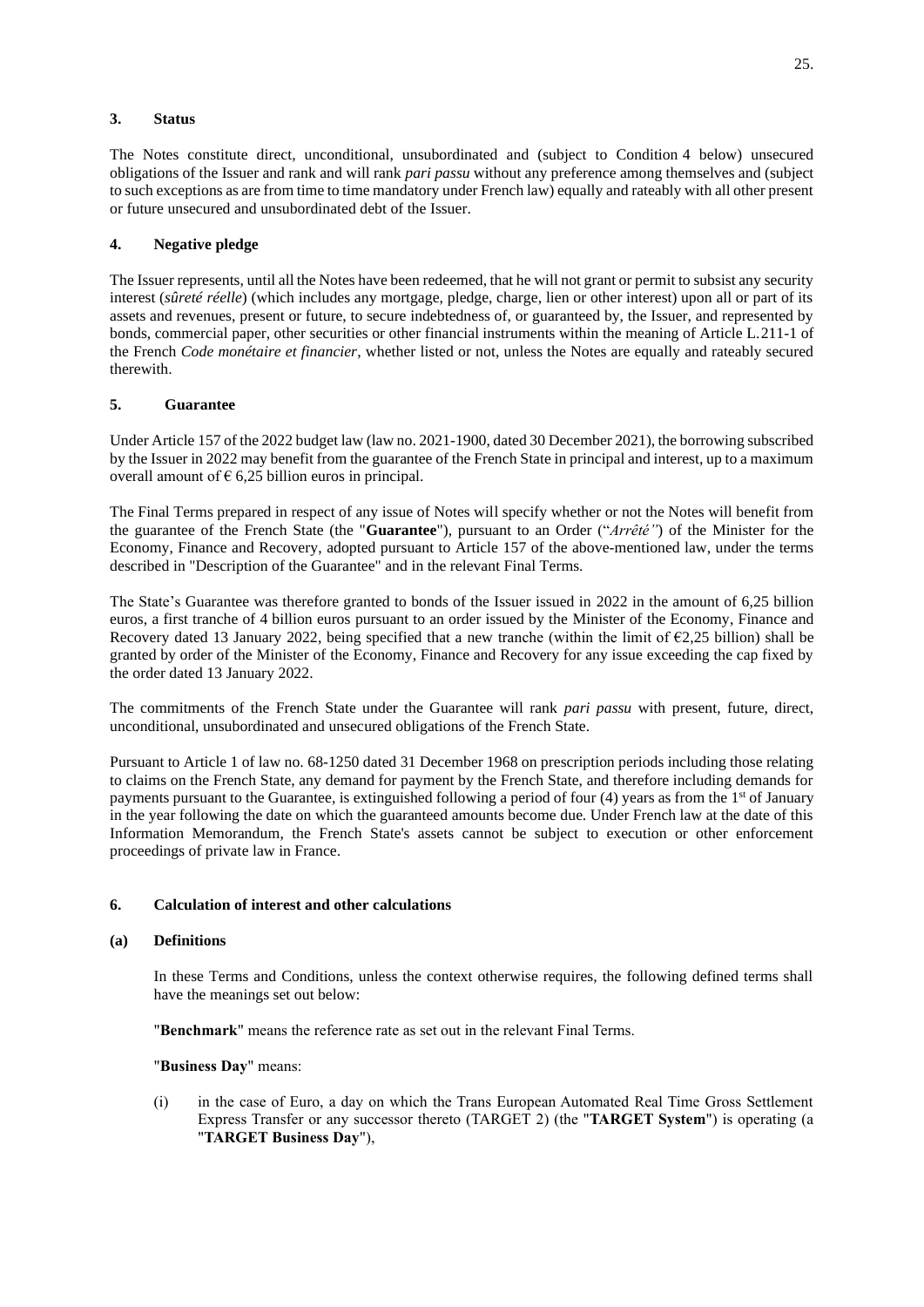## 3. Status

The Notes constitute direct, unconditional, unsubordinated and (subject to Condition 4 below) unsecured obligations of the Issuer and rank and will rank *pari passu* without any preference among themselves and (subject to such exceptions as are from time to time mandatory under French law) equally and rateably with all other present or future unsecured and unsubordinated debt of the Issuer.

## 4. Negative pledge

The Issuer represents, until all the Notes have been redeemed, that he will not grant or permit to subsist any security interest (*sûreté réelle*) (which includes any mortgage, pledge, charge, lien or other interest) upon all or part of its assets and revenues, present or future, to secure indebtedness of, or guaranteed by, the Issuer, and represented by bonds, commercial paper, other securities or other financial instruments within the meaning of Article L.211-1 of the French *Code monétaire et financier*, whether listed or not, unless the Notes are equally and rateably secured therewith.

## 5. Guarantee

Under Article 157 of the 2022 budget law (law no. 2021-1900, dated 30 December 2021), the borrowing subscribed by the Issuer in 2022 may benefit from the guarantee of the French State in principal and interest, up to a maximum overall amount of € 6,25 billion euros in principal.

The Final Terms prepared in respect of any issue of Notes will specify whether or not the Notes will benefit from the guarantee of the French State (the "**Guarantee**"), pursuant to an Order ("*Arrêté"*) of the Minister for the Economy, Finance and Recovery, adopted pursuant to Article 157 of the above-mentioned law, under the terms described in "Description of the Guarantee" and in the relevant Final Terms.

The State's Guarantee was therefore granted to bonds of the Issuer issued in 2022 in the amount of 6,25 billion euros, a first tranche of 4 billion euros pursuant to an order issued by the Minister of the Economy, Finance and Recovery dated 13 January 2022, being specified that a new tranche (within the limit of €2,25 billion) shall be granted by order of the Minister of the Economy, Finance and Recovery for any issue exceeding the cap fixed by the order dated 13 January 2022.

The commitments of the French State under the Guarantee will rank *pari passu* with present, future, direct, unconditional, unsubordinated and unsecured obligations of the French State.

Pursuant to Article 1 of law no. 68-1250 dated 31 December 1968 on prescription periods including those relating to claims on the French State, any demand for payment by the French State, and therefore including demands for payments pursuant to the Guarantee, is extinguished following a period of four (4) years as from the 1st of January in the year following the date on which the guaranteed amounts become due. Under French law at the date of this Information Memorandum, the French State's assets cannot be subject to execution or other enforcement proceedings of private law in France.

## 6. Calculation of interest and other calculations

### (a) Definitions

In these Terms and Conditions, unless the context otherwise requires, the following defined terms shall have the meanings set out below:

"**Benchmark**" means the reference rate as set out in the relevant Final Terms.

"**Business Day**" means:

(i) in the case of Euro, a day on which the Trans European Automated Real Time Gross Settlement Express Transfer or any successor thereto (TARGET 2) (the "**TARGET System**") is operating (a "**TARGET Business Day**"),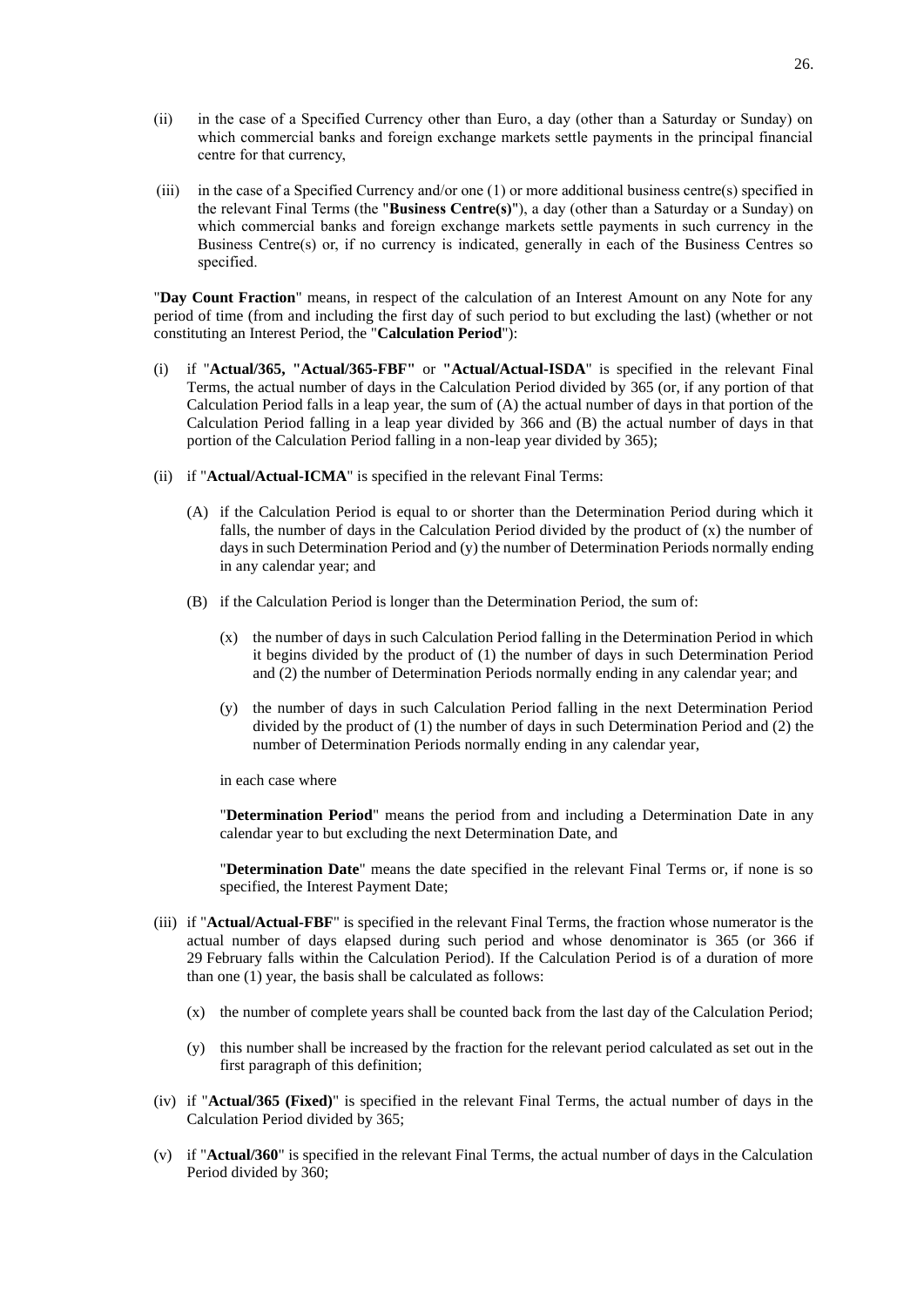(ii) in the case of a Specified Currency other than Euro, a day (other than a Saturday or Sunday) on which commercial banks and foreign exchange markets settle payments in the principal financial centre for that currency,

(iii) in the case of a Specified Currency and/or one (1) or more additional business centre(s) specified in the relevant Final Terms (the "**Business Centre(s)**"), a day (other than a Saturday or a Sunday) on which commercial banks and foreign exchange markets settle payments in such currency in the Business Centre(s) or, if no currency is indicated, generally in each of the Business Centres so specified.

"**Day Count Fraction**" means, in respect of the calculation of an Interest Amount on any Note for any period of time (from and including the first day of such period to but excluding the last) (whether or not constituting an Interest Period, the "**Calculation Period**"):

(i) if "**Actual/365, "Actual/365-FBF"** or **"Actual/Actual-ISDA**" is specified in the relevant Final Terms, the actual number of days in the Calculation Period divided by 365 (or, if any portion of that Calculation Period falls in a leap year, the sum of (A) the actual number of days in that portion of the Calculation Period falling in a leap year divided by 366 and (B) the actual number of days in that portion of the Calculation Period falling in a non-leap year divided by 365);

(ii) if "**Actual/Actual-ICMA**" is specified in the relevant Final Terms:

   (A) if the Calculation Period is equal to or shorter than the Determination Period during which it falls, the number of days in the Calculation Period divided by the product of (x) the number of days in such Determination Period and (y) the number of Determination Periods normally ending in any calendar year; and

   (B) if the Calculation Period is longer than the Determination Period, the sum of:

      (x) the number of days in such Calculation Period falling in the Determination Period in which it begins divided by the product of (1) the number of days in such Determination Period and (2) the number of Determination Periods normally ending in any calendar year; and

      (y) the number of days in such Calculation Period falling in the next Determination Period divided by the product of (1) the number of days in such Determination Period and (2) the number of Determination Periods normally ending in any calendar year,

   in each case where

   "**Determination Period**" means the period from and including a Determination Date in any calendar year to but excluding the next Determination Date, and

   "**Determination Date**" means the date specified in the relevant Final Terms or, if none is so specified, the Interest Payment Date;

(iii) if "**Actual/Actual-FBF**" is specified in the relevant Final Terms, the fraction whose numerator is the actual number of days elapsed during such period and whose denominator is 365 (or 366 if 29 February falls within the Calculation Period). If the Calculation Period is of a duration of more than one (1) year, the basis shall be calculated as follows:

   (x) the number of complete years shall be counted back from the last day of the Calculation Period;

   (y) this number shall be increased by the fraction for the relevant period calculated as set out in the first paragraph of this definition;

(iv) if "**Actual/365 (Fixed)**" is specified in the relevant Final Terms, the actual number of days in the Calculation Period divided by 365;

(v) if "**Actual/360**" is specified in the relevant Final Terms, the actual number of days in the Calculation Period divided by 360;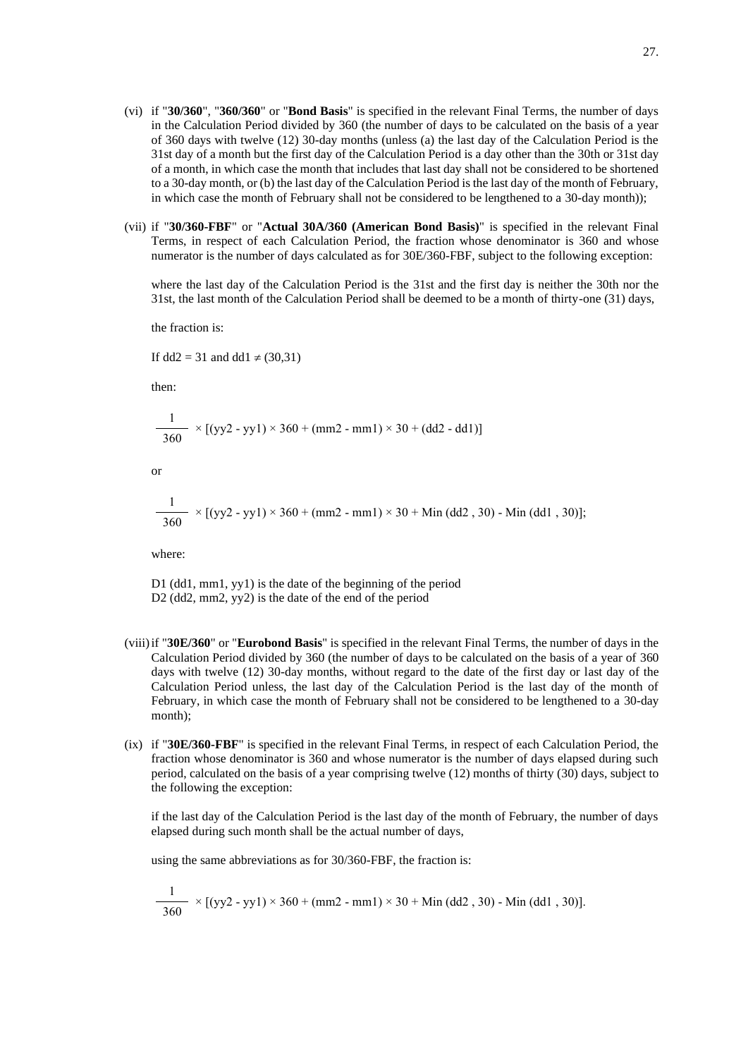(vi) if "**30/360**", "**360/360**" or "**Bond Basis**" is specified in the relevant Final Terms, the number of days in the Calculation Period divided by 360 (the number of days to be calculated on the basis of a year of 360 days with twelve (12) 30-day months (unless (a) the last day of the Calculation Period is the 31st day of a month but the first day of the Calculation Period is a day other than the 30th or 31st day of a month, in which case the month that includes that last day shall not be considered to be shortened to a 30-day month, or (b) the last day of the Calculation Period is the last day of the month of February, in which case the month of February shall not be considered to be lengthened to a 30-day month));

(vii) if "**30/360-FBF**" or "**Actual 30A/360 (American Bond Basis)**" is specified in the relevant Final Terms, in respect of each Calculation Period, the fraction whose denominator is 360 and whose numerator is the number of days calculated as for 30E/360-FBF, subject to the following exception:

where the last day of the Calculation Period is the 31st and the first day is neither the 30th nor the 31st, the last month of the Calculation Period shall be deemed to be a month of thirty-one (31) days,

the fraction is:

If dd2 = 31 and dd1 ≠ (30,31)

then:

$$\frac{1}{360} \times [(yy2 - yy1) \times 360 + (mm2 - mm1) \times 30 + (dd2 - dd1)]$$

or

$$\frac{1}{360} \times [(yy2 - yy1) \times 360 + (mm2 - mm1) \times 30 + \text{Min}(dd2 , 30) - \text{Min}(dd1 , 30)];$$

where:

D1 (dd1, mm1, yy1) is the date of the beginning of the period
D2 (dd2, mm2, yy2) is the date of the end of the period

(viii) if "**30E/360**" or "**Eurobond Basis**" is specified in the relevant Final Terms, the number of days in the Calculation Period divided by 360 (the number of days to be calculated on the basis of a year of 360 days with twelve (12) 30-day months, without regard to the date of the first day or last day of the Calculation Period unless, the last day of the Calculation Period is the last day of the month of February, in which case the month of February shall not be considered to be lengthened to a 30-day month);

(ix) if "**30E/360-FBF**" is specified in the relevant Final Terms, in respect of each Calculation Period, the fraction whose denominator is 360 and whose numerator is the number of days elapsed during such period, calculated on the basis of a year comprising twelve (12) months of thirty (30) days, subject to the following the exception:

if the last day of the Calculation Period is the last day of the month of February, the number of days elapsed during such month shall be the actual number of days,

using the same abbreviations as for 30/360-FBF, the fraction is:

$$\frac{1}{360} \times [(yy2 - yy1) \times 360 + (mm2 - mm1) \times 30 + \text{Min}(dd2 , 30) - \text{Min}(dd1 , 30)].$$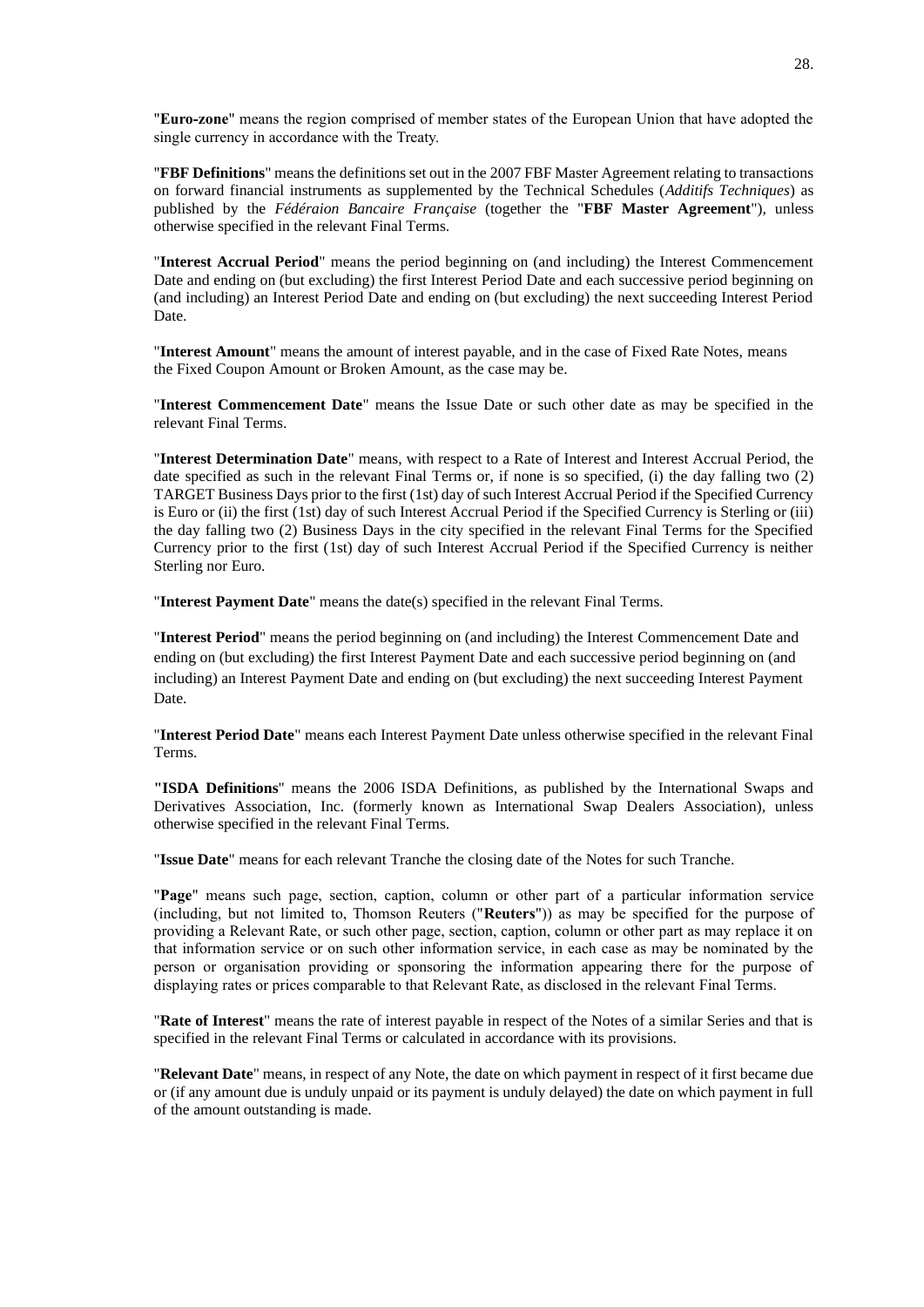"**Euro-zone**" means the region comprised of member states of the European Union that have adopted the single currency in accordance with the Treaty.

"**FBF Definitions**" means the definitions set out in the 2007 FBF Master Agreement relating to transactions on forward financial instruments as supplemented by the Technical Schedules (*Additifs Techniques*) as published by the *Fédéraion Bancaire Française* (together the "**FBF Master Agreement**"), unless otherwise specified in the relevant Final Terms.

"**Interest Accrual Period**" means the period beginning on (and including) the Interest Commencement Date and ending on (but excluding) the first Interest Period Date and each successive period beginning on (and including) an Interest Period Date and ending on (but excluding) the next succeeding Interest Period Date.

"**Interest Amount**" means the amount of interest payable, and in the case of Fixed Rate Notes, means the Fixed Coupon Amount or Broken Amount, as the case may be.

"**Interest Commencement Date**" means the Issue Date or such other date as may be specified in the relevant Final Terms.

"**Interest Determination Date**" means, with respect to a Rate of Interest and Interest Accrual Period, the date specified as such in the relevant Final Terms or, if none is so specified, (i) the day falling two (2) TARGET Business Days prior to the first (1st) day of such Interest Accrual Period if the Specified Currency is Euro or (ii) the first (1st) day of such Interest Accrual Period if the Specified Currency is Sterling or (iii) the day falling two (2) Business Days in the city specified in the relevant Final Terms for the Specified Currency prior to the first (1st) day of such Interest Accrual Period if the Specified Currency is neither Sterling nor Euro.

"**Interest Payment Date**" means the date(s) specified in the relevant Final Terms.

"**Interest Period**" means the period beginning on (and including) the Interest Commencement Date and ending on (but excluding) the first Interest Payment Date and each successive period beginning on (and including) an Interest Payment Date and ending on (but excluding) the next succeeding Interest Payment Date.

"**Interest Period Date**" means each Interest Payment Date unless otherwise specified in the relevant Final Terms.

"**ISDA Definitions**" means the 2006 ISDA Definitions, as published by the International Swaps and Derivatives Association, Inc. (formerly known as International Swap Dealers Association), unless otherwise specified in the relevant Final Terms.

"**Issue Date**" means for each relevant Tranche the closing date of the Notes for such Tranche.

"**Page**" means such page, section, caption, column or other part of a particular information service (including, but not limited to, Thomson Reuters ("**Reuters**")) as may be specified for the purpose of providing a Relevant Rate, or such other page, section, caption, column or other part as may replace it on that information service or on such other information service, in each case as may be nominated by the person or organisation providing or sponsoring the information appearing there for the purpose of displaying rates or prices comparable to that Relevant Rate, as disclosed in the relevant Final Terms.

"**Rate of Interest**" means the rate of interest payable in respect of the Notes of a similar Series and that is specified in the relevant Final Terms or calculated in accordance with its provisions.

"**Relevant Date**" means, in respect of any Note, the date on which payment in respect of it first became due or (if any amount due is unduly unpaid or its payment is unduly delayed) the date on which payment in full of the amount outstanding is made.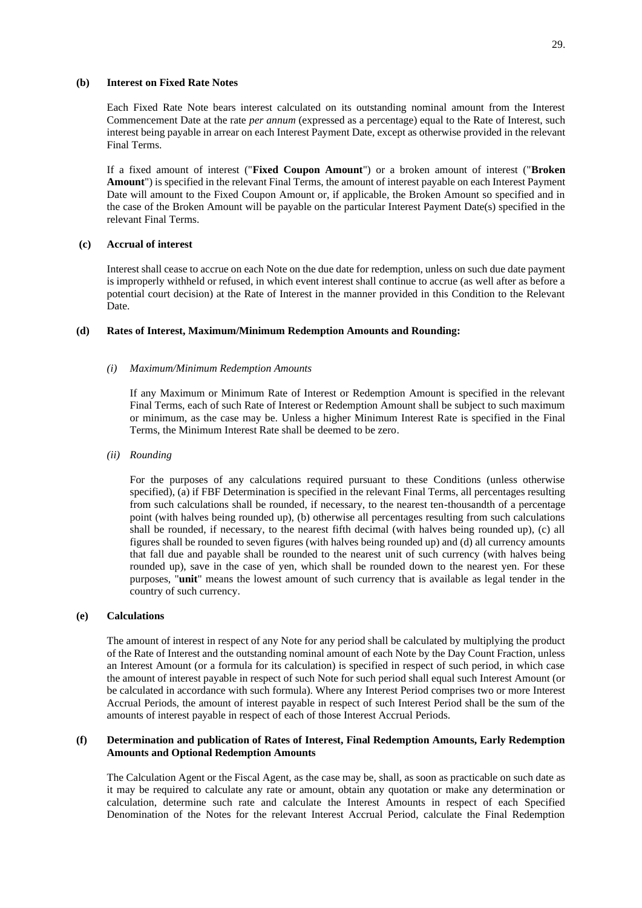**(b) Interest on Fixed Rate Notes**

Each Fixed Rate Note bears interest calculated on its outstanding nominal amount from the Interest Commencement Date at the rate *per annum* (expressed as a percentage) equal to the Rate of Interest, such interest being payable in arrear on each Interest Payment Date, except as otherwise provided in the relevant Final Terms.

If a fixed amount of interest ("**Fixed Coupon Amount**") or a broken amount of interest ("**Broken Amount**") is specified in the relevant Final Terms, the amount of interest payable on each Interest Payment Date will amount to the Fixed Coupon Amount or, if applicable, the Broken Amount so specified and in the case of the Broken Amount will be payable on the particular Interest Payment Date(s) specified in the relevant Final Terms.

**(c) Accrual of interest**

Interest shall cease to accrue on each Note on the due date for redemption, unless on such due date payment is improperly withheld or refused, in which event interest shall continue to accrue (as well after as before a potential court decision) at the Rate of Interest in the manner provided in this Condition to the Relevant Date.

**(d) Rates of Interest, Maximum/Minimum Redemption Amounts and Rounding:**

*(i) Maximum/Minimum Redemption Amounts*

If any Maximum or Minimum Rate of Interest or Redemption Amount is specified in the relevant Final Terms, each of such Rate of Interest or Redemption Amount shall be subject to such maximum or minimum, as the case may be. Unless a higher Minimum Interest Rate is specified in the Final Terms, the Minimum Interest Rate shall be deemed to be zero.

*(ii) Rounding*

For the purposes of any calculations required pursuant to these Conditions (unless otherwise specified), (a) if FBF Determination is specified in the relevant Final Terms, all percentages resulting from such calculations shall be rounded, if necessary, to the nearest ten-thousandth of a percentage point (with halves being rounded up), (b) otherwise all percentages resulting from such calculations shall be rounded, if necessary, to the nearest fifth decimal (with halves being rounded up), (c) all figures shall be rounded to seven figures (with halves being rounded up) and (d) all currency amounts that fall due and payable shall be rounded to the nearest unit of such currency (with halves being rounded up), save in the case of yen, which shall be rounded down to the nearest yen. For these purposes, "**unit**" means the lowest amount of such currency that is available as legal tender in the country of such currency.

**(e) Calculations**

The amount of interest in respect of any Note for any period shall be calculated by multiplying the product of the Rate of Interest and the outstanding nominal amount of each Note by the Day Count Fraction, unless an Interest Amount (or a formula for its calculation) is specified in respect of such period, in which case the amount of interest payable in respect of such Note for such period shall equal such Interest Amount (or be calculated in accordance with such formula). Where any Interest Period comprises two or more Interest Accrual Periods, the amount of interest payable in respect of such Interest Period shall be the sum of the amounts of interest payable in respect of each of those Interest Accrual Periods.

**(f) Determination and publication of Rates of Interest, Final Redemption Amounts, Early Redemption Amounts and Optional Redemption Amounts**

The Calculation Agent or the Fiscal Agent, as the case may be, shall, as soon as practicable on such date as it may be required to calculate any rate or amount, obtain any quotation or make any determination or calculation, determine such rate and calculate the Interest Amounts in respect of each Specified Denomination of the Notes for the relevant Interest Accrual Period, calculate the Final Redemption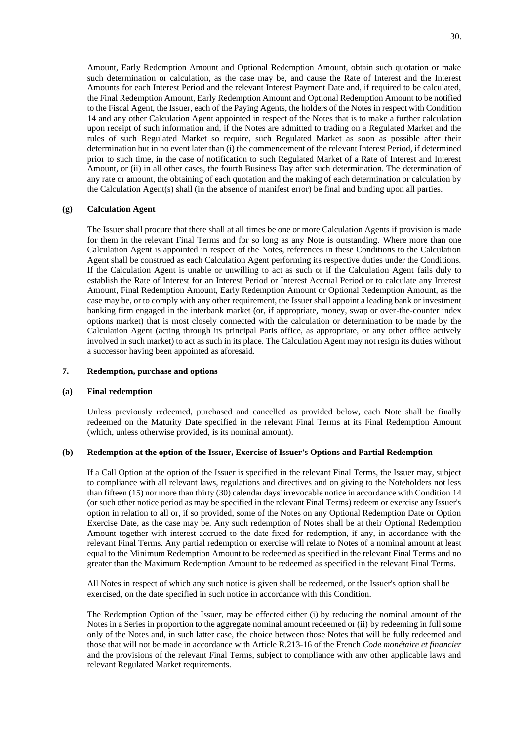Amount, Early Redemption Amount and Optional Redemption Amount, obtain such quotation or make such determination or calculation, as the case may be, and cause the Rate of Interest and the Interest Amounts for each Interest Period and the relevant Interest Payment Date and, if required to be calculated, the Final Redemption Amount, Early Redemption Amount and Optional Redemption Amount to be notified to the Fiscal Agent, the Issuer, each of the Paying Agents, the holders of the Notes in respect with Condition 14 and any other Calculation Agent appointed in respect of the Notes that is to make a further calculation upon receipt of such information and, if the Notes are admitted to trading on a Regulated Market and the rules of such Regulated Market so require, such Regulated Market as soon as possible after their determination but in no event later than (i) the commencement of the relevant Interest Period, if determined prior to such time, in the case of notification to such Regulated Market of a Rate of Interest and Interest Amount, or (ii) in all other cases, the fourth Business Day after such determination. The determination of any rate or amount, the obtaining of each quotation and the making of each determination or calculation by the Calculation Agent(s) shall (in the absence of manifest error) be final and binding upon all parties.

**(g) Calculation Agent**

The Issuer shall procure that there shall at all times be one or more Calculation Agents if provision is made for them in the relevant Final Terms and for so long as any Note is outstanding. Where more than one Calculation Agent is appointed in respect of the Notes, references in these Conditions to the Calculation Agent shall be construed as each Calculation Agent performing its respective duties under the Conditions. If the Calculation Agent is unable or unwilling to act as such or if the Calculation Agent fails duly to establish the Rate of Interest for an Interest Period or Interest Accrual Period or to calculate any Interest Amount, Final Redemption Amount, Early Redemption Amount or Optional Redemption Amount, as the case may be, or to comply with any other requirement, the Issuer shall appoint a leading bank or investment banking firm engaged in the interbank market (or, if appropriate, money, swap or over-the-counter index options market) that is most closely connected with the calculation or determination to be made by the Calculation Agent (acting through its principal Paris office, as appropriate, or any other office actively involved in such market) to act as such in its place. The Calculation Agent may not resign its duties without a successor having been appointed as aforesaid.

## 7. Redemption, purchase and options

**(a) Final redemption**

Unless previously redeemed, purchased and cancelled as provided below, each Note shall be finally redeemed on the Maturity Date specified in the relevant Final Terms at its Final Redemption Amount (which, unless otherwise provided, is its nominal amount).

**(b) Redemption at the option of the Issuer, Exercise of Issuer's Options and Partial Redemption**

If a Call Option at the option of the Issuer is specified in the relevant Final Terms, the Issuer may, subject to compliance with all relevant laws, regulations and directives and on giving to the Noteholders not less than fifteen (15) nor more than thirty (30) calendar days' irrevocable notice in accordance with Condition 14 (or such other notice period as may be specified in the relevant Final Terms) redeem or exercise any Issuer's option in relation to all or, if so provided, some of the Notes on any Optional Redemption Date or Option Exercise Date, as the case may be. Any such redemption of Notes shall be at their Optional Redemption Amount together with interest accrued to the date fixed for redemption, if any, in accordance with the relevant Final Terms. Any partial redemption or exercise will relate to Notes of a nominal amount at least equal to the Minimum Redemption Amount to be redeemed as specified in the relevant Final Terms and no greater than the Maximum Redemption Amount to be redeemed as specified in the relevant Final Terms.

All Notes in respect of which any such notice is given shall be redeemed, or the Issuer's option shall be exercised, on the date specified in such notice in accordance with this Condition.

The Redemption Option of the Issuer, may be effected either (i) by reducing the nominal amount of the Notes in a Series in proportion to the aggregate nominal amount redeemed or (ii) by redeeming in full some only of the Notes and, in such latter case, the choice between those Notes that will be fully redeemed and those that will not be made in accordance with Article R.213-16 of the French *Code monétaire et financier* and the provisions of the relevant Final Terms, subject to compliance with any other applicable laws and relevant Regulated Market requirements.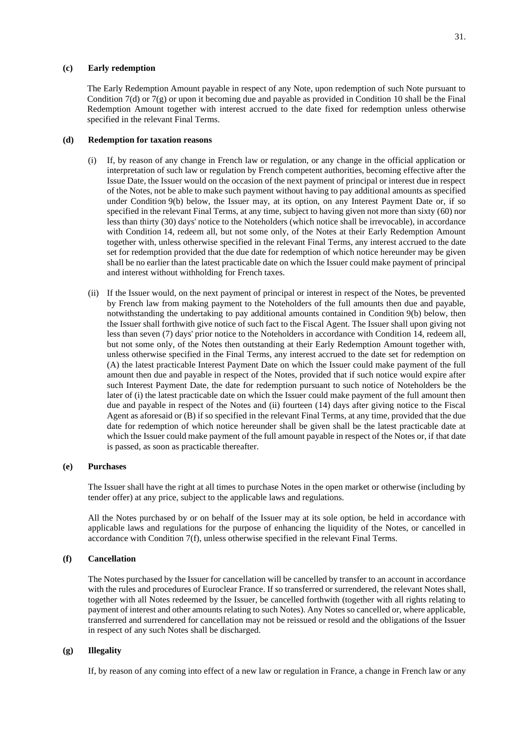**(c) Early redemption**

The Early Redemption Amount payable in respect of any Note, upon redemption of such Note pursuant to Condition 7(d) or 7(g) or upon it becoming due and payable as provided in Condition 10 shall be the Final Redemption Amount together with interest accrued to the date fixed for redemption unless otherwise specified in the relevant Final Terms.

**(d) Redemption for taxation reasons**

(i) If, by reason of any change in French law or regulation, or any change in the official application or interpretation of such law or regulation by French competent authorities, becoming effective after the Issue Date, the Issuer would on the occasion of the next payment of principal or interest due in respect of the Notes, not be able to make such payment without having to pay additional amounts as specified under Condition 9(b) below, the Issuer may, at its option, on any Interest Payment Date or, if so specified in the relevant Final Terms, at any time, subject to having given not more than sixty (60) nor less than thirty (30) days' notice to the Noteholders (which notice shall be irrevocable), in accordance with Condition 14, redeem all, but not some only, of the Notes at their Early Redemption Amount together with, unless otherwise specified in the relevant Final Terms, any interest accrued to the date set for redemption provided that the due date for redemption of which notice hereunder may be given shall be no earlier than the latest practicable date on which the Issuer could make payment of principal and interest without withholding for French taxes.

(ii) If the Issuer would, on the next payment of principal or interest in respect of the Notes, be prevented by French law from making payment to the Noteholders of the full amounts then due and payable, notwithstanding the undertaking to pay additional amounts contained in Condition 9(b) below, then the Issuer shall forthwith give notice of such fact to the Fiscal Agent. The Issuer shall upon giving not less than seven (7) days' prior notice to the Noteholders in accordance with Condition 14, redeem all, but not some only, of the Notes then outstanding at their Early Redemption Amount together with, unless otherwise specified in the Final Terms, any interest accrued to the date set for redemption on (A) the latest practicable Interest Payment Date on which the Issuer could make payment of the full amount then due and payable in respect of the Notes, provided that if such notice would expire after such Interest Payment Date, the date for redemption pursuant to such notice of Noteholders be the later of (i) the latest practicable date on which the Issuer could make payment of the full amount then due and payable in respect of the Notes and (ii) fourteen (14) days after giving notice to the Fiscal Agent as aforesaid or (B) if so specified in the relevant Final Terms, at any time, provided that the due date for redemption of which notice hereunder shall be given shall be the latest practicable date at which the Issuer could make payment of the full amount payable in respect of the Notes or, if that date is passed, as soon as practicable thereafter.

**(e) Purchases**

The Issuer shall have the right at all times to purchase Notes in the open market or otherwise (including by tender offer) at any price, subject to the applicable laws and regulations.

All the Notes purchased by or on behalf of the Issuer may at its sole option, be held in accordance with applicable laws and regulations for the purpose of enhancing the liquidity of the Notes, or cancelled in accordance with Condition 7(f), unless otherwise specified in the relevant Final Terms.

**(f) Cancellation**

The Notes purchased by the Issuer for cancellation will be cancelled by transfer to an account in accordance with the rules and procedures of Euroclear France. If so transferred or surrendered, the relevant Notes shall, together with all Notes redeemed by the Issuer, be cancelled forthwith (together with all rights relating to payment of interest and other amounts relating to such Notes). Any Notes so cancelled or, where applicable, transferred and surrendered for cancellation may not be reissued or resold and the obligations of the Issuer in respect of any such Notes shall be discharged.

**(g) Illegality**

If, by reason of any coming into effect of a new law or regulation in France, a change in French law or any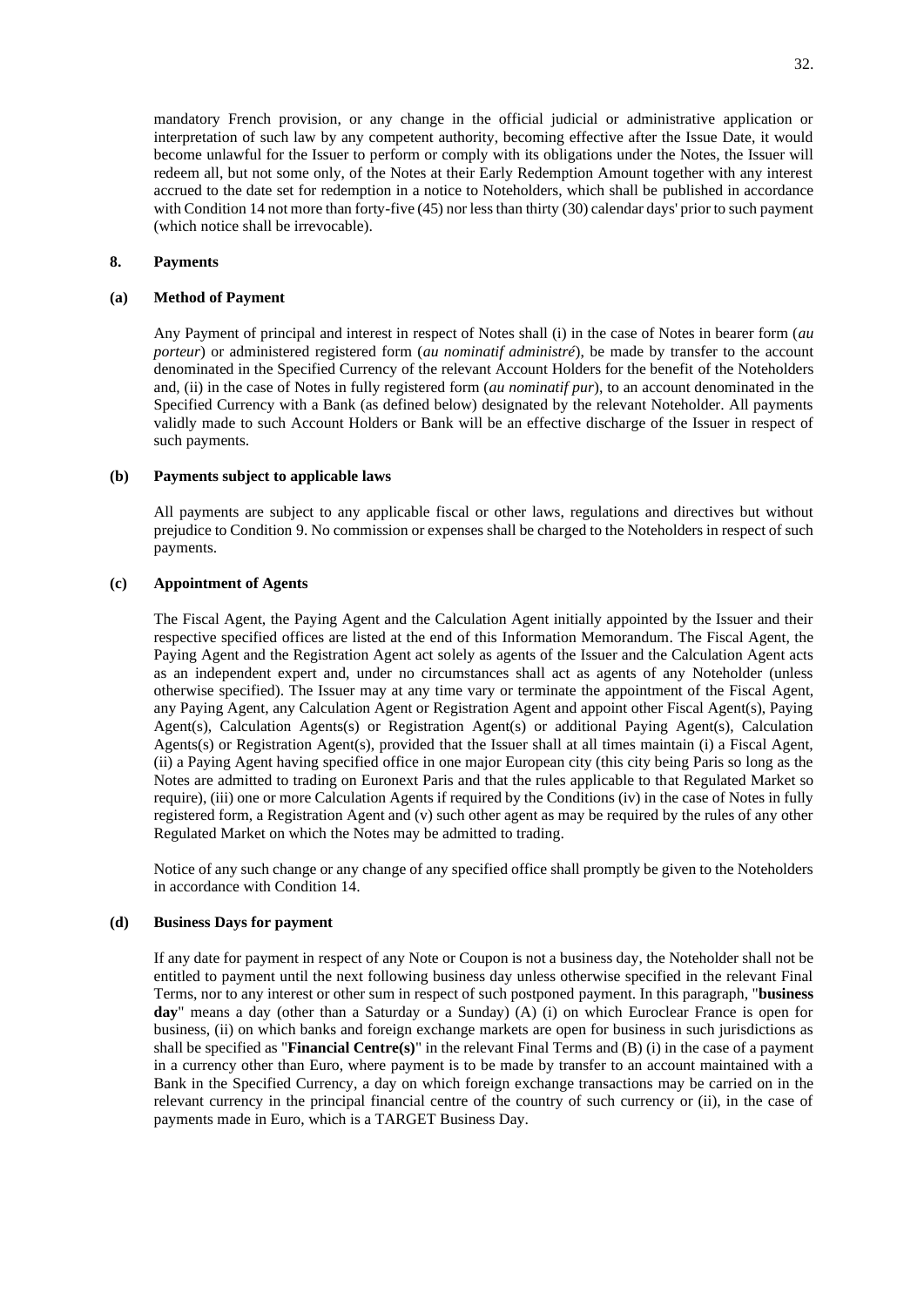mandatory French provision, or any change in the official judicial or administrative application or interpretation of such law by any competent authority, becoming effective after the Issue Date, it would become unlawful for the Issuer to perform or comply with its obligations under the Notes, the Issuer will redeem all, but not some only, of the Notes at their Early Redemption Amount together with any interest accrued to the date set for redemption in a notice to Noteholders, which shall be published in accordance with Condition 14 not more than forty-five (45) nor less than thirty (30) calendar days' prior to such payment (which notice shall be irrevocable).

## 8. Payments

### (a) Method of Payment

Any Payment of principal and interest in respect of Notes shall (i) in the case of Notes in bearer form (*au porteur*) or administered registered form (*au nominatif administré*), be made by transfer to the account denominated in the Specified Currency of the relevant Account Holders for the benefit of the Noteholders and, (ii) in the case of Notes in fully registered form (*au nominatif pur*), to an account denominated in the Specified Currency with a Bank (as defined below) designated by the relevant Noteholder. All payments validly made to such Account Holders or Bank will be an effective discharge of the Issuer in respect of such payments.

### (b) Payments subject to applicable laws

All payments are subject to any applicable fiscal or other laws, regulations and directives but without prejudice to Condition 9. No commission or expenses shall be charged to the Noteholders in respect of such payments.

### (c) Appointment of Agents

The Fiscal Agent, the Paying Agent and the Calculation Agent initially appointed by the Issuer and their respective specified offices are listed at the end of this Information Memorandum. The Fiscal Agent, the Paying Agent and the Registration Agent act solely as agents of the Issuer and the Calculation Agent acts as an independent expert and, under no circumstances shall act as agents of any Noteholder (unless otherwise specified). The Issuer may at any time vary or terminate the appointment of the Fiscal Agent, any Paying Agent, any Calculation Agent or Registration Agent and appoint other Fiscal Agent(s), Paying Agent(s), Calculation Agents(s) or Registration Agent(s) or additional Paying Agent(s), Calculation Agents(s) or Registration Agent(s), provided that the Issuer shall at all times maintain (i) a Fiscal Agent, (ii) a Paying Agent having specified office in one major European city (this city being Paris so long as the Notes are admitted to trading on Euronext Paris and that the rules applicable to that Regulated Market so require), (iii) one or more Calculation Agents if required by the Conditions (iv) in the case of Notes in fully registered form, a Registration Agent and (v) such other agent as may be required by the rules of any other Regulated Market on which the Notes may be admitted to trading.

Notice of any such change or any change of any specified office shall promptly be given to the Noteholders in accordance with Condition 14.

### (d) Business Days for payment

If any date for payment in respect of any Note or Coupon is not a business day, the Noteholder shall not be entitled to payment until the next following business day unless otherwise specified in the relevant Final Terms, nor to any interest or other sum in respect of such postponed payment. In this paragraph, "**business day**" means a day (other than a Saturday or a Sunday) (A) (i) on which Euroclear France is open for business, (ii) on which banks and foreign exchange markets are open for business in such jurisdictions as shall be specified as "**Financial Centre(s)**" in the relevant Final Terms and (B) (i) in the case of a payment in a currency other than Euro, where payment is to be made by transfer to an account maintained with a Bank in the Specified Currency, a day on which foreign exchange transactions may be carried on in the relevant currency in the principal financial centre of the country of such currency or (ii), in the case of payments made in Euro, which is a TARGET Business Day.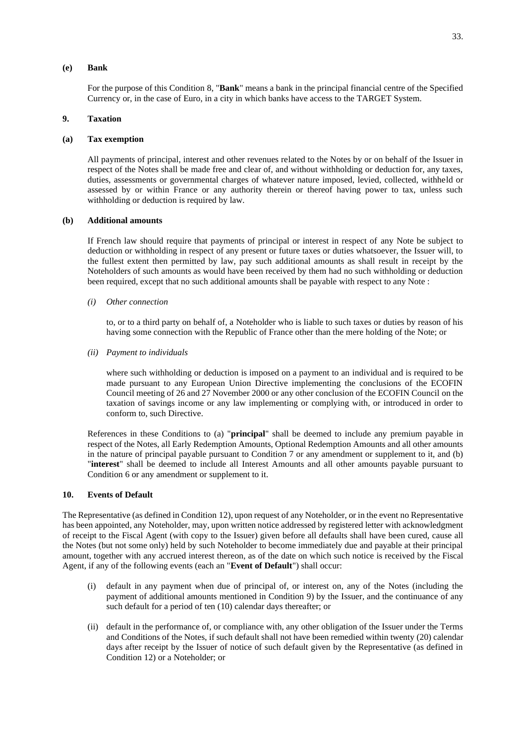### (e) Bank

For the purpose of this Condition 8, "**Bank**" means a bank in the principal financial centre of the Specified Currency or, in the case of Euro, in a city in which banks have access to the TARGET System.

## 9. Taxation

### (a) Tax exemption

All payments of principal, interest and other revenues related to the Notes by or on behalf of the Issuer in respect of the Notes shall be made free and clear of, and without withholding or deduction for, any taxes, duties, assessments or governmental charges of whatever nature imposed, levied, collected, withheld or assessed by or within France or any authority therein or thereof having power to tax, unless such withholding or deduction is required by law.

### (b) Additional amounts

If French law should require that payments of principal or interest in respect of any Note be subject to deduction or withholding in respect of any present or future taxes or duties whatsoever, the Issuer will, to the fullest extent then permitted by law, pay such additional amounts as shall result in receipt by the Noteholders of such amounts as would have been received by them had no such withholding or deduction been required, except that no such additional amounts shall be payable with respect to any Note :

*(i) Other connection*

to, or to a third party on behalf of, a Noteholder who is liable to such taxes or duties by reason of his having some connection with the Republic of France other than the mere holding of the Note; or

*(ii) Payment to individuals*

where such withholding or deduction is imposed on a payment to an individual and is required to be made pursuant to any European Union Directive implementing the conclusions of the ECOFIN Council meeting of 26 and 27 November 2000 or any other conclusion of the ECOFIN Council on the taxation of savings income or any law implementing or complying with, or introduced in order to conform to, such Directive.

References in these Conditions to (a) "**principal**" shall be deemed to include any premium payable in respect of the Notes, all Early Redemption Amounts, Optional Redemption Amounts and all other amounts in the nature of principal payable pursuant to Condition 7 or any amendment or supplement to it, and (b) "**interest**" shall be deemed to include all Interest Amounts and all other amounts payable pursuant to Condition 6 or any amendment or supplement to it.

## 10. Events of Default

The Representative (as defined in Condition 12), upon request of any Noteholder, or in the event no Representative has been appointed, any Noteholder, may, upon written notice addressed by registered letter with acknowledgment of receipt to the Fiscal Agent (with copy to the Issuer) given before all defaults shall have been cured, cause all the Notes (but not some only) held by such Noteholder to become immediately due and payable at their principal amount, together with any accrued interest thereon, as of the date on which such notice is received by the Fiscal Agent, if any of the following events (each an "**Event of Default**") shall occur:

(i) default in any payment when due of principal of, or interest on, any of the Notes (including the payment of additional amounts mentioned in Condition 9) by the Issuer, and the continuance of any such default for a period of ten (10) calendar days thereafter; or

(ii) default in the performance of, or compliance with, any other obligation of the Issuer under the Terms and Conditions of the Notes, if such default shall not have been remedied within twenty (20) calendar days after receipt by the Issuer of notice of such default given by the Representative (as defined in Condition 12) or a Noteholder; or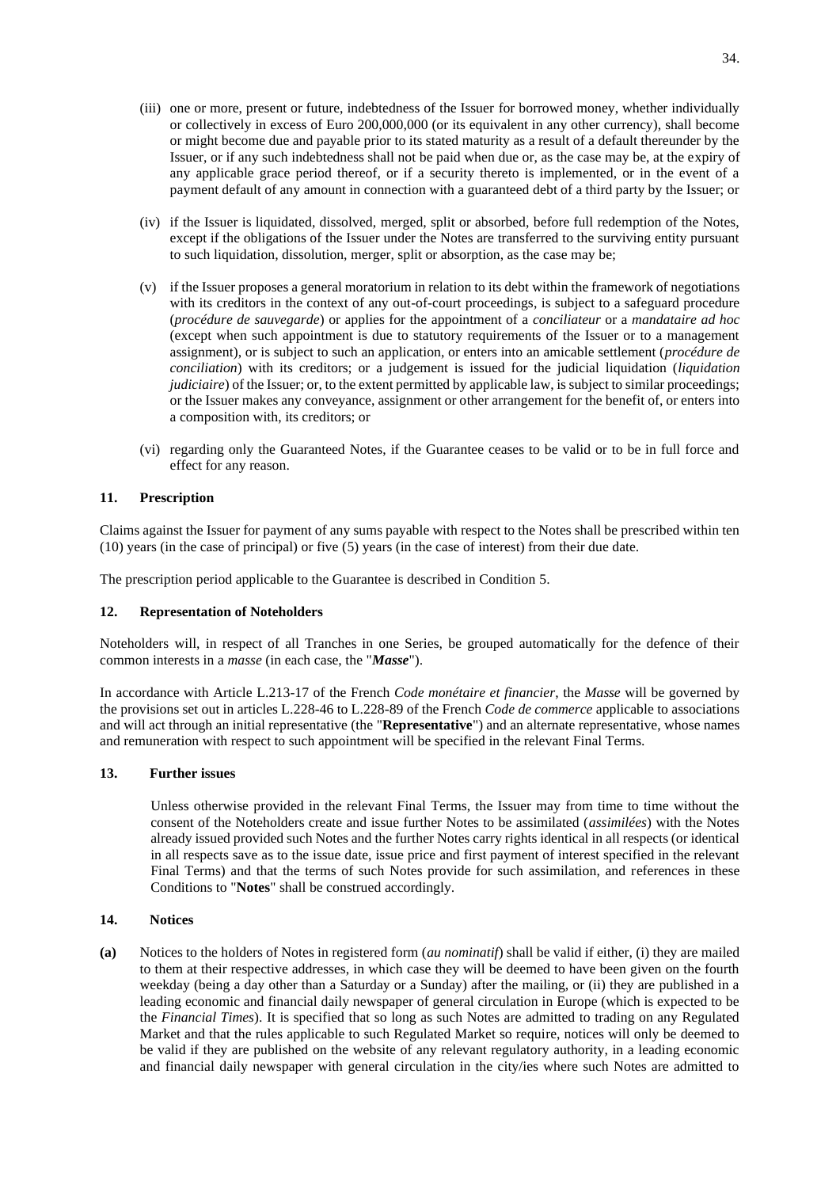(iii) one or more, present or future, indebtedness of the Issuer for borrowed money, whether individually or collectively in excess of Euro 200,000,000 (or its equivalent in any other currency), shall become or might become due and payable prior to its stated maturity as a result of a default thereunder by the Issuer, or if any such indebtedness shall not be paid when due or, as the case may be, at the expiry of any applicable grace period thereof, or if a security thereto is implemented, or in the event of a payment default of any amount in connection with a guaranteed debt of a third party by the Issuer; or

(iv) if the Issuer is liquidated, dissolved, merged, split or absorbed, before full redemption of the Notes, except if the obligations of the Issuer under the Notes are transferred to the surviving entity pursuant to such liquidation, dissolution, merger, split or absorption, as the case may be;

(v) if the Issuer proposes a general moratorium in relation to its debt within the framework of negotiations with its creditors in the context of any out-of-court proceedings, is subject to a safeguard procedure (*procédure de sauvegarde*) or applies for the appointment of a *conciliateur* or a *mandataire ad hoc* (except when such appointment is due to statutory requirements of the Issuer or to a management assignment), or is subject to such an application, or enters into an amicable settlement (*procédure de conciliation*) with its creditors; or a judgement is issued for the judicial liquidation (*liquidation judiciaire*) of the Issuer; or, to the extent permitted by applicable law, is subject to similar proceedings; or the Issuer makes any conveyance, assignment or other arrangement for the benefit of, or enters into a composition with, its creditors; or

(vi) regarding only the Guaranteed Notes, if the Guarantee ceases to be valid or to be in full force and effect for any reason.

## 11. Prescription

Claims against the Issuer for payment of any sums payable with respect to the Notes shall be prescribed within ten (10) years (in the case of principal) or five (5) years (in the case of interest) from their due date.

The prescription period applicable to the Guarantee is described in Condition 5.

## 12. Representation of Noteholders

Noteholders will, in respect of all Tranches in one Series, be grouped automatically for the defence of their common interests in a *masse* (in each case, the "***Masse***").

In accordance with Article L.213-17 of the French *Code monétaire et financier*, the *Masse* will be governed by the provisions set out in articles L.228-46 to L.228-89 of the French *Code de commerce* applicable to associations and will act through an initial representative (the "**Representative**") and an alternate representative, whose names and remuneration with respect to such appointment will be specified in the relevant Final Terms.

## 13. Further issues

Unless otherwise provided in the relevant Final Terms, the Issuer may from time to time without the consent of the Noteholders create and issue further Notes to be assimilated (*assimilées*) with the Notes already issued provided such Notes and the further Notes carry rights identical in all respects (or identical in all respects save as to the issue date, issue price and first payment of interest specified in the relevant Final Terms) and that the terms of such Notes provide for such assimilation, and references in these Conditions to "**Notes**" shall be construed accordingly.

## 14. Notices

**(a)** Notices to the holders of Notes in registered form (*au nominatif*) shall be valid if either, (i) they are mailed to them at their respective addresses, in which case they will be deemed to have been given on the fourth weekday (being a day other than a Saturday or a Sunday) after the mailing, or (ii) they are published in a leading economic and financial daily newspaper of general circulation in Europe (which is expected to be the *Financial Times*). It is specified that so long as such Notes are admitted to trading on any Regulated Market and that the rules applicable to such Regulated Market so require, notices will only be deemed to be valid if they are published on the website of any relevant regulatory authority, in a leading economic and financial daily newspaper with general circulation in the city/ies where such Notes are admitted to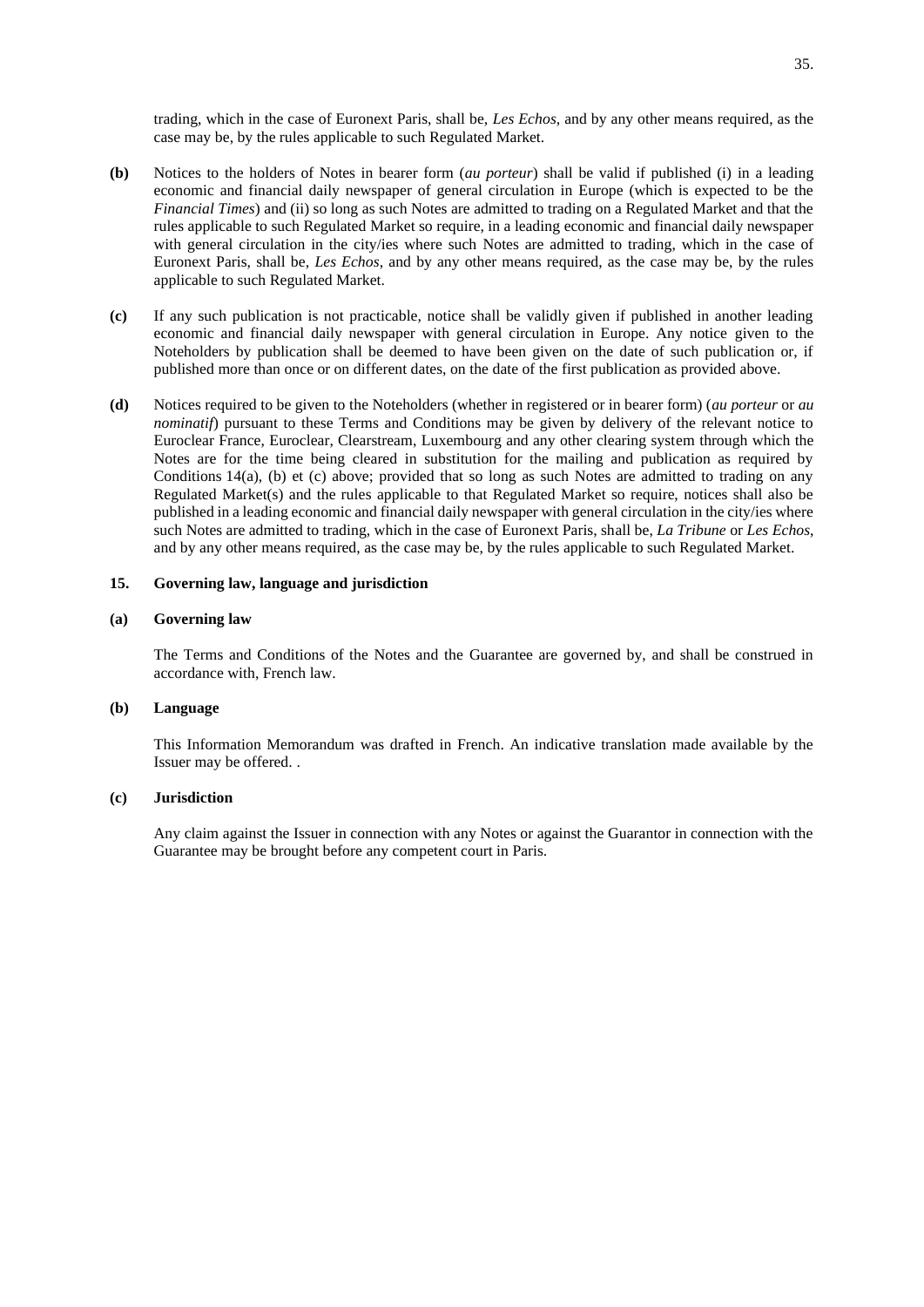trading, which in the case of Euronext Paris, shall be, *Les Echos*, and by any other means required, as the case may be, by the rules applicable to such Regulated Market.

**(b)** Notices to the holders of Notes in bearer form (*au porteur*) shall be valid if published (i) in a leading economic and financial daily newspaper of general circulation in Europe (which is expected to be the *Financial Times*) and (ii) so long as such Notes are admitted to trading on a Regulated Market and that the rules applicable to such Regulated Market so require, in a leading economic and financial daily newspaper with general circulation in the city/ies where such Notes are admitted to trading, which in the case of Euronext Paris, shall be, *Les Echos*, and by any other means required, as the case may be, by the rules applicable to such Regulated Market.

**(c)** If any such publication is not practicable, notice shall be validly given if published in another leading economic and financial daily newspaper with general circulation in Europe. Any notice given to the Noteholders by publication shall be deemed to have been given on the date of such publication or, if published more than once or on different dates, on the date of the first publication as provided above.

**(d)** Notices required to be given to the Noteholders (whether in registered or in bearer form) (*au porteur* or *au nominatif*) pursuant to these Terms and Conditions may be given by delivery of the relevant notice to Euroclear France, Euroclear, Clearstream, Luxembourg and any other clearing system through which the Notes are for the time being cleared in substitution for the mailing and publication as required by Conditions 14(a), (b) et (c) above; provided that so long as such Notes are admitted to trading on any Regulated Market(s) and the rules applicable to that Regulated Market so require, notices shall also be published in a leading economic and financial daily newspaper with general circulation in the city/ies where such Notes are admitted to trading, which in the case of Euronext Paris, shall be, *La Tribune* or *Les Echos*, and by any other means required, as the case may be, by the rules applicable to such Regulated Market.

## 15. Governing law, language and jurisdiction

### (a) Governing law

The Terms and Conditions of the Notes and the Guarantee are governed by, and shall be construed in accordance with, French law.

### (b) Language

This Information Memorandum was drafted in French. An indicative translation made available by the Issuer may be offered. .

### (c) Jurisdiction

Any claim against the Issuer in connection with any Notes or against the Guarantor in connection with the Guarantee may be brought before any competent court in Paris.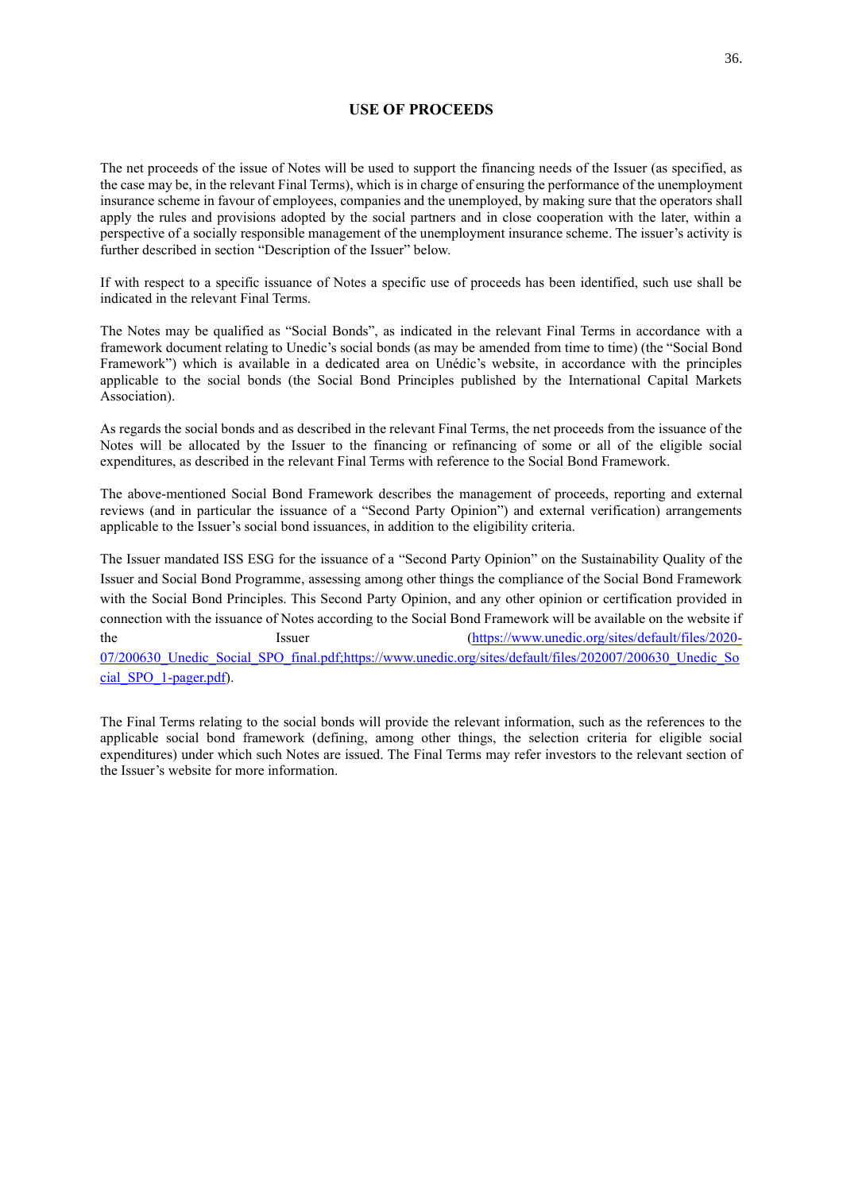# USE OF PROCEEDS

The net proceeds of the issue of Notes will be used to support the financing needs of the Issuer (as specified, as the case may be, in the relevant Final Terms), which is in charge of ensuring the performance of the unemployment insurance scheme in favour of employees, companies and the unemployed, by making sure that the operators shall apply the rules and provisions adopted by the social partners and in close cooperation with the later, within a perspective of a socially responsible management of the unemployment insurance scheme. The issuer's activity is further described in section "Description of the Issuer" below.

If with respect to a specific issuance of Notes a specific use of proceeds has been identified, such use shall be indicated in the relevant Final Terms.

The Notes may be qualified as "Social Bonds", as indicated in the relevant Final Terms in accordance with a framework document relating to Unedic's social bonds (as may be amended from time to time) (the "Social Bond Framework") which is available in a dedicated area on Unédic's website, in accordance with the principles applicable to the social bonds (the Social Bond Principles published by the International Capital Markets Association).

As regards the social bonds and as described in the relevant Final Terms, the net proceeds from the issuance of the Notes will be allocated by the Issuer to the financing or refinancing of some or all of the eligible social expenditures, as described in the relevant Final Terms with reference to the Social Bond Framework.

The above-mentioned Social Bond Framework describes the management of proceeds, reporting and external reviews (and in particular the issuance of a "Second Party Opinion") and external verification) arrangements applicable to the Issuer's social bond issuances, in addition to the eligibility criteria.

The Issuer mandated ISS ESG for the issuance of a "Second Party Opinion" on the Sustainability Quality of the Issuer and Social Bond Programme, assessing among other things the compliance of the Social Bond Framework with the Social Bond Principles. This Second Party Opinion, and any other opinion or certification provided in connection with the issuance of Notes according to the Social Bond Framework will be available on the website if the Issuer (https://www.unedic.org/sites/default/files/2020-07/200630_Unedic_Social_SPO_final.pdf;https://www.unedic.org/sites/default/files/202007/200630_Unedic_Social_SPO_1-pager.pdf).

The Final Terms relating to the social bonds will provide the relevant information, such as the references to the applicable social bond framework (defining, among other things, the selection criteria for eligible social expenditures) under which such Notes are issued. The Final Terms may refer investors to the relevant section of the Issuer's website for more information.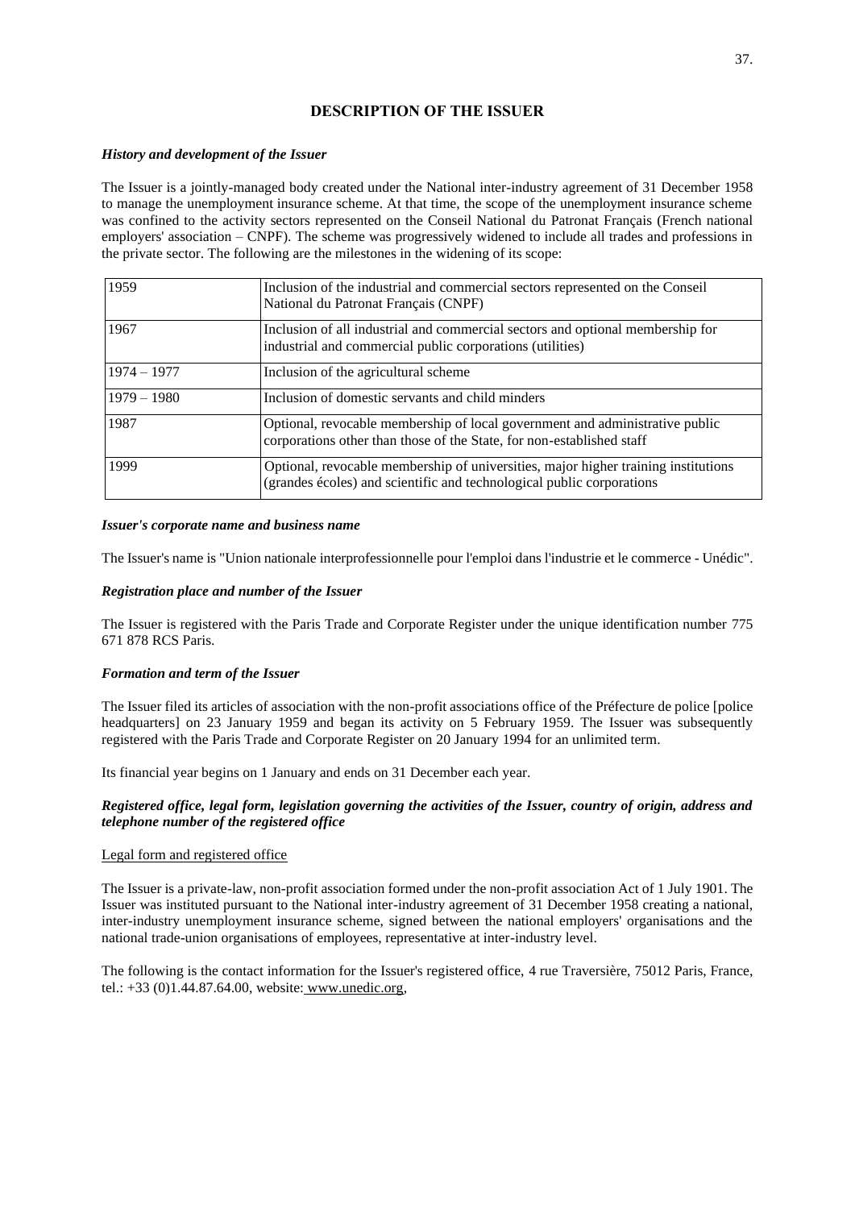# DESCRIPTION OF THE ISSUER

***History and development of the Issuer***

The Issuer is a jointly-managed body created under the National inter-industry agreement of 31 December 1958 to manage the unemployment insurance scheme. At that time, the scope of the unemployment insurance scheme was confined to the activity sectors represented on the Conseil National du Patronat Français (French national employers' association – CNPF). The scheme was progressively widened to include all trades and professions in the private sector. The following are the milestones in the widening of its scope:

| | |
|---|---|
| 1959 | Inclusion of the industrial and commercial sectors represented on the Conseil National du Patronat Français (CNPF) |
| 1967 | Inclusion of all industrial and commercial sectors and optional membership for industrial and commercial public corporations (utilities) |
| 1974 – 1977 | Inclusion of the agricultural scheme |
| 1979 – 1980 | Inclusion of domestic servants and child minders |
| 1987 | Optional, revocable membership of local government and administrative public corporations other than those of the State, for non-established staff |
| 1999 | Optional, revocable membership of universities, major higher training institutions (grandes écoles) and scientific and technological public corporations |

***Issuer's corporate name and business name***

The Issuer's name is "Union nationale interprofessionnelle pour l'emploi dans l'industrie et le commerce - Unédic".

***Registration place and number of the Issuer***

The Issuer is registered with the Paris Trade and Corporate Register under the unique identification number 775 671 878 RCS Paris.

***Formation and term of the Issuer***

The Issuer filed its articles of association with the non-profit associations office of the Préfecture de police [police headquarters] on 23 January 1959 and began its activity on 5 February 1959. The Issuer was subsequently registered with the Paris Trade and Corporate Register on 20 January 1994 for an unlimited term.

Its financial year begins on 1 January and ends on 31 December each year.

***Registered office, legal form, legislation governing the activities of the Issuer, country of origin, address and telephone number of the registered office***

<u>Legal form and registered office</u>

The Issuer is a private-law, non-profit association formed under the non-profit association Act of 1 July 1901. The Issuer was instituted pursuant to the National inter-industry agreement of 31 December 1958 creating a national, inter-industry unemployment insurance scheme, signed between the national employers' organisations and the national trade-union organisations of employees, representative at inter-industry level.

The following is the contact information for the Issuer's registered office, 4 rue Traversière, 75012 Paris, France, tel.: +33 (0)1.44.87.64.00, website: www.unedic.org,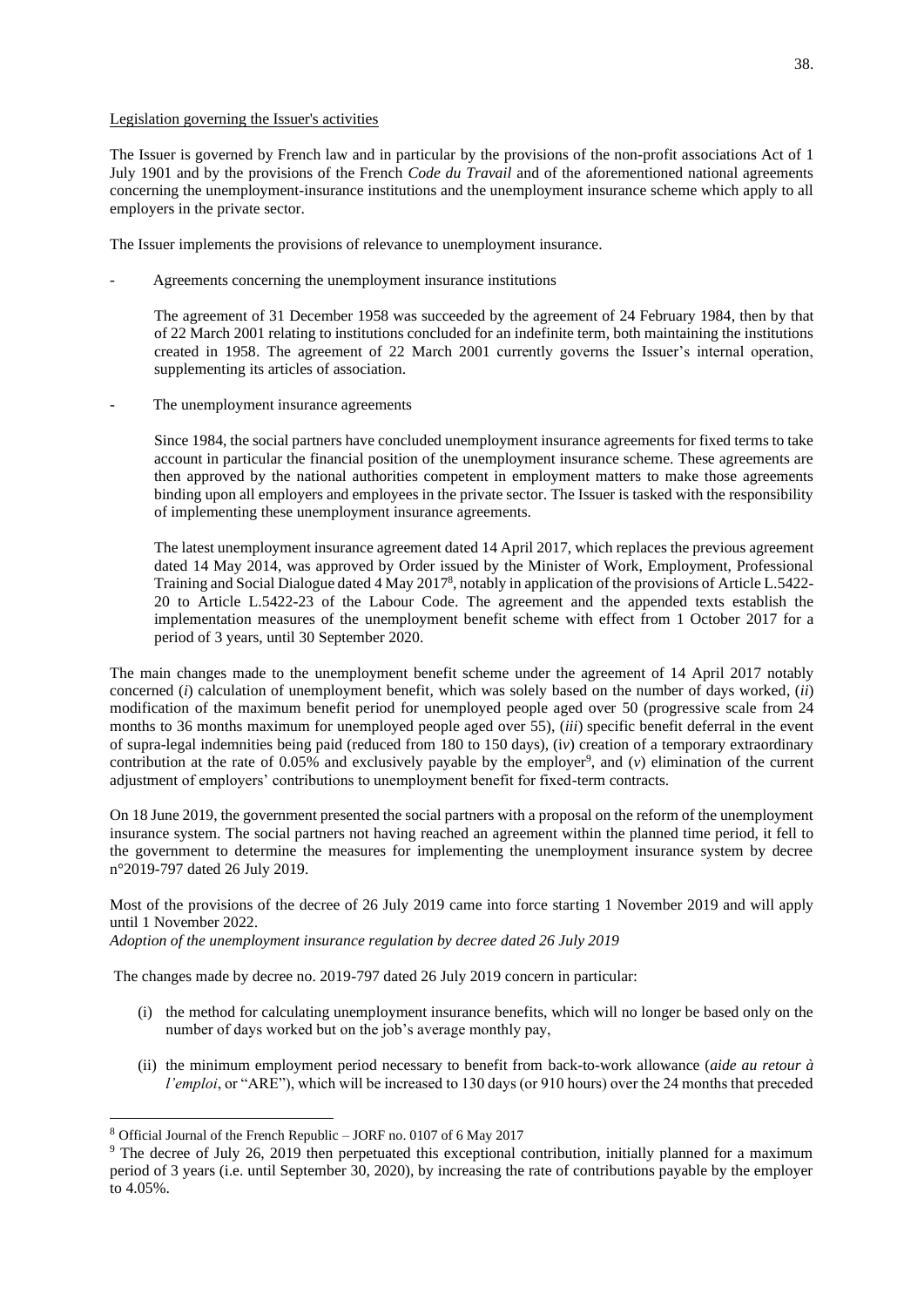Legislation governing the Issuer's activities

The Issuer is governed by French law and in particular by the provisions of the non-profit associations Act of 1 July 1901 and by the provisions of the French *Code du Travail* and of the aforementioned national agreements concerning the unemployment-insurance institutions and the unemployment insurance scheme which apply to all employers in the private sector.

The Issuer implements the provisions of relevance to unemployment insurance.

- Agreements concerning the unemployment insurance institutions

  The agreement of 31 December 1958 was succeeded by the agreement of 24 February 1984, then by that of 22 March 2001 relating to institutions concluded for an indefinite term, both maintaining the institutions created in 1958. The agreement of 22 March 2001 currently governs the Issuer's internal operation, supplementing its articles of association.

- The unemployment insurance agreements

  Since 1984, the social partners have concluded unemployment insurance agreements for fixed terms to take account in particular the financial position of the unemployment insurance scheme. These agreements are then approved by the national authorities competent in employment matters to make those agreements binding upon all employers and employees in the private sector. The Issuer is tasked with the responsibility of implementing these unemployment insurance agreements.

  The latest unemployment insurance agreement dated 14 April 2017, which replaces the previous agreement dated 14 May 2014, was approved by Order issued by the Minister of Work, Employment, Professional Training and Social Dialogue dated 4 May 2017[8], notably in application of the provisions of Article L.5422-20 to Article L.5422-23 of the Labour Code. The agreement and the appended texts establish the implementation measures of the unemployment benefit scheme with effect from 1 October 2017 for a period of 3 years, until 30 September 2020.

The main changes made to the unemployment benefit scheme under the agreement of 14 April 2017 notably concerned (*i*) calculation of unemployment benefit, which was solely based on the number of days worked, (*ii*) modification of the maximum benefit period for unemployed people aged over 50 (progressive scale from 24 months to 36 months maximum for unemployed people aged over 55), (*iii*) specific benefit deferral in the event of supra-legal indemnities being paid (reduced from 180 to 150 days), (*iv*) creation of a temporary extraordinary contribution at the rate of 0.05% and exclusively payable by the employer[9], and (*v*) elimination of the current adjustment of employers' contributions to unemployment benefit for fixed-term contracts.

On 18 June 2019, the government presented the social partners with a proposal on the reform of the unemployment insurance system. The social partners not having reached an agreement within the planned time period, it fell to the government to determine the measures for implementing the unemployment insurance system by decree n°2019-797 dated 26 July 2019.

Most of the provisions of the decree of 26 July 2019 came into force starting 1 November 2019 and will apply until 1 November 2022.

*Adoption of the unemployment insurance regulation by decree dated 26 July 2019*

The changes made by decree no. 2019-797 dated 26 July 2019 concern in particular:

(i) the method for calculating unemployment insurance benefits, which will no longer be based only on the number of days worked but on the job's average monthly pay,

(ii) the minimum employment period necessary to benefit from back-to-work allowance (*aide au retour à l'emploi*, or "ARE"), which will be increased to 130 days (or 910 hours) over the 24 months that preceded

---

[8] Official Journal of the French Republic – JORF no. 0107 of 6 May 2017

[9] The decree of July 26, 2019 then perpetuated this exceptional contribution, initially planned for a maximum period of 3 years (i.e. until September 30, 2020), by increasing the rate of contributions payable by the employer to 4.05%.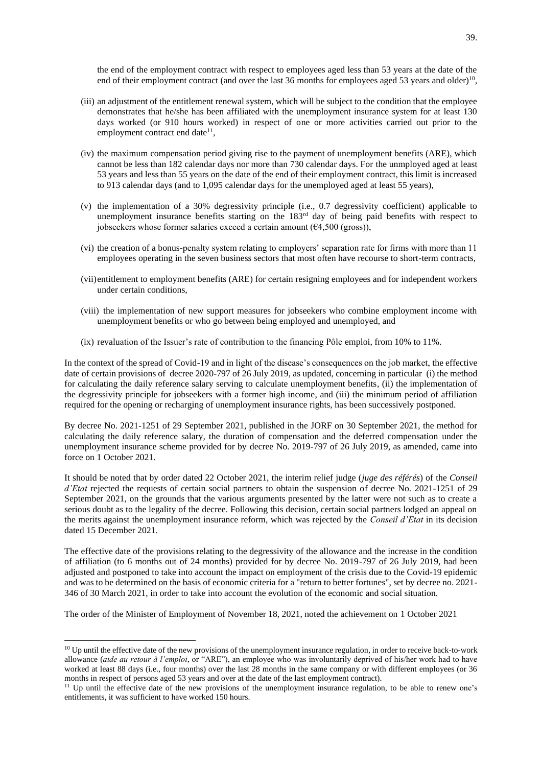the end of the employment contract with respect to employees aged less than 53 years at the date of the end of their employment contract (and over the last 36 months for employees aged 53 years and older)[10],

(iii) an adjustment of the entitlement renewal system, which will be subject to the condition that the employee demonstrates that he/she has been affiliated with the unemployment insurance system for at least 130 days worked (or 910 hours worked) in respect of one or more activities carried out prior to the employment contract end date[11],

(iv) the maximum compensation period giving rise to the payment of unemployment benefits (ARE), which cannot be less than 182 calendar days nor more than 730 calendar days. For the unmployed aged at least 53 years and less than 55 years on the date of the end of their employment contract, this limit is increased to 913 calendar days (and to 1,095 calendar days for the unemployed aged at least 55 years),

(v) the implementation of a 30% degressivity principle (i.e., 0.7 degressivity coefficient) applicable to unemployment insurance benefits starting on the 183rd day of being paid benefits with respect to jobseekers whose former salaries exceed a certain amount (€4,500 (gross)),

(vi) the creation of a bonus-penalty system relating to employers' separation rate for firms with more than 11 employees operating in the seven business sectors that most often have recourse to short-term contracts,

(vii) entitlement to employment benefits (ARE) for certain resigning employees and for independent workers under certain conditions,

(viii) the implementation of new support measures for jobseekers who combine employment income with unemployment benefits or who go between being employed and unemployed, and

(ix) revaluation of the Issuer's rate of contribution to the financing Pôle emploi, from 10% to 11%.

In the context of the spread of Covid-19 and in light of the disease's consequences on the job market, the effective date of certain provisions of decree 2020-797 of 26 July 2019, as updated, concerning in particular (i) the method for calculating the daily reference salary serving to calculate unemployment benefits, (ii) the implementation of the degressivity principle for jobseekers with a former high income, and (iii) the minimum period of affiliation required for the opening or recharging of unemployment insurance rights, has been successively postponed.

By decree No. 2021-1251 of 29 September 2021, published in the JORF on 30 September 2021, the method for calculating the daily reference salary, the duration of compensation and the deferred compensation under the unemployment insurance scheme provided for by decree No. 2019-797 of 26 July 2019, as amended, came into force on 1 October 2021.

It should be noted that by order dated 22 October 2021, the interim relief judge (*juge des référés*) of the *Conseil d'Etat* rejected the requests of certain social partners to obtain the suspension of decree No. 2021-1251 of 29 September 2021, on the grounds that the various arguments presented by the latter were not such as to create a serious doubt as to the legality of the decree. Following this decision, certain social partners lodged an appeal on the merits against the unemployment insurance reform, which was rejected by the *Conseil d'Etat* in its decision dated 15 December 2021.

The effective date of the provisions relating to the degressivity of the allowance and the increase in the condition of affiliation (to 6 months out of 24 months) provided for by decree No. 2019-797 of 26 July 2019, had been adjusted and postponed to take into account the impact on employment of the crisis due to the Covid-19 epidemic and was to be determined on the basis of economic criteria for a "return to better fortunes", set by decree no. 2021-346 of 30 March 2021, in order to take into account the evolution of the economic and social situation.

The order of the Minister of Employment of November 18, 2021, noted the achievement on 1 October 2021

---

[10] Up until the effective date of the new provisions of the unemployment insurance regulation, in order to receive back-to-work allowance (*aide au retour à l'emploi*, or "ARE"), an employee who was involuntarily deprived of his/her work had to have worked at least 88 days (i.e., four months) over the last 28 months in the same company or with different employees (or 36 months in respect of persons aged 53 years and over at the date of the last employment contract).

[11] Up until the effective date of the new provisions of the unemployment insurance regulation, to be able to renew one's entitlements, it was sufficient to have worked 150 hours.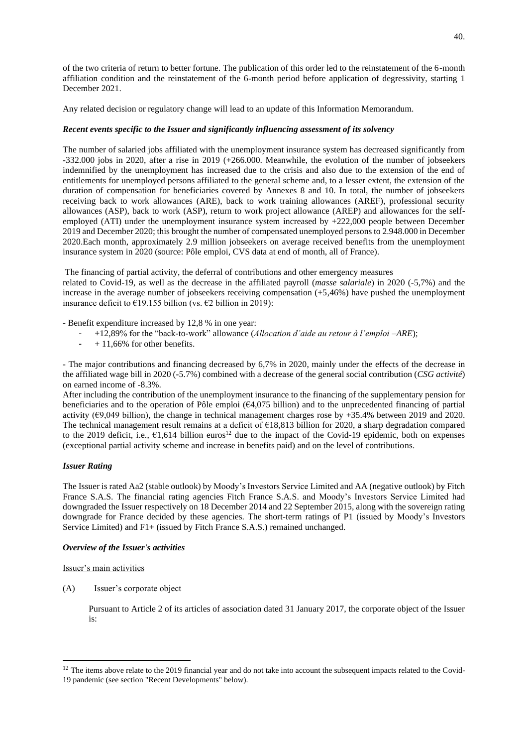of the two criteria of return to better fortune. The publication of this order led to the reinstatement of the 6-month affiliation condition and the reinstatement of the 6-month period before application of degressivity, starting 1 December 2021.

Any related decision or regulatory change will lead to an update of this Information Memorandum.

***Recent events specific to the Issuer and significantly influencing assessment of its solvency***

The number of salaried jobs affiliated with the unemployment insurance system has decreased significantly from -332.000 jobs in 2020, after a rise in 2019 (+266.000. Meanwhile, the evolution of the number of jobseekers indemnified by the unemployment has increased due to the crisis and also due to the extension of the end of entitlements for unemployed persons affiliated to the general scheme and, to a lesser extent, the extension of the duration of compensation for beneficiaries covered by Annexes 8 and 10. In total, the number of jobseekers receiving back to work allowances (ARE), back to work training allowances (AREF), professional security allowances (ASP), back to work (ASP), return to work project allowance (AREP) and allowances for the self-employed (ATI) under the unemployment insurance system increased by +222,000 people between December 2019 and December 2020; this brought the number of compensated unemployed persons to 2.948.000 in December 2020.Each month, approximately 2.9 million jobseekers on average received benefits from the unemployment insurance system in 2020 (source: Pôle emploi, CVS data at end of month, all of France).

The financing of partial activity, the deferral of contributions and other emergency measures related to Covid-19, as well as the decrease in the affiliated payroll (*masse salariale*) in 2020 (-5,7%) and the increase in the average number of jobseekers receiving compensation (+5,46%) have pushed the unemployment insurance deficit to €19.155 billion (vs. €2 billion in 2019):

- Benefit expenditure increased by 12,8 % in one year:
  - +12,89% for the "back-to-work" allowance (*Allocation d'aide au retour à l'emploi –ARE*);
  - + 11,66% for other benefits.

- The major contributions and financing decreased by 6,7% in 2020, mainly under the effects of the decrease in the affiliated wage bill in 2020 (-5.7%) combined with a decrease of the general social contribution (*CSG activité*) on earned income of -8.3%.

After including the contribution of the unemployment insurance to the financing of the supplementary pension for beneficiaries and to the operation of Pôle emploi (€4,075 billion) and to the unprecedented financing of partial activity (€9,049 billion), the change in technical management charges rose by +35.4% between 2019 and 2020. The technical management result remains at a deficit of €18,813 billion for 2020, a sharp degradation compared to the 2019 deficit, i.e., €1,614 billion euros[12] due to the impact of the Covid-19 epidemic, both on expenses (exceptional partial activity scheme and increase in benefits paid) and on the level of contributions.

***Issuer Rating***

The Issuer is rated Aa2 (stable outlook) by Moody's Investors Service Limited and AA (negative outlook) by Fitch France S.A.S. The financial rating agencies Fitch France S.A.S. and Moody's Investors Service Limited had downgraded the Issuer respectively on 18 December 2014 and 22 September 2015, along with the sovereign rating downgrade for France decided by these agencies. The short-term ratings of P1 (issued by Moody's Investors Service Limited) and F1+ (issued by Fitch France S.A.S.) remained unchanged.

***Overview of the Issuer's activities***

Issuer's main activities

(A) Issuer's corporate object

Pursuant to Article 2 of its articles of association dated 31 January 2017, the corporate object of the Issuer is:

[12] The items above relate to the 2019 financial year and do not take into account the subsequent impacts related to the Covid-19 pandemic (see section "Recent Developments" below).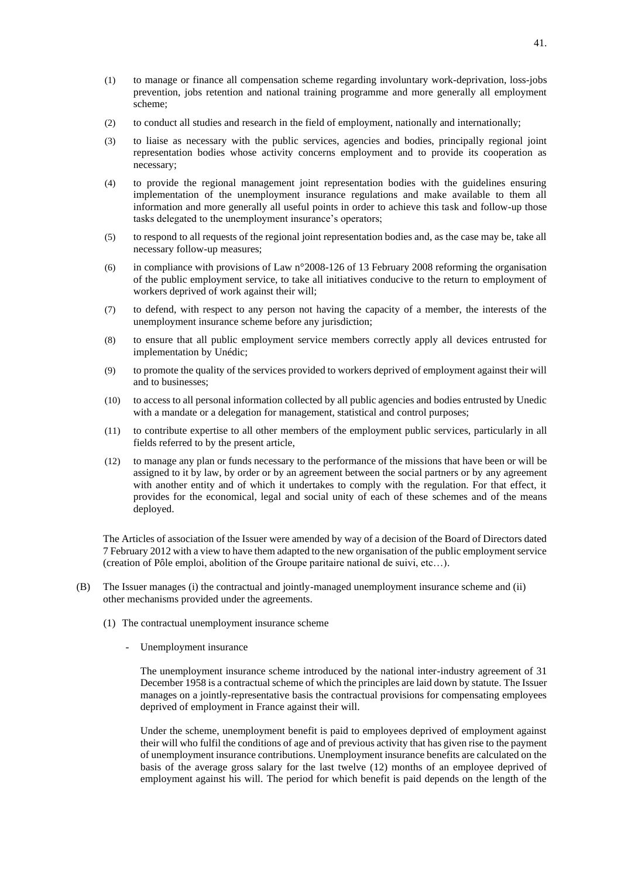(1) to manage or finance all compensation scheme regarding involuntary work-deprivation, loss-jobs prevention, jobs retention and national training programme and more generally all employment scheme;

(2) to conduct all studies and research in the field of employment, nationally and internationally;

(3) to liaise as necessary with the public services, agencies and bodies, principally regional joint representation bodies whose activity concerns employment and to provide its cooperation as necessary;

(4) to provide the regional management joint representation bodies with the guidelines ensuring implementation of the unemployment insurance regulations and make available to them all information and more generally all useful points in order to achieve this task and follow-up those tasks delegated to the unemployment insurance's operators;

(5) to respond to all requests of the regional joint representation bodies and, as the case may be, take all necessary follow-up measures;

(6) in compliance with provisions of Law n°2008-126 of 13 February 2008 reforming the organisation of the public employment service, to take all initiatives conducive to the return to employment of workers deprived of work against their will;

(7) to defend, with respect to any person not having the capacity of a member, the interests of the unemployment insurance scheme before any jurisdiction;

(8) to ensure that all public employment service members correctly apply all devices entrusted for implementation by Unédic;

(9) to promote the quality of the services provided to workers deprived of employment against their will and to businesses;

(10) to access to all personal information collected by all public agencies and bodies entrusted by Unedic with a mandate or a delegation for management, statistical and control purposes;

(11) to contribute expertise to all other members of the employment public services, particularly in all fields referred to by the present article,

(12) to manage any plan or funds necessary to the performance of the missions that have been or will be assigned to it by law, by order or by an agreement between the social partners or by any agreement with another entity and of which it undertakes to comply with the regulation. For that effect, it provides for the economical, legal and social unity of each of these schemes and of the means deployed.

The Articles of association of the Issuer were amended by way of a decision of the Board of Directors dated 7 February 2012 with a view to have them adapted to the new organisation of the public employment service (creation of Pôle emploi, abolition of the Groupe paritaire national de suivi, etc…).

(B) The Issuer manages (i) the contractual and jointly-managed unemployment insurance scheme and (ii) other mechanisms provided under the agreements.

(1) The contractual unemployment insurance scheme

- Unemployment insurance

The unemployment insurance scheme introduced by the national inter-industry agreement of 31 December 1958 is a contractual scheme of which the principles are laid down by statute. The Issuer manages on a jointly-representative basis the contractual provisions for compensating employees deprived of employment in France against their will.

Under the scheme, unemployment benefit is paid to employees deprived of employment against their will who fulfil the conditions of age and of previous activity that has given rise to the payment of unemployment insurance contributions. Unemployment insurance benefits are calculated on the basis of the average gross salary for the last twelve (12) months of an employee deprived of employment against his will. The period for which benefit is paid depends on the length of the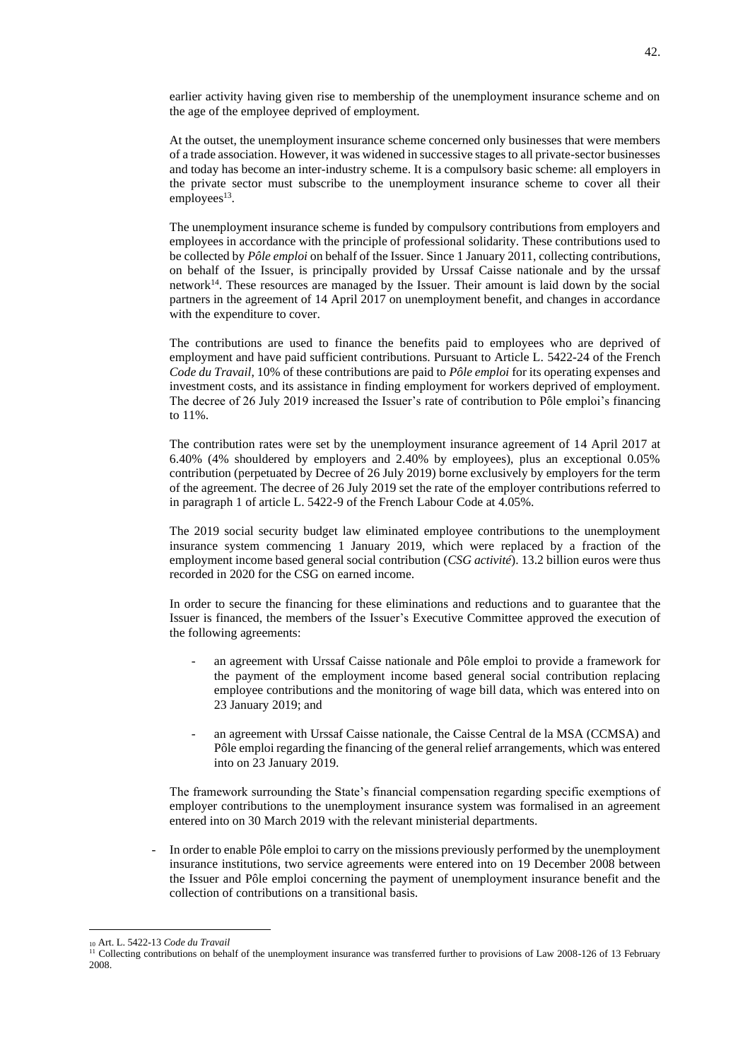earlier activity having given rise to membership of the unemployment insurance scheme and on the age of the employee deprived of employment.

At the outset, the unemployment insurance scheme concerned only businesses that were members of a trade association. However, it was widened in successive stages to all private-sector businesses and today has become an inter-industry scheme. It is a compulsory basic scheme: all employers in the private sector must subscribe to the unemployment insurance scheme to cover all their employees[13].

The unemployment insurance scheme is funded by compulsory contributions from employers and employees in accordance with the principle of professional solidarity. These contributions used to be collected by *Pôle emploi* on behalf of the Issuer. Since 1 January 2011, collecting contributions, on behalf of the Issuer, is principally provided by Urssaf Caisse nationale and by the urssaf network[14]. These resources are managed by the Issuer. Their amount is laid down by the social partners in the agreement of 14 April 2017 on unemployment benefit, and changes in accordance with the expenditure to cover.

The contributions are used to finance the benefits paid to employees who are deprived of employment and have paid sufficient contributions. Pursuant to Article L. 5422-24 of the French *Code du Travail*, 10% of these contributions are paid to *Pôle emploi* for its operating expenses and investment costs, and its assistance in finding employment for workers deprived of employment. The decree of 26 July 2019 increased the Issuer's rate of contribution to Pôle emploi's financing to 11%.

The contribution rates were set by the unemployment insurance agreement of 14 April 2017 at 6.40% (4% shouldered by employers and 2.40% by employees), plus an exceptional 0.05% contribution (perpetuated by Decree of 26 July 2019) borne exclusively by employers for the term of the agreement. The decree of 26 July 2019 set the rate of the employer contributions referred to in paragraph 1 of article L. 5422-9 of the French Labour Code at 4.05%.

The 2019 social security budget law eliminated employee contributions to the unemployment insurance system commencing 1 January 2019, which were replaced by a fraction of the employment income based general social contribution (*CSG activité*). 13.2 billion euros were thus recorded in 2020 for the CSG on earned income.

In order to secure the financing for these eliminations and reductions and to guarantee that the Issuer is financed, the members of the Issuer's Executive Committee approved the execution of the following agreements:

- an agreement with Urssaf Caisse nationale and Pôle emploi to provide a framework for the payment of the employment income based general social contribution replacing employee contributions and the monitoring of wage bill data, which was entered into on 23 January 2019; and
- an agreement with Urssaf Caisse nationale, the Caisse Central de la MSA (CCMSA) and Pôle emploi regarding the financing of the general relief arrangements, which was entered into on 23 January 2019.

The framework surrounding the State's financial compensation regarding specific exemptions of employer contributions to the unemployment insurance system was formalised in an agreement entered into on 30 March 2019 with the relevant ministerial departments.

- In order to enable Pôle emploi to carry on the missions previously performed by the unemployment insurance institutions, two service agreements were entered into on 19 December 2008 between the Issuer and Pôle emploi concerning the payment of unemployment insurance benefit and the collection of contributions on a transitional basis.

---

[10] Art. L. 5422-13 *Code du Travail*

[11] Collecting contributions on behalf of the unemployment insurance was transferred further to provisions of Law 2008-126 of 13 February 2008.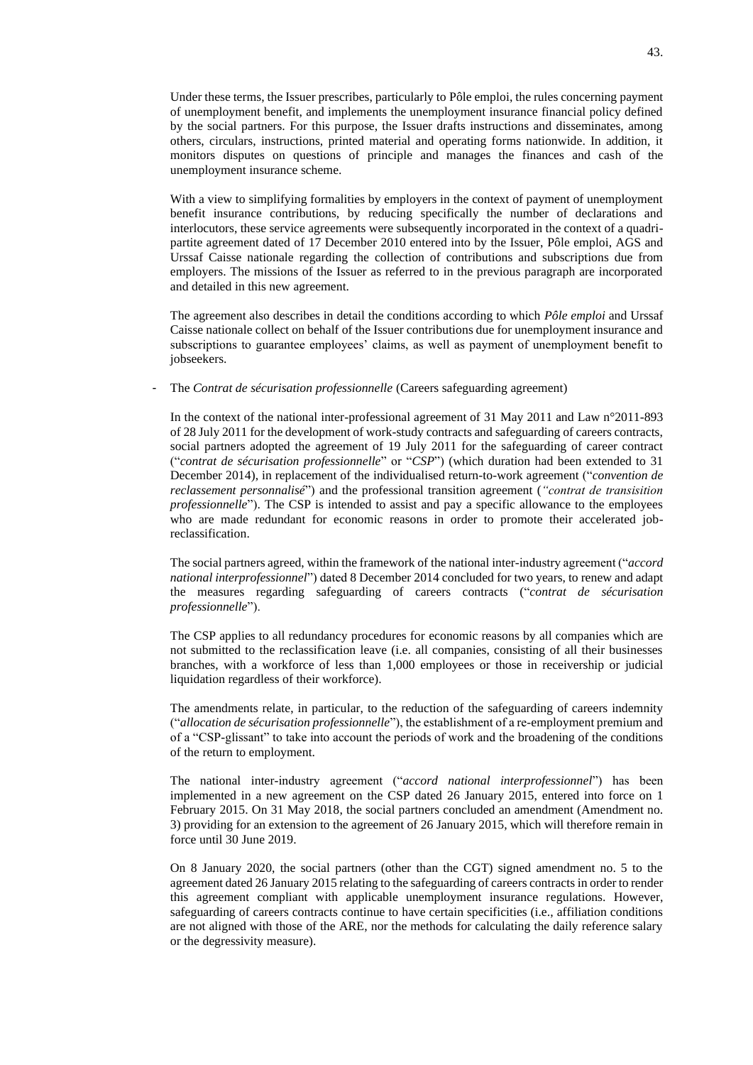Under these terms, the Issuer prescribes, particularly to Pôle emploi, the rules concerning payment of unemployment benefit, and implements the unemployment insurance financial policy defined by the social partners. For this purpose, the Issuer drafts instructions and disseminates, among others, circulars, instructions, printed material and operating forms nationwide. In addition, it monitors disputes on questions of principle and manages the finances and cash of the unemployment insurance scheme.

With a view to simplifying formalities by employers in the context of payment of unemployment benefit insurance contributions, by reducing specifically the number of declarations and interlocutors, these service agreements were subsequently incorporated in the context of a quadri-partite agreement dated of 17 December 2010 entered into by the Issuer, Pôle emploi, AGS and Urssaf Caisse nationale regarding the collection of contributions and subscriptions due from employers. The missions of the Issuer as referred to in the previous paragraph are incorporated and detailed in this new agreement.

The agreement also describes in detail the conditions according to which *Pôle emploi* and Urssaf Caisse nationale collect on behalf of the Issuer contributions due for unemployment insurance and subscriptions to guarantee employees' claims, as well as payment of unemployment benefit to jobseekers.

- The *Contrat de sécurisation professionnelle* (Careers safeguarding agreement)

  In the context of the national inter-professional agreement of 31 May 2011 and Law n°2011-893 of 28 July 2011 for the development of work-study contracts and safeguarding of careers contracts, social partners adopted the agreement of 19 July 2011 for the safeguarding of career contract ("*contrat de sécurisation professionnelle*" or "*CSP*") (which duration had been extended to 31 December 2014), in replacement of the individualised return-to-work agreement ("*convention de reclassement personnalisé*") and the professional transition agreement (*"contrat de transisition professionnelle*"). The CSP is intended to assist and pay a specific allowance to the employees who are made redundant for economic reasons in order to promote their accelerated job-reclassification.

  The social partners agreed, within the framework of the national inter-industry agreement ("*accord national interprofessionnel*") dated 8 December 2014 concluded for two years, to renew and adapt the measures regarding safeguarding of careers contracts ("*contrat de sécurisation professionnelle*").

  The CSP applies to all redundancy procedures for economic reasons by all companies which are not submitted to the reclassification leave (i.e. all companies, consisting of all their businesses branches, with a workforce of less than 1,000 employees or those in receivership or judicial liquidation regardless of their workforce).

  The amendments relate, in particular, to the reduction of the safeguarding of careers indemnity ("*allocation de sécurisation professionnelle*"), the establishment of a re-employment premium and of a "CSP-glissant" to take into account the periods of work and the broadening of the conditions of the return to employment.

  The national inter-industry agreement ("*accord national interprofessionnel*") has been implemented in a new agreement on the CSP dated 26 January 2015, entered into force on 1 February 2015. On 31 May 2018, the social partners concluded an amendment (Amendment no. 3) providing for an extension to the agreement of 26 January 2015, which will therefore remain in force until 30 June 2019.

  On 8 January 2020, the social partners (other than the CGT) signed amendment no. 5 to the agreement dated 26 January 2015 relating to the safeguarding of careers contracts in order to render this agreement compliant with applicable unemployment insurance regulations. However, safeguarding of careers contracts continue to have certain specificities (i.e., affiliation conditions are not aligned with those of the ARE, nor the methods for calculating the daily reference salary or the degressivity measure).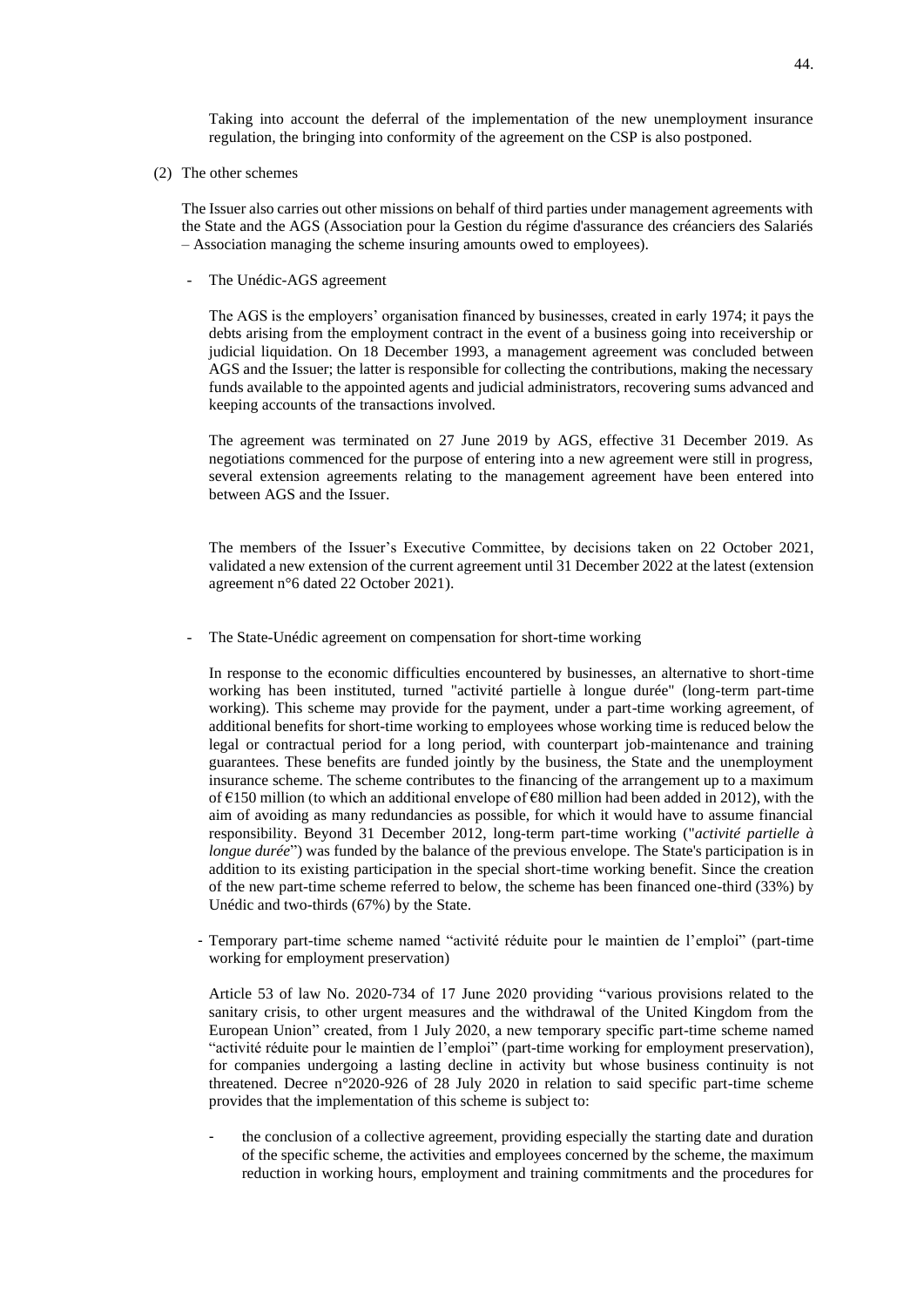Taking into account the deferral of the implementation of the new unemployment insurance regulation, the bringing into conformity of the agreement on the CSP is also postponed.

(2) The other schemes

The Issuer also carries out other missions on behalf of third parties under management agreements with the State and the AGS (Association pour la Gestion du régime d'assurance des créanciers des Salariés – Association managing the scheme insuring amounts owed to employees).

- The Unédic-AGS agreement

  The AGS is the employers' organisation financed by businesses, created in early 1974; it pays the debts arising from the employment contract in the event of a business going into receivership or judicial liquidation. On 18 December 1993, a management agreement was concluded between AGS and the Issuer; the latter is responsible for collecting the contributions, making the necessary funds available to the appointed agents and judicial administrators, recovering sums advanced and keeping accounts of the transactions involved.

  The agreement was terminated on 27 June 2019 by AGS, effective 31 December 2019. As negotiations commenced for the purpose of entering into a new agreement were still in progress, several extension agreements relating to the management agreement have been entered into between AGS and the Issuer.

  The members of the Issuer's Executive Committee, by decisions taken on 22 October 2021, validated a new extension of the current agreement until 31 December 2022 at the latest (extension agreement n°6 dated 22 October 2021).

- The State-Unédic agreement on compensation for short-time working

  In response to the economic difficulties encountered by businesses, an alternative to short-time working has been instituted, turned "activité partielle à longue durée" (long-term part-time working). This scheme may provide for the payment, under a part-time working agreement, of additional benefits for short-time working to employees whose working time is reduced below the legal or contractual period for a long period, with counterpart job-maintenance and training guarantees. These benefits are funded jointly by the business, the State and the unemployment insurance scheme. The scheme contributes to the financing of the arrangement up to a maximum of €150 million (to which an additional envelope of €80 million had been added in 2012), with the aim of avoiding as many redundancies as possible, for which it would have to assume financial responsibility. Beyond 31 December 2012, long-term part-time working ("*activité partielle à longue durée*") was funded by the balance of the previous envelope. The State's participation is in addition to its existing participation in the special short-time working benefit. Since the creation of the new part-time scheme referred to below, the scheme has been financed one-third (33%) by Unédic and two-thirds (67%) by the State.

- Temporary part-time scheme named "activité réduite pour le maintien de l'emploi" (part-time working for employment preservation)

  Article 53 of law No. 2020-734 of 17 June 2020 providing "various provisions related to the sanitary crisis, to other urgent measures and the withdrawal of the United Kingdom from the European Union" created, from 1 July 2020, a new temporary specific part-time scheme named "activité réduite pour le maintien de l'emploi" (part-time working for employment preservation), for companies undergoing a lasting decline in activity but whose business continuity is not threatened. Decree n°2020-926 of 28 July 2020 in relation to said specific part-time scheme provides that the implementation of this scheme is subject to:

  - the conclusion of a collective agreement, providing especially the starting date and duration of the specific scheme, the activities and employees concerned by the scheme, the maximum reduction in working hours, employment and training commitments and the procedures for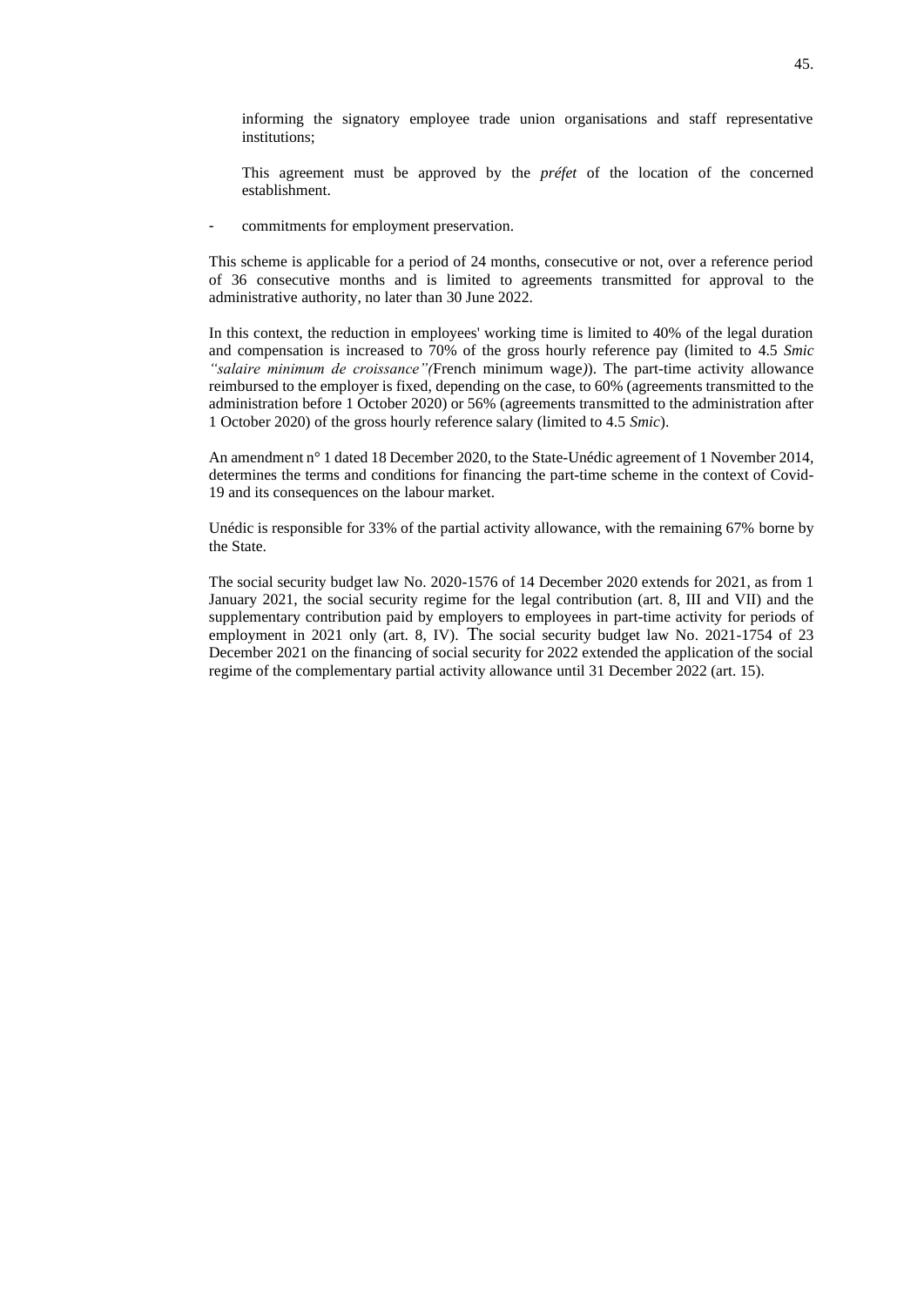informing the signatory employee trade union organisations and staff representative institutions;

This agreement must be approved by the *préfet* of the location of the concerned establishment.

- commitments for employment preservation.

This scheme is applicable for a period of 24 months, consecutive or not, over a reference period of 36 consecutive months and is limited to agreements transmitted for approval to the administrative authority, no later than 30 June 2022.

In this context, the reduction in employees' working time is limited to 40% of the legal duration and compensation is increased to 70% of the gross hourly reference pay (limited to 4.5 *Smic "salaire minimum de croissance"(*French minimum wage)). The part-time activity allowance reimbursed to the employer is fixed, depending on the case, to 60% (agreements transmitted to the administration before 1 October 2020) or 56% (agreements transmitted to the administration after 1 October 2020) of the gross hourly reference salary (limited to 4.5 *Smic*).

An amendment n° 1 dated 18 December 2020, to the State-Unédic agreement of 1 November 2014, determines the terms and conditions for financing the part-time scheme in the context of Covid-19 and its consequences on the labour market.

Unédic is responsible for 33% of the partial activity allowance, with the remaining 67% borne by the State.

The social security budget law No. 2020-1576 of 14 December 2020 extends for 2021, as from 1 January 2021, the social security regime for the legal contribution (art. 8, III and VII) and the supplementary contribution paid by employers to employees in part-time activity for periods of employment in 2021 only (art. 8, IV). The social security budget law No. 2021-1754 of 23 December 2021 on the financing of social security for 2022 extended the application of the social regime of the complementary partial activity allowance until 31 December 2022 (art. 15).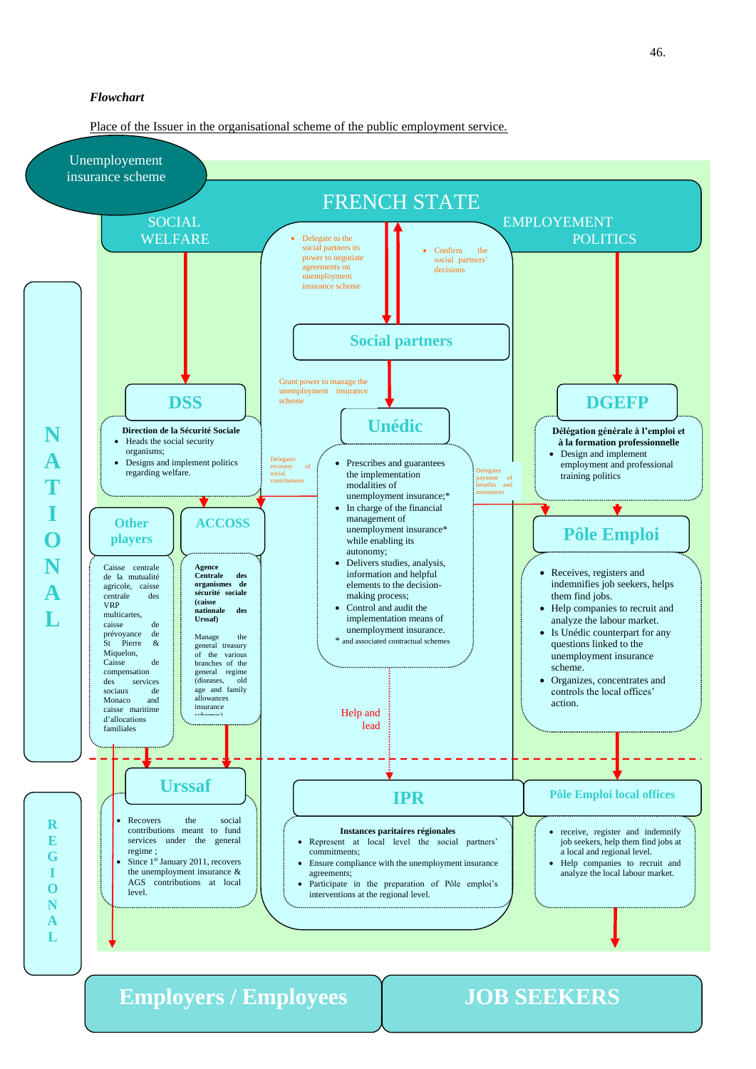***Flowchart***

Place of the Issuer in the organisational scheme of the public employment service.

Unemployement insurance scheme

**FRENCH STATE**

SOCIAL WELFARE

EMPLOYEMENT POLITICS

- Delegate to the social partners its power to negotiate agreements on unemployment insurance scheme

- Confirm the social partners' decisions

**Social partners**

Grant power to manage the unemployment insurance scheme

**DSS**

**Direction de la Sécurité Sociale**

- Heads the social security organisms;
- Designs and implement politics regarding welfare.

**Unédic**

- Prescribes and guarantees the implementation modalities of unemployment insurance;*
- In charge of the financial management of unemployment insurance* while enabling its autonomy;
- Delivers studies, analysis, information and helpful elements to the decision-making process;
- Control and audit the implementation means of unemployment insurance.

\* and associated contractual schemes

Delegates recovery of social contributions

Delegates payment of benefits and assistances

**DGEFP**

**Délégation générale à l'emploi et à la formation professionnelle**

- Design and implement employment and professional training politics

**Other players**

Caisse centrale de la mutualité agricole, caisse centrale des VRP multicartes, caisse de prévoyance de St Pierre & Miquelon, Caisse de compensation des services sociaux de Monaco and caisse maritime d'allocations familiales

**ACCOSS**

**Agence Centrale des organismes de sécurité sociale (caisse nationale des Urssaf)**

Manage the general treasury of the various branches of the general regime (diseases, old age and family allowances insurance schemes)

**Pôle Emploi**

- Receives, registers and indemnifies job seekers, helps them find jobs.
- Help companies to recruit and analyze the labour market.
- Is Unédic counterpart for any questions linked to the unemployment insurance scheme.
- Organizes, concentrates and controls the local offices' action.

Help and lead

**NATIONAL**

**REGIONAL**

**Urssaf**

- Recovers the social contributions meant to fund services under the general regime ;
- Since 1st January 2011, recovers the unemployment insurance & AGS contributions at local level.

**IPR**

**Instances paritaires régionales**

- Represent at local level the social partners' commitments;
- Ensure compliance with the unemployment insurance agreements;
- Participate in the preparation of Pôle emploi's interventions at the regional level.

**Pôle Emploi local offices**

- receive, register and indemnify job seekers, help them find jobs at a local and regional level.
- Help companies to recruit and analyze the local labour market.

**Employers / Employees**

**JOB SEEKERS**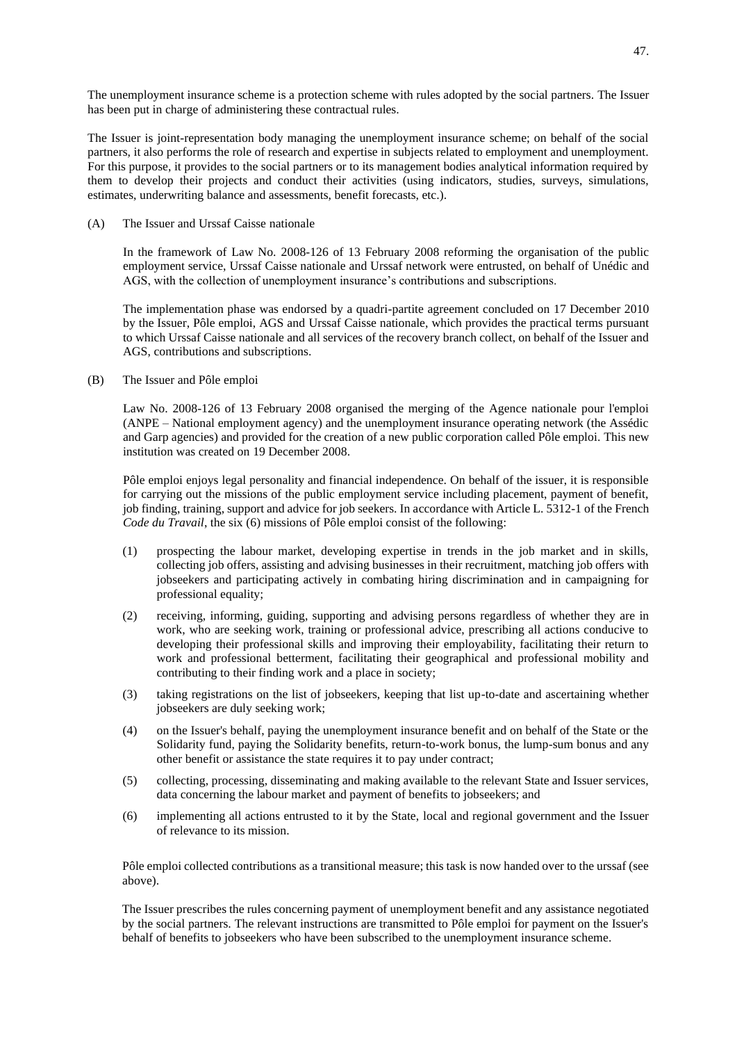The unemployment insurance scheme is a protection scheme with rules adopted by the social partners. The Issuer has been put in charge of administering these contractual rules.

The Issuer is joint-representation body managing the unemployment insurance scheme; on behalf of the social partners, it also performs the role of research and expertise in subjects related to employment and unemployment. For this purpose, it provides to the social partners or to its management bodies analytical information required by them to develop their projects and conduct their activities (using indicators, studies, surveys, simulations, estimates, underwriting balance and assessments, benefit forecasts, etc.).

(A) The Issuer and Urssaf Caisse nationale

In the framework of Law No. 2008-126 of 13 February 2008 reforming the organisation of the public employment service, Urssaf Caisse nationale and Urssaf network were entrusted, on behalf of Unédic and AGS, with the collection of unemployment insurance's contributions and subscriptions.

The implementation phase was endorsed by a quadri-partite agreement concluded on 17 December 2010 by the Issuer, Pôle emploi, AGS and Urssaf Caisse nationale, which provides the practical terms pursuant to which Urssaf Caisse nationale and all services of the recovery branch collect, on behalf of the Issuer and AGS, contributions and subscriptions.

(B) The Issuer and Pôle emploi

Law No. 2008-126 of 13 February 2008 organised the merging of the Agence nationale pour l'emploi (ANPE – National employment agency) and the unemployment insurance operating network (the Assédic and Garp agencies) and provided for the creation of a new public corporation called Pôle emploi. This new institution was created on 19 December 2008.

Pôle emploi enjoys legal personality and financial independence. On behalf of the issuer, it is responsible for carrying out the missions of the public employment service including placement, payment of benefit, job finding, training, support and advice for job seekers. In accordance with Article L. 5312-1 of the French *Code du Travail*, the six (6) missions of Pôle emploi consist of the following:

(1) prospecting the labour market, developing expertise in trends in the job market and in skills, collecting job offers, assisting and advising businesses in their recruitment, matching job offers with jobseekers and participating actively in combating hiring discrimination and in campaigning for professional equality;

(2) receiving, informing, guiding, supporting and advising persons regardless of whether they are in work, who are seeking work, training or professional advice, prescribing all actions conducive to developing their professional skills and improving their employability, facilitating their return to work and professional betterment, facilitating their geographical and professional mobility and contributing to their finding work and a place in society;

(3) taking registrations on the list of jobseekers, keeping that list up-to-date and ascertaining whether jobseekers are duly seeking work;

(4) on the Issuer's behalf, paying the unemployment insurance benefit and on behalf of the State or the Solidarity fund, paying the Solidarity benefits, return-to-work bonus, the lump-sum bonus and any other benefit or assistance the state requires it to pay under contract;

(5) collecting, processing, disseminating and making available to the relevant State and Issuer services, data concerning the labour market and payment of benefits to jobseekers; and

(6) implementing all actions entrusted to it by the State, local and regional government and the Issuer of relevance to its mission.

Pôle emploi collected contributions as a transitional measure; this task is now handed over to the urssaf (see above).

The Issuer prescribes the rules concerning payment of unemployment benefit and any assistance negotiated by the social partners. The relevant instructions are transmitted to Pôle emploi for payment on the Issuer's behalf of benefits to jobseekers who have been subscribed to the unemployment insurance scheme.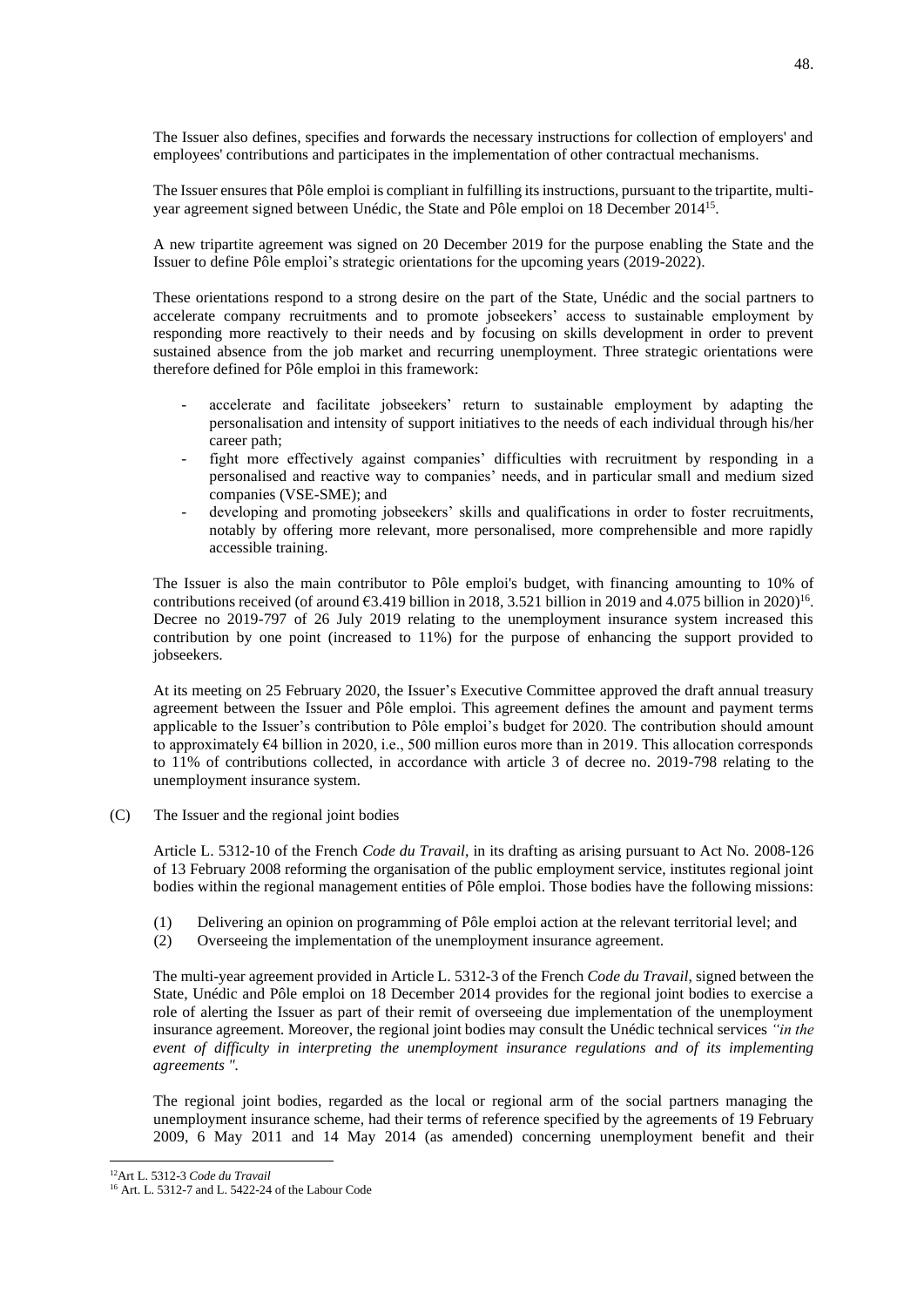The Issuer also defines, specifies and forwards the necessary instructions for collection of employers' and employees' contributions and participates in the implementation of other contractual mechanisms.

The Issuer ensures that Pôle emploi is compliant in fulfilling its instructions, pursuant to the tripartite, multi-year agreement signed between Unédic, the State and Pôle emploi on 18 December 2014[15].

A new tripartite agreement was signed on 20 December 2019 for the purpose enabling the State and the Issuer to define Pôle emploi's strategic orientations for the upcoming years (2019-2022).

These orientations respond to a strong desire on the part of the State, Unédic and the social partners to accelerate company recruitments and to promote jobseekers' access to sustainable employment by responding more reactively to their needs and by focusing on skills development in order to prevent sustained absence from the job market and recurring unemployment. Three strategic orientations were therefore defined for Pôle emploi in this framework:

- accelerate and facilitate jobseekers' return to sustainable employment by adapting the personalisation and intensity of support initiatives to the needs of each individual through his/her career path;
- fight more effectively against companies' difficulties with recruitment by responding in a personalised and reactive way to companies' needs, and in particular small and medium sized companies (VSE-SME); and
- developing and promoting jobseekers' skills and qualifications in order to foster recruitments, notably by offering more relevant, more personalised, more comprehensible and more rapidly accessible training.

The Issuer is also the main contributor to Pôle emploi's budget, with financing amounting to 10% of contributions received (of around €3.419 billion in 2018, 3.521 billion in 2019 and 4.075 billion in 2020)[16]. Decree no 2019-797 of 26 July 2019 relating to the unemployment insurance system increased this contribution by one point (increased to 11%) for the purpose of enhancing the support provided to jobseekers.

At its meeting on 25 February 2020, the Issuer's Executive Committee approved the draft annual treasury agreement between the Issuer and Pôle emploi. This agreement defines the amount and payment terms applicable to the Issuer's contribution to Pôle emploi's budget for 2020. The contribution should amount to approximately €4 billion in 2020, i.e., 500 million euros more than in 2019. This allocation corresponds to 11% of contributions collected, in accordance with article 3 of decree no. 2019-798 relating to the unemployment insurance system.

(C) The Issuer and the regional joint bodies

Article L. 5312-10 of the French *Code du Travail*, in its drafting as arising pursuant to Act No. 2008-126 of 13 February 2008 reforming the organisation of the public employment service, institutes regional joint bodies within the regional management entities of Pôle emploi. Those bodies have the following missions:

(1) Delivering an opinion on programming of Pôle emploi action at the relevant territorial level; and
(2) Overseeing the implementation of the unemployment insurance agreement.

The multi-year agreement provided in Article L. 5312-3 of the French *Code du Travail*, signed between the State, Unédic and Pôle emploi on 18 December 2014 provides for the regional joint bodies to exercise a role of alerting the Issuer as part of their remit of overseeing due implementation of the unemployment insurance agreement. Moreover, the regional joint bodies may consult the Unédic technical services *"in the event of difficulty in interpreting the unemployment insurance regulations and of its implementing agreements "*.

The regional joint bodies, regarded as the local or regional arm of the social partners managing the unemployment insurance scheme, had their terms of reference specified by the agreements of 19 February 2009, 6 May 2011 and 14 May 2014 (as amended) concerning unemployment benefit and their

[12] Art L. 5312-3 *Code du Travail*

[16] Art. L. 5312-7 and L. 5422-24 of the Labour Code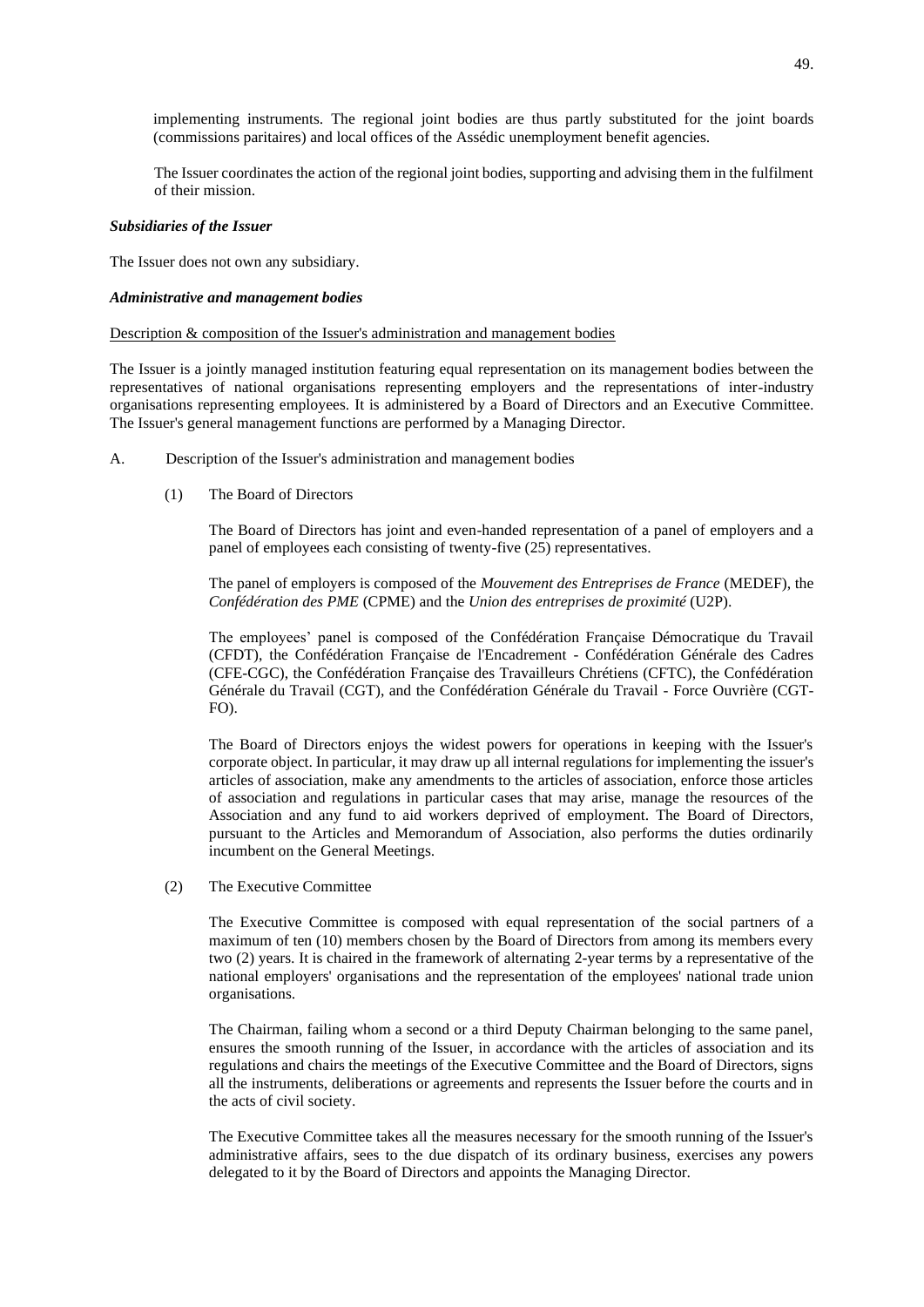implementing instruments. The regional joint bodies are thus partly substituted for the joint boards (commissions paritaires) and local offices of the Assédic unemployment benefit agencies.

The Issuer coordinates the action of the regional joint bodies, supporting and advising them in the fulfilment of their mission.

***Subsidiaries of the Issuer***

The Issuer does not own any subsidiary.

***Administrative and management bodies***

Description & composition of the Issuer's administration and management bodies

The Issuer is a jointly managed institution featuring equal representation on its management bodies between the representatives of national organisations representing employers and the representations of inter-industry organisations representing employees. It is administered by a Board of Directors and an Executive Committee. The Issuer's general management functions are performed by a Managing Director.

A. Description of the Issuer's administration and management bodies

(1) The Board of Directors

The Board of Directors has joint and even-handed representation of a panel of employers and a panel of employees each consisting of twenty-five (25) representatives.

The panel of employers is composed of the *Mouvement des Entreprises de France* (MEDEF), the *Confédération des PME* (CPME) and the *Union des entreprises de proximité* (U2P).

The employees' panel is composed of the Confédération Française Démocratique du Travail (CFDT), the Confédération Française de l'Encadrement - Confédération Générale des Cadres (CFE-CGC), the Confédération Française des Travailleurs Chrétiens (CFTC), the Confédération Générale du Travail (CGT), and the Confédération Générale du Travail - Force Ouvrière (CGT-FO).

The Board of Directors enjoys the widest powers for operations in keeping with the Issuer's corporate object. In particular, it may draw up all internal regulations for implementing the issuer's articles of association, make any amendments to the articles of association, enforce those articles of association and regulations in particular cases that may arise, manage the resources of the Association and any fund to aid workers deprived of employment. The Board of Directors, pursuant to the Articles and Memorandum of Association, also performs the duties ordinarily incumbent on the General Meetings.

(2) The Executive Committee

The Executive Committee is composed with equal representation of the social partners of a maximum of ten (10) members chosen by the Board of Directors from among its members every two (2) years. It is chaired in the framework of alternating 2-year terms by a representative of the national employers' organisations and the representation of the employees' national trade union organisations.

The Chairman, failing whom a second or a third Deputy Chairman belonging to the same panel, ensures the smooth running of the Issuer, in accordance with the articles of association and its regulations and chairs the meetings of the Executive Committee and the Board of Directors, signs all the instruments, deliberations or agreements and represents the Issuer before the courts and in the acts of civil society.

The Executive Committee takes all the measures necessary for the smooth running of the Issuer's administrative affairs, sees to the due dispatch of its ordinary business, exercises any powers delegated to it by the Board of Directors and appoints the Managing Director.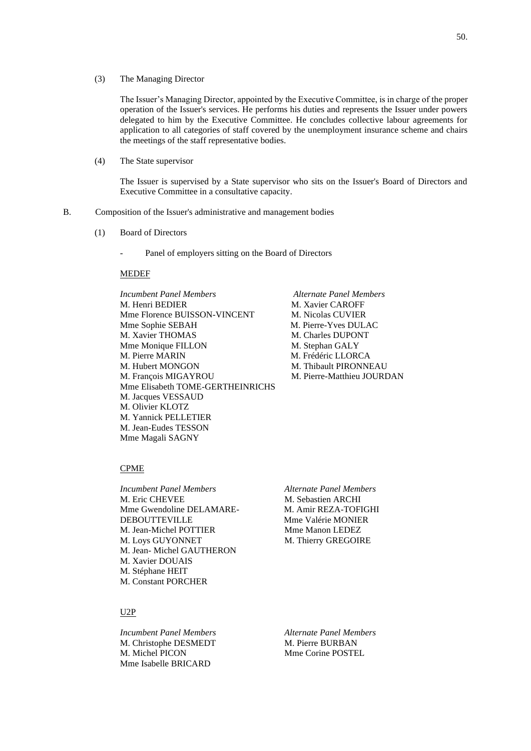(3) The Managing Director

The Issuer's Managing Director, appointed by the Executive Committee, is in charge of the proper operation of the Issuer's services. He performs his duties and represents the Issuer under powers delegated to him by the Executive Committee. He concludes collective labour agreements for application to all categories of staff covered by the unemployment insurance scheme and chairs the meetings of the staff representative bodies.

(4) The State supervisor

The Issuer is supervised by a State supervisor who sits on the Issuer's Board of Directors and Executive Committee in a consultative capacity.

B. Composition of the Issuer's administrative and management bodies

(1) Board of Directors

- Panel of employers sitting on the Board of Directors

<u>MEDEF</u>

| *Incumbent Panel Members* | *Alternate Panel Members* |
|---|---|
| M. Henri BEDIER | M. Xavier CAROFF |
| Mme Florence BUISSON-VINCENT | M. Nicolas CUVIER |
| Mme Sophie SEBAH | M. Pierre-Yves DULAC |
| M. Xavier THOMAS | M. Charles DUPONT |
| Mme Monique FILLON | M. Stephan GALY |
| M. Pierre MARIN | M. Frédéric LLORCA |
| M. Hubert MONGON | M. Thibault PIRONNEAU |
| M. François MIGAYROU | M. Pierre-Matthieu JOURDAN |
| Mme Elisabeth TOME-GERTHEINRICHS | |
| M. Jacques VESSAUD | |
| M. Olivier KLOTZ | |
| M. Yannick PELLETIER | |
| M. Jean-Eudes TESSON | |
| Mme Magali SAGNY | |

<u>CPME</u>

| *Incumbent Panel Members* | *Alternate Panel Members* |
|---|---|
| M. Eric CHEVEE | M. Sebastien ARCHI |
| Mme Gwendoline DELAMARE-DEBOUTTEVILLE | M. Amir REZA-TOFIGHI |
| M. Jean-Michel POTTIER | Mme Valérie MONIER |
| M. Loys GUYONNET | Mme Manon LEDEZ |
| M. Jean- Michel GAUTHERON | M. Thierry GREGOIRE |
| M. Xavier DOUAIS | |
| M. Stéphane HEIT | |
| M. Constant PORCHER | |

<u>U2P</u>

| *Incumbent Panel Members* | *Alternate Panel Members* |
|---|---|
| M. Christophe DESMEDT | M. Pierre BURBAN |
| M. Michel PICON | Mme Corine POSTEL |
| Mme Isabelle BRICARD | |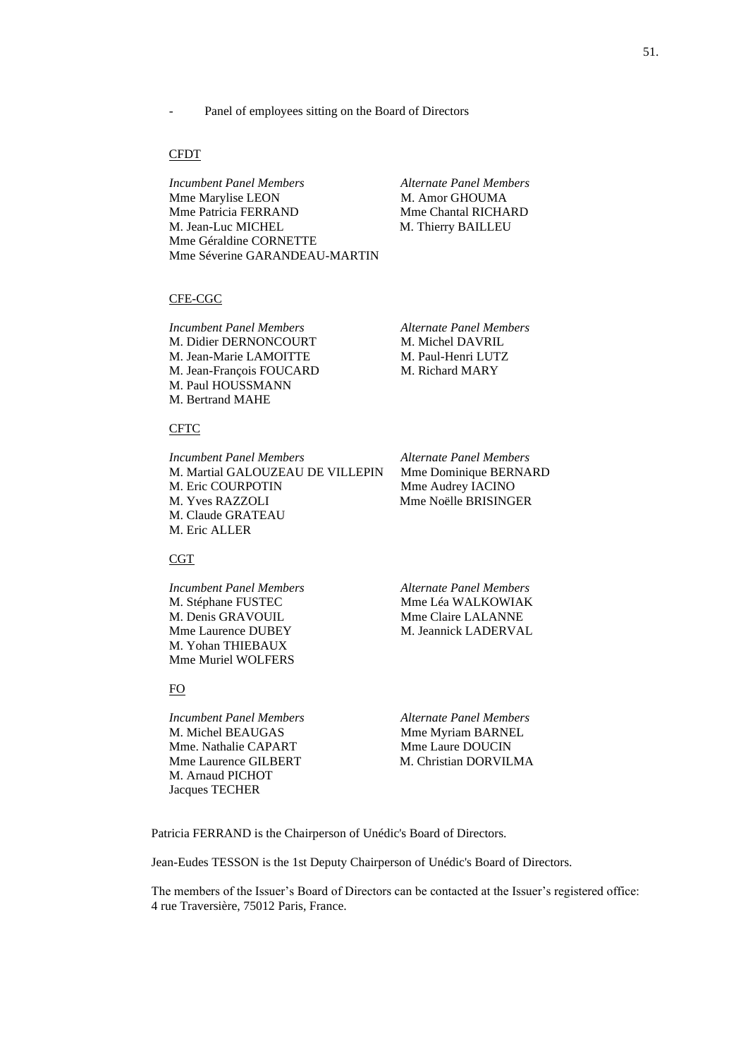- Panel of employees sitting on the Board of Directors

CFDT

| *Incumbent Panel Members* | *Alternate Panel Members* |
|---|---|
| Mme Marylise LEON | M. Amor GHOUMA |
| Mme Patricia FERRAND | Mme Chantal RICHARD |
| M. Jean-Luc MICHEL | M. Thierry BAILLEU |
| Mme Géraldine CORNETTE | |
| Mme Séverine GARANDEAU-MARTIN | |

CFE-CGC

| *Incumbent Panel Members* | *Alternate Panel Members* |
|---|---|
| M. Didier DERNONCOURT | M. Michel DAVRIL |
| M. Jean-Marie LAMOITTE | M. Paul-Henri LUTZ |
| M. Jean-François FOUCARD | M. Richard MARY |
| M. Paul HOUSSMANN | |
| M. Bertrand MAHE | |

CFTC

| *Incumbent Panel Members* | *Alternate Panel Members* |
|---|---|
| M. Martial GALOUZEAU DE VILLEPIN | Mme Dominique BERNARD |
| M. Eric COURPOTIN | Mme Audrey IACINO |
| M. Yves RAZZOLI | Mme Noëlle BRISINGER |
| M. Claude GRATEAU | |
| M. Eric ALLER | |

CGT

| *Incumbent Panel Members* | *Alternate Panel Members* |
|---|---|
| M. Stéphane FUSTEC | Mme Léa WALKOWIAK |
| M. Denis GRAVOUIL | Mme Claire LALANNE |
| Mme Laurence DUBEY | M. Jeannick LADERVAL |
| M. Yohan THIEBAUX | |
| Mme Muriel WOLFERS | |

FO

| *Incumbent Panel Members* | *Alternate Panel Members* |
|---|---|
| M. Michel BEAUGAS | Mme Myriam BARNEL |
| Mme. Nathalie CAPART | Mme Laure DOUCIN |
| Mme Laurence GILBERT | M. Christian DORVILMA |
| M. Arnaud PICHOT | |
| Jacques TECHER | |

Patricia FERRAND is the Chairperson of Unédic's Board of Directors.

Jean-Eudes TESSON is the 1st Deputy Chairperson of Unédic's Board of Directors.

The members of the Issuer's Board of Directors can be contacted at the Issuer's registered office: 4 rue Traversière, 75012 Paris, France.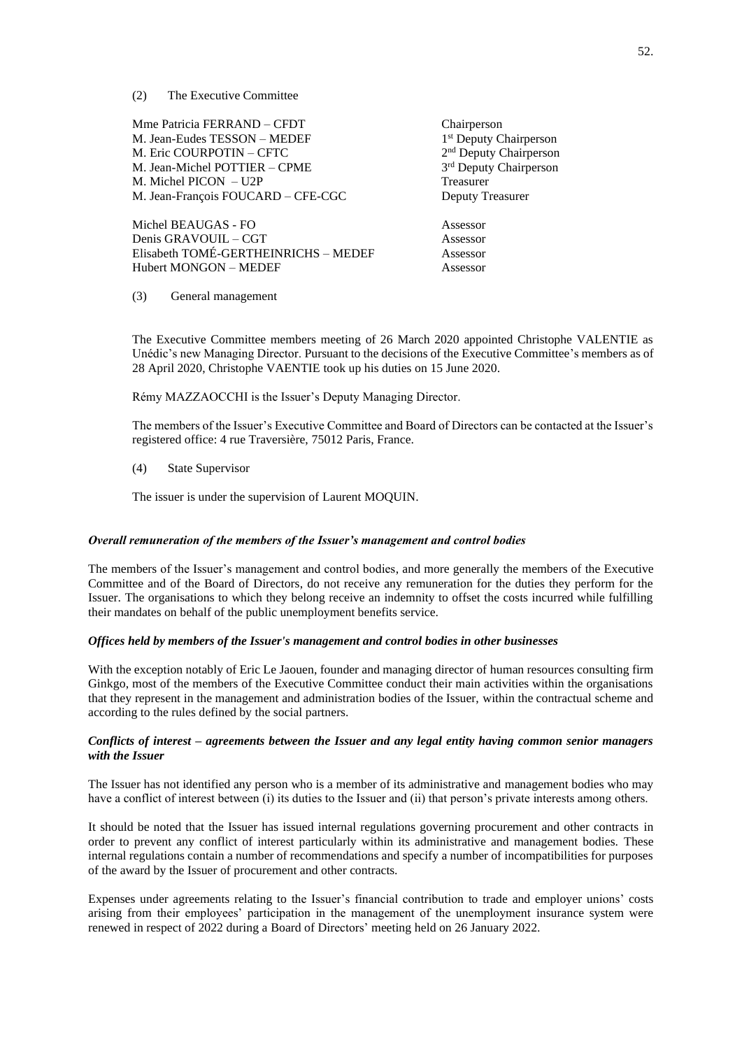(2) The Executive Committee

| | |
|---|---|
| Mme Patricia FERRAND – CFDT | Chairperson |
| M. Jean-Eudes TESSON – MEDEF | 1st Deputy Chairperson |
| M. Eric COURPOTIN – CFTC | 2nd Deputy Chairperson |
| M. Jean-Michel POTTIER – CPME | 3rd Deputy Chairperson |
| M. Michel PICON – U2P | Treasurer |
| M. Jean-François FOUCARD – CFE-CGC | Deputy Treasurer |
| Michel BEAUGAS - FO | Assessor |
| Denis GRAVOUIL – CGT | Assessor |
| Elisabeth TOMÉ-GERTHEINRICHS – MEDEF | Assessor |
| Hubert MONGON – MEDEF | Assessor |

(3) General management

The Executive Committee members meeting of 26 March 2020 appointed Christophe VALENTIE as Unédic's new Managing Director. Pursuant to the decisions of the Executive Committee's members as of 28 April 2020, Christophe VAENTIE took up his duties on 15 June 2020.

Rémy MAZZAOCCHI is the Issuer's Deputy Managing Director.

The members of the Issuer's Executive Committee and Board of Directors can be contacted at the Issuer's registered office: 4 rue Traversière, 75012 Paris, France.

(4) State Supervisor

The issuer is under the supervision of Laurent MOQUIN.

***Overall remuneration of the members of the Issuer's management and control bodies***

The members of the Issuer's management and control bodies, and more generally the members of the Executive Committee and of the Board of Directors, do not receive any remuneration for the duties they perform for the Issuer. The organisations to which they belong receive an indemnity to offset the costs incurred while fulfilling their mandates on behalf of the public unemployment benefits service.

***Offices held by members of the Issuer's management and control bodies in other businesses***

With the exception notably of Eric Le Jaouen, founder and managing director of human resources consulting firm Ginkgo, most of the members of the Executive Committee conduct their main activities within the organisations that they represent in the management and administration bodies of the Issuer, within the contractual scheme and according to the rules defined by the social partners.

***Conflicts of interest – agreements between the Issuer and any legal entity having common senior managers with the Issuer***

The Issuer has not identified any person who is a member of its administrative and management bodies who may have a conflict of interest between (i) its duties to the Issuer and (ii) that person's private interests among others.

It should be noted that the Issuer has issued internal regulations governing procurement and other contracts in order to prevent any conflict of interest particularly within its administrative and management bodies. These internal regulations contain a number of recommendations and specify a number of incompatibilities for purposes of the award by the Issuer of procurement and other contracts.

Expenses under agreements relating to the Issuer's financial contribution to trade and employer unions' costs arising from their employees' participation in the management of the unemployment insurance system were renewed in respect of 2022 during a Board of Directors' meeting held on 26 January 2022.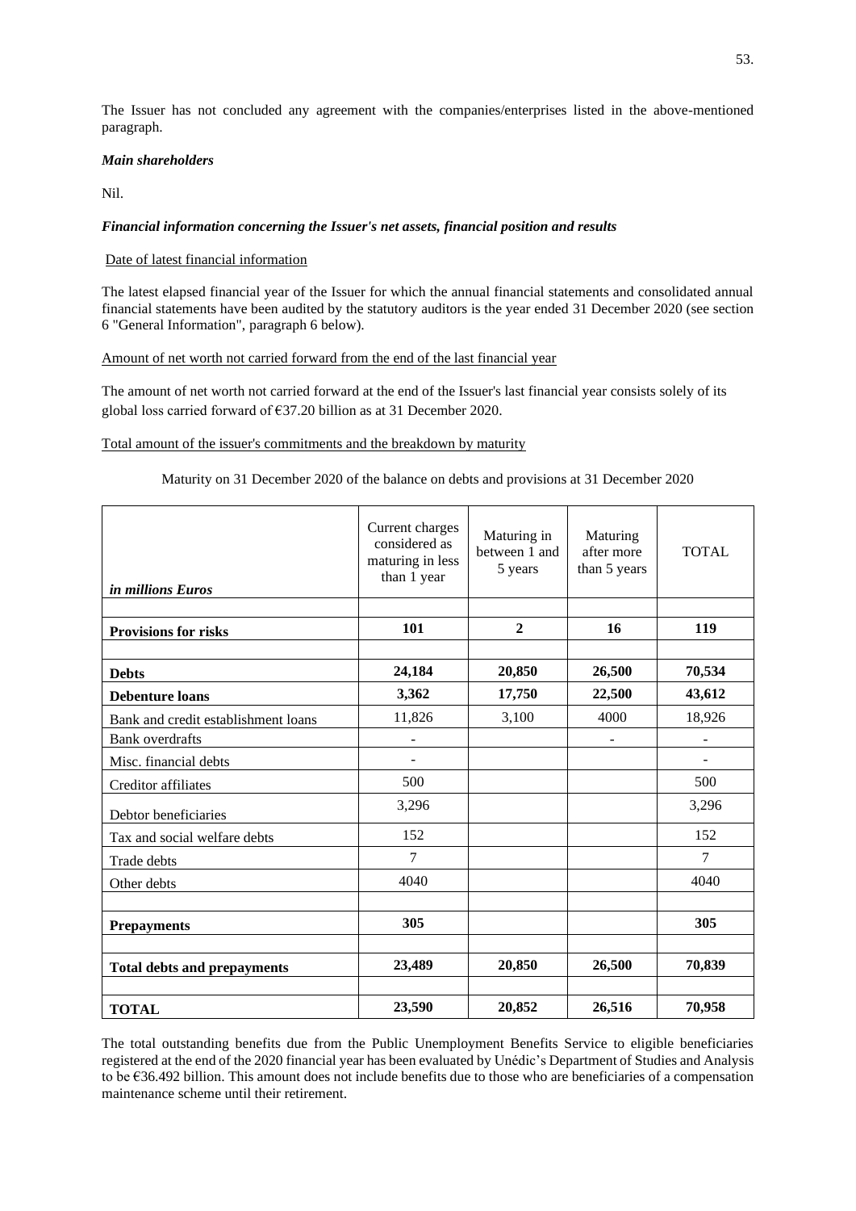The Issuer has not concluded any agreement with the companies/enterprises listed in the above-mentioned paragraph.

***Main shareholders***

Nil.

***Financial information concerning the Issuer's net assets, financial position and results***

Date of latest financial information

The latest elapsed financial year of the Issuer for which the annual financial statements and consolidated annual financial statements have been audited by the statutory auditors is the year ended 31 December 2020 (see section 6 "General Information", paragraph 6 below).

Amount of net worth not carried forward from the end of the last financial year

The amount of net worth not carried forward at the end of the Issuer's last financial year consists solely of its global loss carried forward of €37.20 billion as at 31 December 2020.

Total amount of the issuer's commitments and the breakdown by maturity

Maturity on 31 December 2020 of the balance on debts and provisions at 31 December 2020

| *in millions Euros* | Current charges considered as maturing in less than 1 year | Maturing in between 1 and 5 years | Maturing after more than 5 years | TOTAL |
|---|---|---|---|---|
| **Provisions for risks** | **101** | **2** | **16** | **119** |
| **Debts** | **24,184** | **20,850** | **26,500** | **70,534** |
| **Debenture loans** | **3,362** | **17,750** | **22,500** | **43,612** |
| Bank and credit establishment loans | 11,826 | 3,100 | 4000 | 18,926 |
| Bank overdrafts | - | | - | - |
| Misc. financial debts | - | | | - |
| Creditor affiliates | 500 | | | 500 |
| Debtor beneficiaries | 3,296 | | | 3,296 |
| Tax and social welfare debts | 152 | | | 152 |
| Trade debts | 7 | | | 7 |
| Other debts | 4040 | | | 4040 |
| **Prepayments** | **305** | | | **305** |
| **Total debts and prepayments** | **23,489** | **20,850** | **26,500** | **70,839** |
| **TOTAL** | **23,590** | **20,852** | **26,516** | **70,958** |

The total outstanding benefits due from the Public Unemployment Benefits Service to eligible beneficiaries registered at the end of the 2020 financial year has been evaluated by Unédic's Department of Studies and Analysis to be €36.492 billion. This amount does not include benefits due to those who are beneficiaries of a compensation maintenance scheme until their retirement.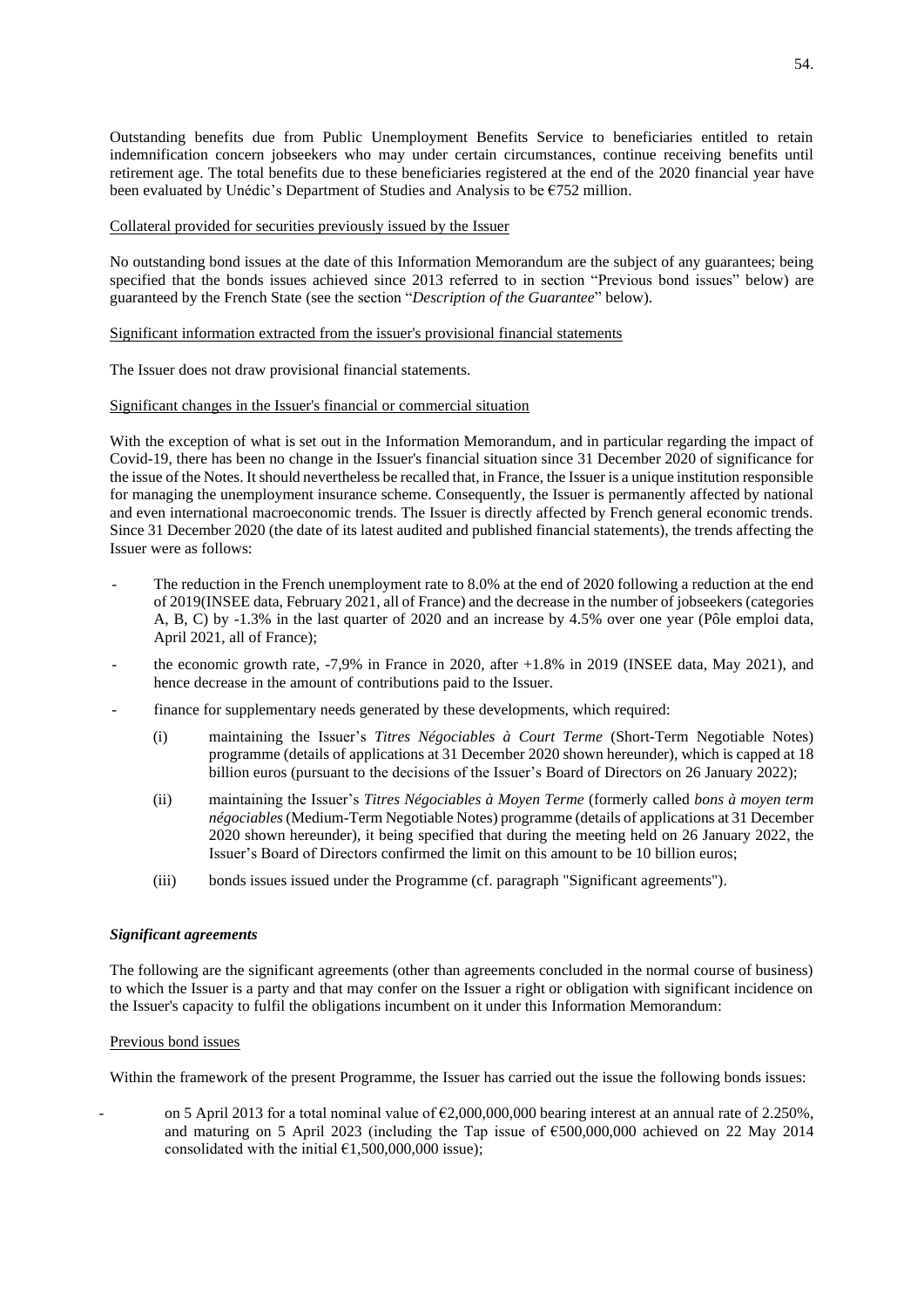Outstanding benefits due from Public Unemployment Benefits Service to beneficiaries entitled to retain indemnification concern jobseekers who may under certain circumstances, continue receiving benefits until retirement age. The total benefits due to these beneficiaries registered at the end of the 2020 financial year have been evaluated by Unédic's Department of Studies and Analysis to be €752 million.

Collateral provided for securities previously issued by the Issuer

No outstanding bond issues at the date of this Information Memorandum are the subject of any guarantees; being specified that the bonds issues achieved since 2013 referred to in section "Previous bond issues" below) are guaranteed by the French State (see the section "*Description of the Guarantee*" below).

Significant information extracted from the issuer's provisional financial statements

The Issuer does not draw provisional financial statements.

Significant changes in the Issuer's financial or commercial situation

With the exception of what is set out in the Information Memorandum, and in particular regarding the impact of Covid-19, there has been no change in the Issuer's financial situation since 31 December 2020 of significance for the issue of the Notes. It should nevertheless be recalled that, in France, the Issuer is a unique institution responsible for managing the unemployment insurance scheme. Consequently, the Issuer is permanently affected by national and even international macroeconomic trends. The Issuer is directly affected by French general economic trends. Since 31 December 2020 (the date of its latest audited and published financial statements), the trends affecting the Issuer were as follows:

- The reduction in the French unemployment rate to 8.0% at the end of 2020 following a reduction at the end of 2019(INSEE data, February 2021, all of France) and the decrease in the number of jobseekers (categories A, B, C) by -1.3% in the last quarter of 2020 and an increase by 4.5% over one year (Pôle emploi data, April 2021, all of France);
- the economic growth rate, -7,9% in France in 2020, after +1.8% in 2019 (INSEE data, May 2021), and hence decrease in the amount of contributions paid to the Issuer.
- finance for supplementary needs generated by these developments, which required:
  (i) maintaining the Issuer's *Titres Négociables à Court Terme* (Short-Term Negotiable Notes) programme (details of applications at 31 December 2020 shown hereunder), which is capped at 18 billion euros (pursuant to the decisions of the Issuer's Board of Directors on 26 January 2022);
  (ii) maintaining the Issuer's *Titres Négociables à Moyen Terme* (formerly called *bons à moyen term négociables* (Medium-Term Negotiable Notes) programme (details of applications at 31 December 2020 shown hereunder), it being specified that during the meeting held on 26 January 2022, the Issuer's Board of Directors confirmed the limit on this amount to be 10 billion euros;
  (iii) bonds issues issued under the Programme (cf. paragraph "Significant agreements").

***Significant agreements***

The following are the significant agreements (other than agreements concluded in the normal course of business) to which the Issuer is a party and that may confer on the Issuer a right or obligation with significant incidence on the Issuer's capacity to fulfil the obligations incumbent on it under this Information Memorandum:

Previous bond issues

Within the framework of the present Programme, the Issuer has carried out the issue the following bonds issues:

- on 5 April 2013 for a total nominal value of €2,000,000,000 bearing interest at an annual rate of 2.250%, and maturing on 5 April 2023 (including the Tap issue of €500,000,000 achieved on 22 May 2014 consolidated with the initial €1,500,000,000 issue);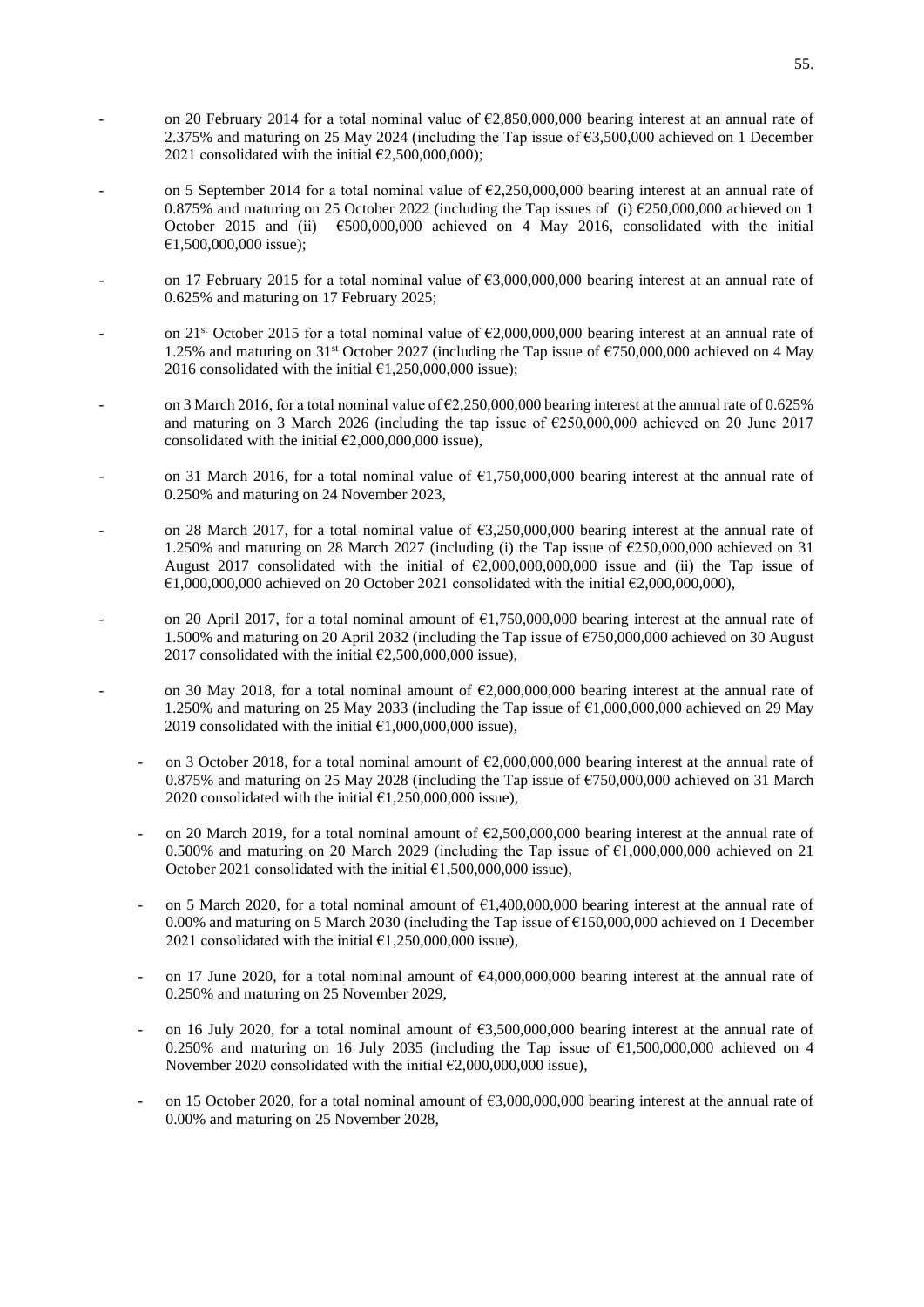- on 20 February 2014 for a total nominal value of €2,850,000,000 bearing interest at an annual rate of 2.375% and maturing on 25 May 2024 (including the Tap issue of €3,500,000 achieved on 1 December 2021 consolidated with the initial €2,500,000,000);

- on 5 September 2014 for a total nominal value of €2,250,000,000 bearing interest at an annual rate of 0.875% and maturing on 25 October 2022 (including the Tap issues of (i) €250,000,000 achieved on 1 October 2015 and (ii) €500,000,000 achieved on 4 May 2016, consolidated with the initial €1,500,000,000 issue);

- on 17 February 2015 for a total nominal value of €3,000,000,000 bearing interest at an annual rate of 0.625% and maturing on 17 February 2025;

- on 21st October 2015 for a total nominal value of €2,000,000,000 bearing interest at an annual rate of 1.25% and maturing on 31st October 2027 (including the Tap issue of €750,000,000 achieved on 4 May 2016 consolidated with the initial €1,250,000,000 issue);

- on 3 March 2016, for a total nominal value of €2,250,000,000 bearing interest at the annual rate of 0.625% and maturing on 3 March 2026 (including the tap issue of €250,000,000 achieved on 20 June 2017 consolidated with the initial €2,000,000,000 issue),

- on 31 March 2016, for a total nominal value of €1,750,000,000 bearing interest at the annual rate of 0.250% and maturing on 24 November 2023,

- on 28 March 2017, for a total nominal value of €3,250,000,000 bearing interest at the annual rate of 1.250% and maturing on 28 March 2027 (including (i) the Tap issue of €250,000,000 achieved on 31 August 2017 consolidated with the initial of €2,000,000,000,000 issue and (ii) the Tap issue of €1,000,000,000 achieved on 20 October 2021 consolidated with the initial €2,000,000,000),

- on 20 April 2017, for a total nominal amount of €1,750,000,000 bearing interest at the annual rate of 1.500% and maturing on 20 April 2032 (including the Tap issue of €750,000,000 achieved on 30 August 2017 consolidated with the initial €2,500,000,000 issue),

- on 30 May 2018, for a total nominal amount of €2,000,000,000 bearing interest at the annual rate of 1.250% and maturing on 25 May 2033 (including the Tap issue of €1,000,000,000 achieved on 29 May 2019 consolidated with the initial €1,000,000,000 issue),

- on 3 October 2018, for a total nominal amount of €2,000,000,000 bearing interest at the annual rate of 0.875% and maturing on 25 May 2028 (including the Tap issue of €750,000,000 achieved on 31 March 2020 consolidated with the initial €1,250,000,000 issue),

- on 20 March 2019, for a total nominal amount of €2,500,000,000 bearing interest at the annual rate of 0.500% and maturing on 20 March 2029 (including the Tap issue of €1,000,000,000 achieved on 21 October 2021 consolidated with the initial €1,500,000,000 issue),

- on 5 March 2020, for a total nominal amount of €1,400,000,000 bearing interest at the annual rate of 0.00% and maturing on 5 March 2030 (including the Tap issue of €150,000,000 achieved on 1 December 2021 consolidated with the initial €1,250,000,000 issue),

- on 17 June 2020, for a total nominal amount of €4,000,000,000 bearing interest at the annual rate of 0.250% and maturing on 25 November 2029,

- on 16 July 2020, for a total nominal amount of €3,500,000,000 bearing interest at the annual rate of 0.250% and maturing on 16 July 2035 (including the Tap issue of €1,500,000,000 achieved on 4 November 2020 consolidated with the initial €2,000,000,000 issue),

- on 15 October 2020, for a total nominal amount of €3,000,000,000 bearing interest at the annual rate of 0.00% and maturing on 25 November 2028,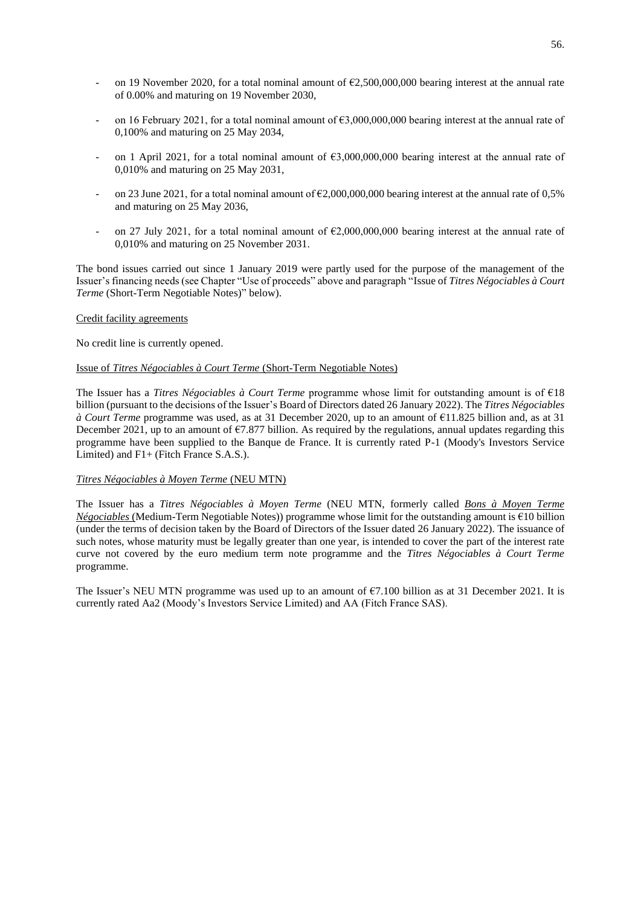- on 19 November 2020, for a total nominal amount of €2,500,000,000 bearing interest at the annual rate of 0.00% and maturing on 19 November 2030,

- on 16 February 2021, for a total nominal amount of €3,000,000,000 bearing interest at the annual rate of 0,100% and maturing on 25 May 2034,

- on 1 April 2021, for a total nominal amount of €3,000,000,000 bearing interest at the annual rate of 0,010% and maturing on 25 May 2031,

- on 23 June 2021, for a total nominal amount of €2,000,000,000 bearing interest at the annual rate of 0,5% and maturing on 25 May 2036,

- on 27 July 2021, for a total nominal amount of €2,000,000,000 bearing interest at the annual rate of 0,010% and maturing on 25 November 2031.

The bond issues carried out since 1 January 2019 were partly used for the purpose of the management of the Issuer's financing needs (see Chapter "Use of proceeds" above and paragraph "Issue of *Titres Négociables à Court Terme* (Short-Term Negotiable Notes)" below).

Credit facility agreements

No credit line is currently opened.

Issue of *Titres Négociables à Court Terme* (Short-Term Negotiable Notes)

The Issuer has a *Titres Négociables à Court Terme* programme whose limit for outstanding amount is of €18 billion (pursuant to the decisions of the Issuer's Board of Directors dated 26 January 2022). The *Titres Négociables à Court Terme* programme was used, as at 31 December 2020, up to an amount of €11.825 billion and, as at 31 December 2021, up to an amount of €7.877 billion. As required by the regulations, annual updates regarding this programme have been supplied to the Banque de France. It is currently rated P-1 (Moody's Investors Service Limited) and F1+ (Fitch France S.A.S.).

*Titres Négociables à Moyen Terme* (NEU MTN)

The Issuer has a *Titres Négociables à Moyen Terme* (NEU MTN, formerly called *Bons à Moyen Terme Négociables* (Medium-Term Negotiable Notes)) programme whose limit for the outstanding amount is €10 billion (under the terms of decision taken by the Board of Directors of the Issuer dated 26 January 2022). The issuance of such notes, whose maturity must be legally greater than one year, is intended to cover the part of the interest rate curve not covered by the euro medium term note programme and the *Titres Négociables à Court Terme* programme.

The Issuer's NEU MTN programme was used up to an amount of €7.100 billion as at 31 December 2021. It is currently rated Aa2 (Moody's Investors Service Limited) and AA (Fitch France SAS).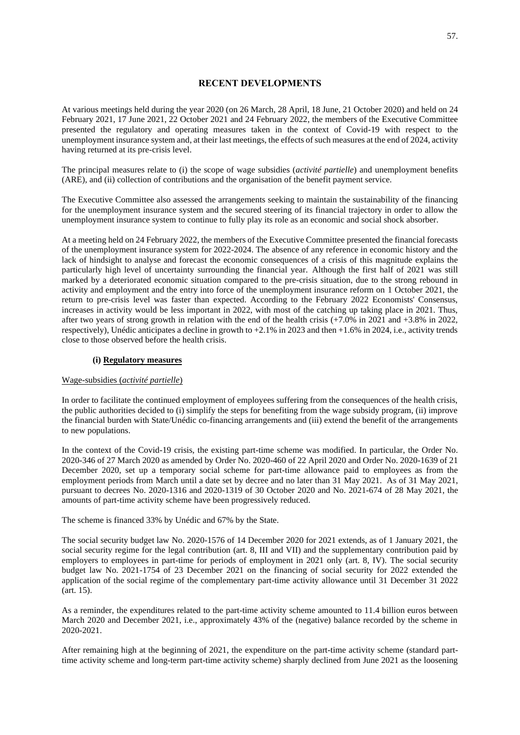# RECENT DEVELOPMENTS

At various meetings held during the year 2020 (on 26 March, 28 April, 18 June, 21 October 2020) and held on 24 February 2021, 17 June 2021, 22 October 2021 and 24 February 2022, the members of the Executive Committee presented the regulatory and operating measures taken in the context of Covid-19 with respect to the unemployment insurance system and, at their last meetings, the effects of such measures at the end of 2024, activity having returned at its pre-crisis level.

The principal measures relate to (i) the scope of wage subsidies (*activité partielle*) and unemployment benefits (ARE), and (ii) collection of contributions and the organisation of the benefit payment service.

The Executive Committee also assessed the arrangements seeking to maintain the sustainability of the financing for the unemployment insurance system and the secured steering of its financial trajectory in order to allow the unemployment insurance system to continue to fully play its role as an economic and social shock absorber.

At a meeting held on 24 February 2022, the members of the Executive Committee presented the financial forecasts of the unemployment insurance system for 2022-2024. The absence of any reference in economic history and the lack of hindsight to analyse and forecast the economic consequences of a crisis of this magnitude explains the particularly high level of uncertainty surrounding the financial year. Although the first half of 2021 was still marked by a deteriorated economic situation compared to the pre-crisis situation, due to the strong rebound in activity and employment and the entry into force of the unemployment insurance reform on 1 October 2021, the return to pre-crisis level was faster than expected. According to the February 2022 Economists' Consensus, increases in activity would be less important in 2022, with most of the catching up taking place in 2021. Thus, after two years of strong growth in relation with the end of the health crisis (+7.0% in 2021 and +3.8% in 2022, respectively), Unédic anticipates a decline in growth to +2.1% in 2023 and then +1.6% in 2024, i.e., activity trends close to those observed before the health crisis.

### (i) Regulatory measures

Wage-subsidies (*activité partielle*)

In order to facilitate the continued employment of employees suffering from the consequences of the health crisis, the public authorities decided to (i) simplify the steps for benefiting from the wage subsidy program, (ii) improve the financial burden with State/Unédic co-financing arrangements and (iii) extend the benefit of the arrangements to new populations.

In the context of the Covid-19 crisis, the existing part-time scheme was modified. In particular, the Order No. 2020-346 of 27 March 2020 as amended by Order No. 2020-460 of 22 April 2020 and Order No. 2020-1639 of 21 December 2020, set up a temporary social scheme for part-time allowance paid to employees as from the employment periods from March until a date set by decree and no later than 31 May 2021. As of 31 May 2021, pursuant to decrees No. 2020-1316 and 2020-1319 of 30 October 2020 and No. 2021-674 of 28 May 2021, the amounts of part-time activity scheme have been progressively reduced.

The scheme is financed 33% by Unédic and 67% by the State.

The social security budget law No. 2020-1576 of 14 December 2020 for 2021 extends, as of 1 January 2021, the social security regime for the legal contribution (art. 8, III and VII) and the supplementary contribution paid by employers to employees in part-time for periods of employment in 2021 only (art. 8, IV). The social security budget law No. 2021-1754 of 23 December 2021 on the financing of social security for 2022 extended the application of the social regime of the complementary part-time activity allowance until 31 December 31 2022 (art. 15).

As a reminder, the expenditures related to the part-time activity scheme amounted to 11.4 billion euros between March 2020 and December 2021, i.e., approximately 43% of the (negative) balance recorded by the scheme in 2020-2021.

After remaining high at the beginning of 2021, the expenditure on the part-time activity scheme (standard part-time activity scheme and long-term part-time activity scheme) sharply declined from June 2021 as the loosening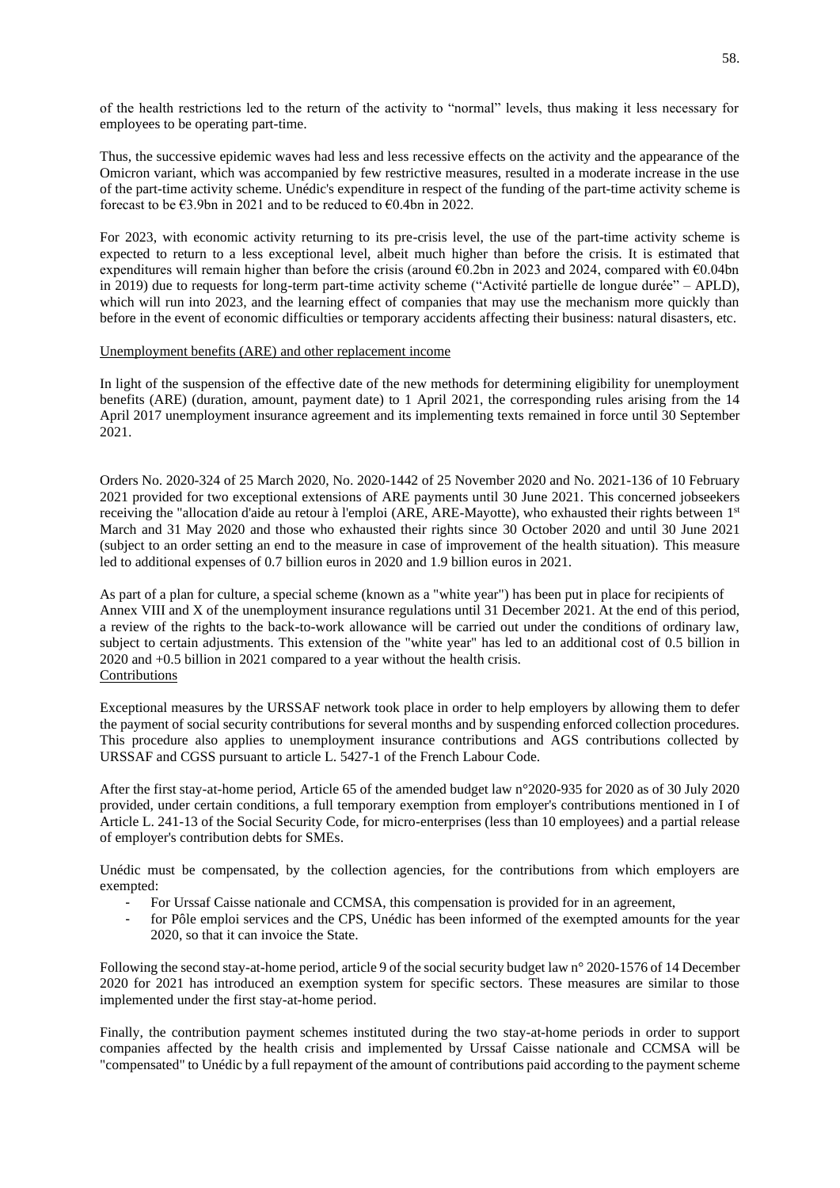of the health restrictions led to the return of the activity to "normal" levels, thus making it less necessary for employees to be operating part-time.

Thus, the successive epidemic waves had less and less recessive effects on the activity and the appearance of the Omicron variant, which was accompanied by few restrictive measures, resulted in a moderate increase in the use of the part-time activity scheme. Unédic's expenditure in respect of the funding of the part-time activity scheme is forecast to be €3.9bn in 2021 and to be reduced to €0.4bn in 2022.

For 2023, with economic activity returning to its pre-crisis level, the use of the part-time activity scheme is expected to return to a less exceptional level, albeit much higher than before the crisis. It is estimated that expenditures will remain higher than before the crisis (around €0.2bn in 2023 and 2024, compared with €0.04bn in 2019) due to requests for long-term part-time activity scheme ("Activité partielle de longue durée" – APLD), which will run into 2023, and the learning effect of companies that may use the mechanism more quickly than before in the event of economic difficulties or temporary accidents affecting their business: natural disasters, etc.

Unemployment benefits (ARE) and other replacement income

In light of the suspension of the effective date of the new methods for determining eligibility for unemployment benefits (ARE) (duration, amount, payment date) to 1 April 2021, the corresponding rules arising from the 14 April 2017 unemployment insurance agreement and its implementing texts remained in force until 30 September 2021.

Orders No. 2020-324 of 25 March 2020, No. 2020-1442 of 25 November 2020 and No. 2021-136 of 10 February 2021 provided for two exceptional extensions of ARE payments until 30 June 2021. This concerned jobseekers receiving the "allocation d'aide au retour à l'emploi (ARE, ARE-Mayotte), who exhausted their rights between 1st March and 31 May 2020 and those who exhausted their rights since 30 October 2020 and until 30 June 2021 (subject to an order setting an end to the measure in case of improvement of the health situation). This measure led to additional expenses of 0.7 billion euros in 2020 and 1.9 billion euros in 2021.

As part of a plan for culture, a special scheme (known as a "white year") has been put in place for recipients of Annex VIII and X of the unemployment insurance regulations until 31 December 2021. At the end of this period, a review of the rights to the back-to-work allowance will be carried out under the conditions of ordinary law, subject to certain adjustments. This extension of the "white year" has led to an additional cost of 0.5 billion in 2020 and +0.5 billion in 2021 compared to a year without the health crisis.

Contributions

Exceptional measures by the URSSAF network took place in order to help employers by allowing them to defer the payment of social security contributions for several months and by suspending enforced collection procedures. This procedure also applies to unemployment insurance contributions and AGS contributions collected by URSSAF and CGSS pursuant to article L. 5427-1 of the French Labour Code.

After the first stay-at-home period, Article 65 of the amended budget law n°2020-935 for 2020 as of 30 July 2020 provided, under certain conditions, a full temporary exemption from employer's contributions mentioned in I of Article L. 241-13 of the Social Security Code, for micro-enterprises (less than 10 employees) and a partial release of employer's contribution debts for SMEs.

Unédic must be compensated, by the collection agencies, for the contributions from which employers are exempted:

- For Urssaf Caisse nationale and CCMSA, this compensation is provided for in an agreement,
- for Pôle emploi services and the CPS, Unédic has been informed of the exempted amounts for the year 2020, so that it can invoice the State.

Following the second stay-at-home period, article 9 of the social security budget law n° 2020-1576 of 14 December 2020 for 2021 has introduced an exemption system for specific sectors. These measures are similar to those implemented under the first stay-at-home period.

Finally, the contribution payment schemes instituted during the two stay-at-home periods in order to support companies affected by the health crisis and implemented by Urssaf Caisse nationale and CCMSA will be "compensated" to Unédic by a full repayment of the amount of contributions paid according to the payment scheme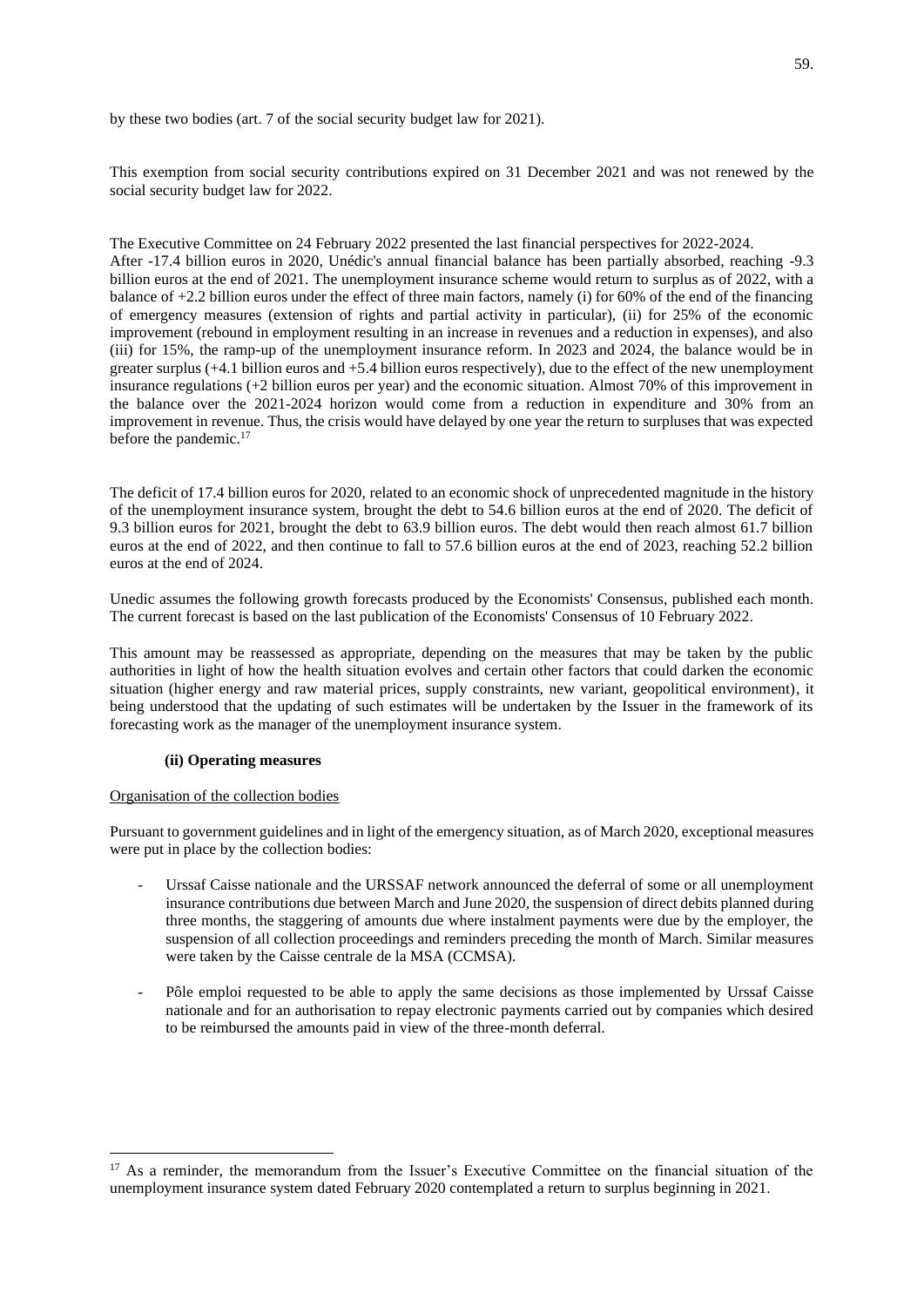by these two bodies (art. 7 of the social security budget law for 2021).

This exemption from social security contributions expired on 31 December 2021 and was not renewed by the social security budget law for 2022.

The Executive Committee on 24 February 2022 presented the last financial perspectives for 2022-2024.
After -17.4 billion euros in 2020, Unédic's annual financial balance has been partially absorbed, reaching -9.3 billion euros at the end of 2021. The unemployment insurance scheme would return to surplus as of 2022, with a balance of +2.2 billion euros under the effect of three main factors, namely (i) for 60% of the end of the financing of emergency measures (extension of rights and partial activity in particular), (ii) for 25% of the economic improvement (rebound in employment resulting in an increase in revenues and a reduction in expenses), and also (iii) for 15%, the ramp-up of the unemployment insurance reform. In 2023 and 2024, the balance would be in greater surplus (+4.1 billion euros and +5.4 billion euros respectively), due to the effect of the new unemployment insurance regulations (+2 billion euros per year) and the economic situation. Almost 70% of this improvement in the balance over the 2021-2024 horizon would come from a reduction in expenditure and 30% from an improvement in revenue. Thus, the crisis would have delayed by one year the return to surpluses that was expected before the pandemic.[17]

The deficit of 17.4 billion euros for 2020, related to an economic shock of unprecedented magnitude in the history of the unemployment insurance system, brought the debt to 54.6 billion euros at the end of 2020. The deficit of 9.3 billion euros for 2021, brought the debt to 63.9 billion euros. The debt would then reach almost 61.7 billion euros at the end of 2022, and then continue to fall to 57.6 billion euros at the end of 2023, reaching 52.2 billion euros at the end of 2024.

Unedic assumes the following growth forecasts produced by the Economists' Consensus, published each month. The current forecast is based on the last publication of the Economists' Consensus of 10 February 2022.

This amount may be reassessed as appropriate, depending on the measures that may be taken by the public authorities in light of how the health situation evolves and certain other factors that could darken the economic situation (higher energy and raw material prices, supply constraints, new variant, geopolitical environment), it being understood that the updating of such estimates will be undertaken by the Issuer in the framework of its forecasting work as the manager of the unemployment insurance system.

**(ii) Operating measures**

Organisation of the collection bodies

Pursuant to government guidelines and in light of the emergency situation, as of March 2020, exceptional measures were put in place by the collection bodies:

- Urssaf Caisse nationale and the URSSAF network announced the deferral of some or all unemployment insurance contributions due between March and June 2020, the suspension of direct debits planned during three months, the staggering of amounts due where instalment payments were due by the employer, the suspension of all collection proceedings and reminders preceding the month of March. Similar measures were taken by the Caisse centrale de la MSA (CCMSA).

- Pôle emploi requested to be able to apply the same decisions as those implemented by Urssaf Caisse nationale and for an authorisation to repay electronic payments carried out by companies which desired to be reimbursed the amounts paid in view of the three-month deferral.

[17] As a reminder, the memorandum from the Issuer's Executive Committee on the financial situation of the unemployment insurance system dated February 2020 contemplated a return to surplus beginning in 2021.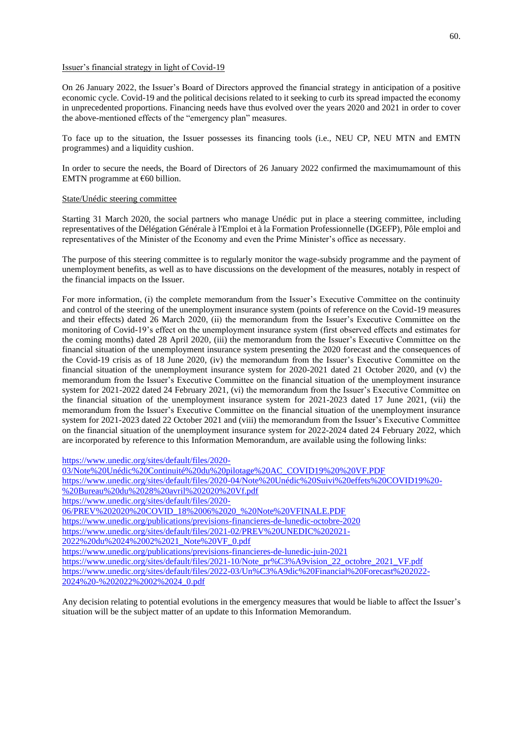Issuer's financial strategy in light of Covid-19

On 26 January 2022, the Issuer's Board of Directors approved the financial strategy in anticipation of a positive economic cycle. Covid-19 and the political decisions related to it seeking to curb its spread impacted the economy in unprecedented proportions. Financing needs have thus evolved over the years 2020 and 2021 in order to cover the above-mentioned effects of the "emergency plan" measures.

To face up to the situation, the Issuer possesses its financing tools (i.e., NEU CP, NEU MTN and EMTN programmes) and a liquidity cushion.

In order to secure the needs, the Board of Directors of 26 January 2022 confirmed the maximumamount of this EMTN programme at €60 billion.

State/Unédic steering committee

Starting 31 March 2020, the social partners who manage Unédic put in place a steering committee, including representatives of the Délégation Générale à l'Emploi et à la Formation Professionnelle (DGEFP), Pôle emploi and representatives of the Minister of the Economy and even the Prime Minister's office as necessary.

The purpose of this steering committee is to regularly monitor the wage-subsidy programme and the payment of unemployment benefits, as well as to have discussions on the development of the measures, notably in respect of the financial impacts on the Issuer.

For more information, (i) the complete memorandum from the Issuer's Executive Committee on the continuity and control of the steering of the unemployment insurance system (points of reference on the Covid-19 measures and their effects) dated 26 March 2020, (ii) the memorandum from the Issuer's Executive Committee on the monitoring of Covid-19's effect on the unemployment insurance system (first observed effects and estimates for the coming months) dated 28 April 2020, (iii) the memorandum from the Issuer's Executive Committee on the financial situation of the unemployment insurance system presenting the 2020 forecast and the consequences of the Covid-19 crisis as of 18 June 2020, (iv) the memorandum from the Issuer's Executive Committee on the financial situation of the unemployment insurance system for 2020-2021 dated 21 October 2020, and (v) the memorandum from the Issuer's Executive Committee on the financial situation of the unemployment insurance system for 2021-2022 dated 24 February 2021, (vi) the memorandum from the Issuer's Executive Committee on the financial situation of the unemployment insurance system for 2021-2023 dated 17 June 2021, (vii) the memorandum from the Issuer's Executive Committee on the financial situation of the unemployment insurance system for 2021-2023 dated 22 October 2021 and (viii) the memorandum from the Issuer's Executive Committee on the financial situation of the unemployment insurance system for 2022-2024 dated 24 February 2022, which are incorporated by reference to this Information Memorandum, are available using the following links:

https://www.unedic.org/sites/default/files/2020-03/Note%20Unédic%20Continuité%20du%20pilotage%20AC_COVID19%20%20VF.PDF
https://www.unedic.org/sites/default/files/2020-04/Note%20Unédic%20Suivi%20effets%20COVID19%20-%20Bureau%20du%2028%20avril%202020%20Vf.pdf
https://www.unedic.org/sites/default/files/2020-06/PREV%202020%20COVID_18%2006%2020_%20Note%20VFINALE.PDF
https://www.unedic.org/publications/previsions-financieres-de-lunedic-octobre-2020
https://www.unedic.org/sites/default/files/2021-02/PREV%20UNEDIC%202021-2022%20du%2024%2002%2021_Note%20VF_0.pdf
https://www.unedic.org/publications/previsions-financieres-de-lunedic-juin-2021
https://www.unedic.org/sites/default/files/2021-10/Note_pr%C3%A9vision_22_octobre_2021_VF.pdf
https://www.unedic.org/sites/default/files/2022-03/Un%C3%A9dic%20Financial%20Forecast%202022-2024%20-%202022%2002%2024_0.pdf

Any decision relating to potential evolutions in the emergency measures that would be liable to affect the Issuer's situation will be the subject matter of an update to this Information Memorandum.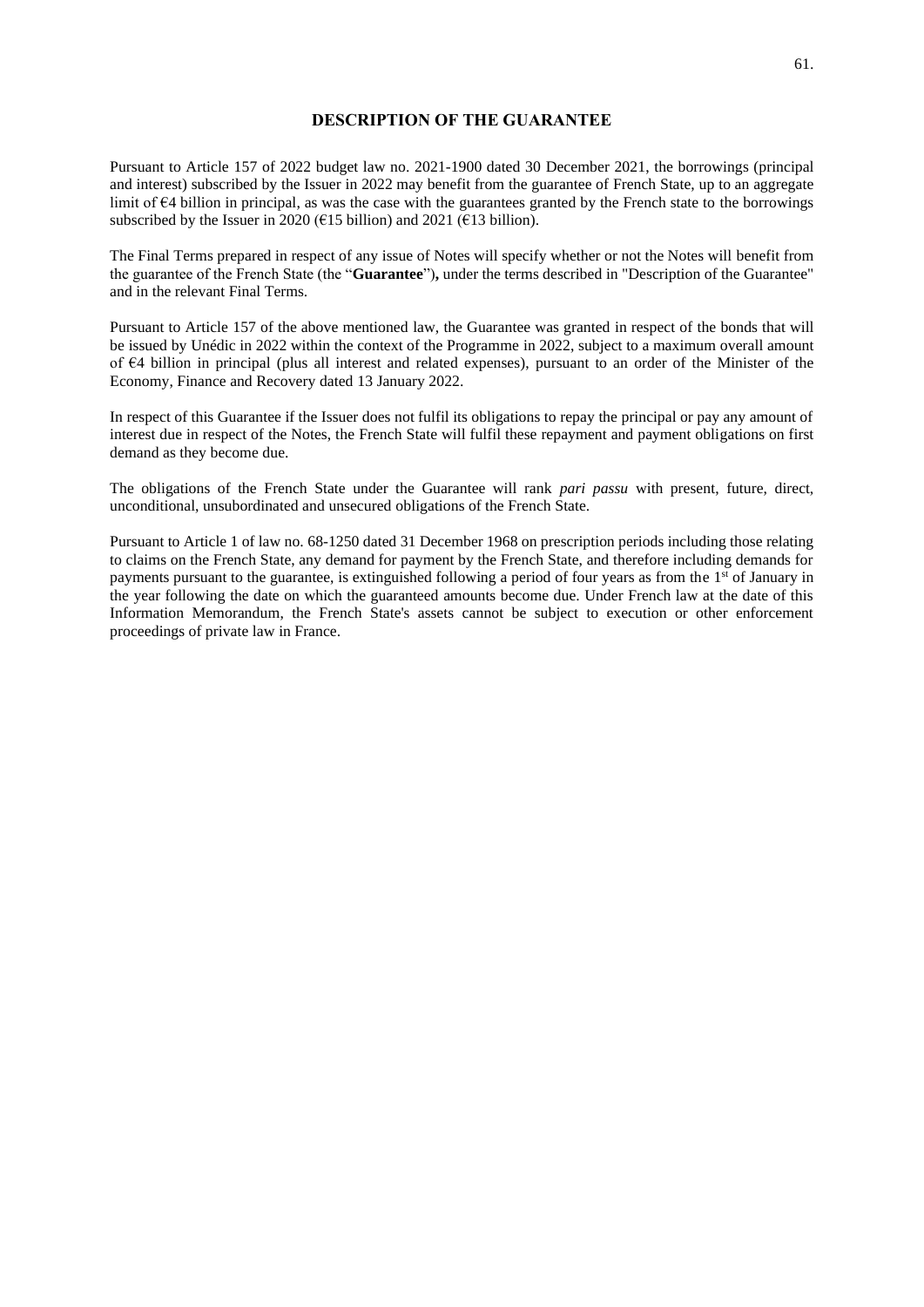## DESCRIPTION OF THE GUARANTEE

Pursuant to Article 157 of 2022 budget law no. 2021-1900 dated 30 December 2021, the borrowings (principal and interest) subscribed by the Issuer in 2022 may benefit from the guarantee of French State, up to an aggregate limit of €4 billion in principal, as was the case with the guarantees granted by the French state to the borrowings subscribed by the Issuer in 2020 (€15 billion) and 2021 (€13 billion).

The Final Terms prepared in respect of any issue of Notes will specify whether or not the Notes will benefit from the guarantee of the French State (the "**Guarantee**"), under the terms described in "Description of the Guarantee" and in the relevant Final Terms.

Pursuant to Article 157 of the above mentioned law, the Guarantee was granted in respect of the bonds that will be issued by Unédic in 2022 within the context of the Programme in 2022, subject to a maximum overall amount of €4 billion in principal (plus all interest and related expenses), pursuant to an order of the Minister of the Economy, Finance and Recovery dated 13 January 2022.

In respect of this Guarantee if the Issuer does not fulfil its obligations to repay the principal or pay any amount of interest due in respect of the Notes, the French State will fulfil these repayment and payment obligations on first demand as they become due.

The obligations of the French State under the Guarantee will rank *pari passu* with present, future, direct, unconditional, unsubordinated and unsecured obligations of the French State.

Pursuant to Article 1 of law no. 68-1250 dated 31 December 1968 on prescription periods including those relating to claims on the French State, any demand for payment by the French State, and therefore including demands for payments pursuant to the guarantee, is extinguished following a period of four years as from the 1st of January in the year following the date on which the guaranteed amounts become due. Under French law at the date of this Information Memorandum, the French State's assets cannot be subject to execution or other enforcement proceedings of private law in France.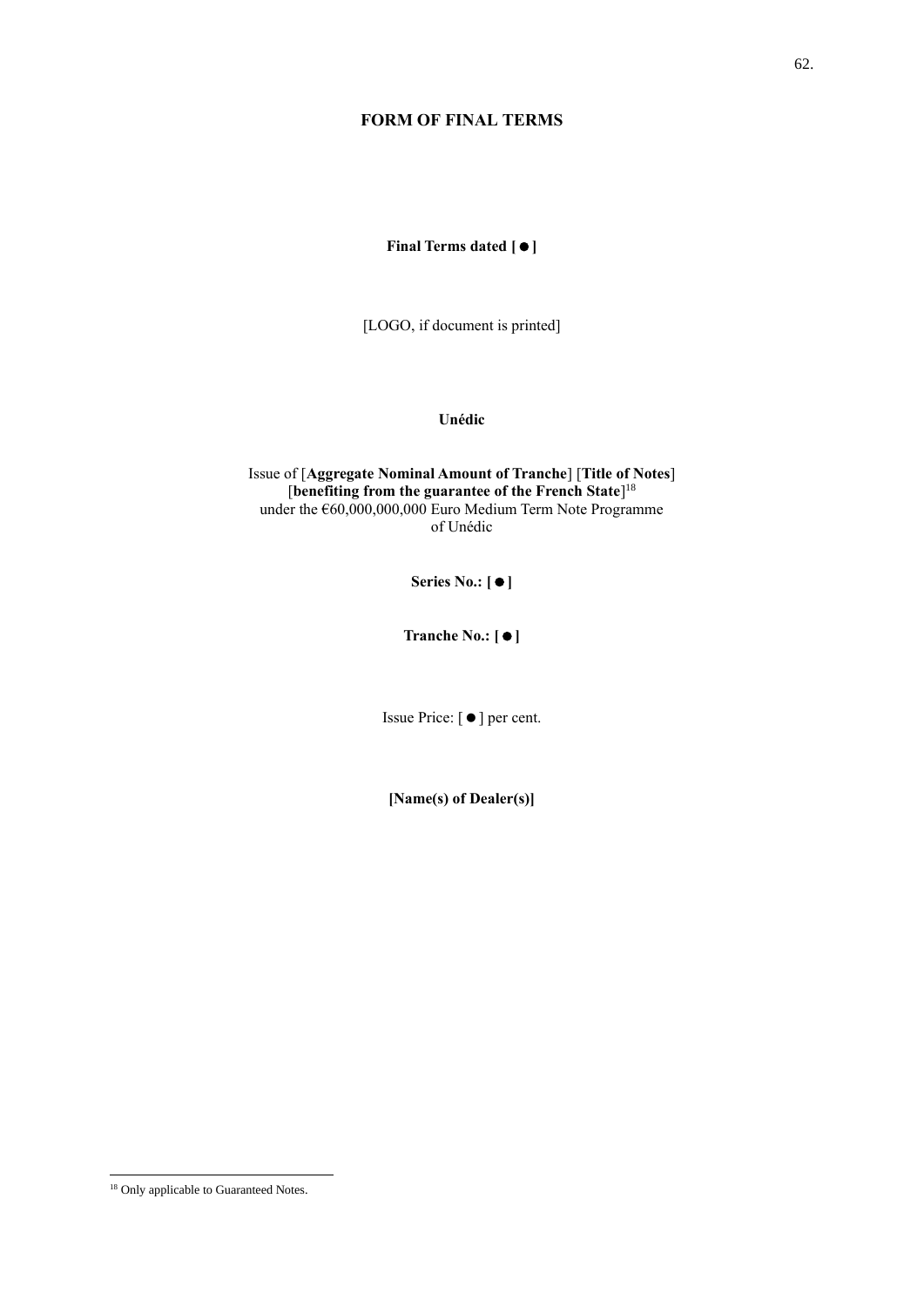# FORM OF FINAL TERMS

**Final Terms dated [●]**

[LOGO, if document is printed]

**Unédic**

Issue of [**Aggregate Nominal Amount of Tranche**] [**Title of Notes**]
[**benefiting from the guarantee of the French State**][18]
under the €60,000,000,000 Euro Medium Term Note Programme
of Unédic

**Series No.: [●]**

**Tranche No.: [●]**

Issue Price: [●] per cent.

**[Name(s) of Dealer(s)]**

---

[18] Only applicable to Guaranteed Notes.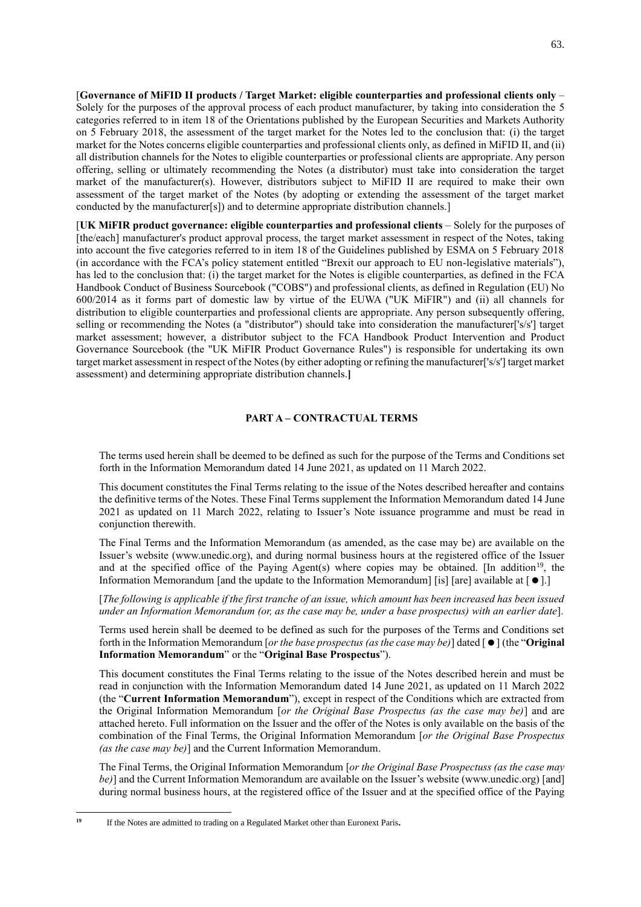[**Governance of MiFID II products / Target Market: eligible counterparties and professional clients only** – Solely for the purposes of the approval process of each product manufacturer, by taking into consideration the 5 categories referred to in item 18 of the Orientations published by the European Securities and Markets Authority on 5 February 2018, the assessment of the target market for the Notes led to the conclusion that: (i) the target market for the Notes concerns eligible counterparties and professional clients only, as defined in MiFID II, and (ii) all distribution channels for the Notes to eligible counterparties or professional clients are appropriate. Any person offering, selling or ultimately recommending the Notes (a distributor) must take into consideration the target market of the manufacturer(s). However, distributors subject to MiFID II are required to make their own assessment of the target market of the Notes (by adopting or extending the assessment of the target market conducted by the manufacturer[s]) and to determine appropriate distribution channels.]

[**UK MiFIR product governance: eligible counterparties and professional clients** – Solely for the purposes of [the/each] manufacturer's product approval process, the target market assessment in respect of the Notes, taking into account the five categories referred to in item 18 of the Guidelines published by ESMA on 5 February 2018 (in accordance with the FCA's policy statement entitled "Brexit our approach to EU non-legislative materials"), has led to the conclusion that: (i) the target market for the Notes is eligible counterparties, as defined in the FCA Handbook Conduct of Business Sourcebook ("COBS") and professional clients, as defined in Regulation (EU) No 600/2014 as it forms part of domestic law by virtue of the EUWA ("UK MiFIR") and (ii) all channels for distribution to eligible counterparties and professional clients are appropriate. Any person subsequently offering, selling or recommending the Notes (a "distributor") should take into consideration the manufacturer['s/s'] target market assessment; however, a distributor subject to the FCA Handbook Product Intervention and Product Governance Sourcebook (the "UK MiFIR Product Governance Rules") is responsible for undertaking its own target market assessment in respect of the Notes (by either adopting or refining the manufacturer['s/s'] target market assessment) and determining appropriate distribution channels.**]**

## PART A – CONTRACTUAL TERMS

The terms used herein shall be deemed to be defined as such for the purpose of the Terms and Conditions set forth in the Information Memorandum dated 14 June 2021, as updated on 11 March 2022.

This document constitutes the Final Terms relating to the issue of the Notes described hereafter and contains the definitive terms of the Notes. These Final Terms supplement the Information Memorandum dated 14 June 2021 as updated on 11 March 2022, relating to Issuer's Note issuance programme and must be read in conjunction therewith.

The Final Terms and the Information Memorandum (as amended, as the case may be) are available on the Issuer's website (www.unedic.org), and during normal business hours at the registered office of the Issuer and at the specified office of the Paying Agent(s) where copies may be obtained. [In addition[19], the Information Memorandum [and the update to the Information Memorandum] [is] [are] available at [ ● ].]

[*The following is applicable if the first tranche of an issue, which amount has been increased has been issued under an Information Memorandum (or, as the case may be, under a base prospectus) with an earlier date*].

Terms used herein shall be deemed to be defined as such for the purposes of the Terms and Conditions set forth in the Information Memorandum [*or the base prospectus (as the case may be)*] dated [ ● ] (the "**Original Information Memorandum**" or the "**Original Base Prospectus**").

This document constitutes the Final Terms relating to the issue of the Notes described herein and must be read in conjunction with the Information Memorandum dated 14 June 2021, as updated on 11 March 2022 (the "**Current Information Memorandum**"), except in respect of the Conditions which are extracted from the Original Information Memorandum [*or the Original Base Prospectus (as the case may be)*] and are attached hereto. Full information on the Issuer and the offer of the Notes is only available on the basis of the combination of the Final Terms, the Original Information Memorandum [*or the Original Base Prospectus (as the case may be)*] and the Current Information Memorandum.

The Final Terms, the Original Information Memorandum [*or the Original Base Prospectuss (as the case may be)*] and the Current Information Memorandum are available on the Issuer's website (www.unedic.org) [and] during normal business hours, at the registered office of the Issuer and at the specified office of the Paying

---

[19] If the Notes are admitted to trading on a Regulated Market other than Euronext Paris**.**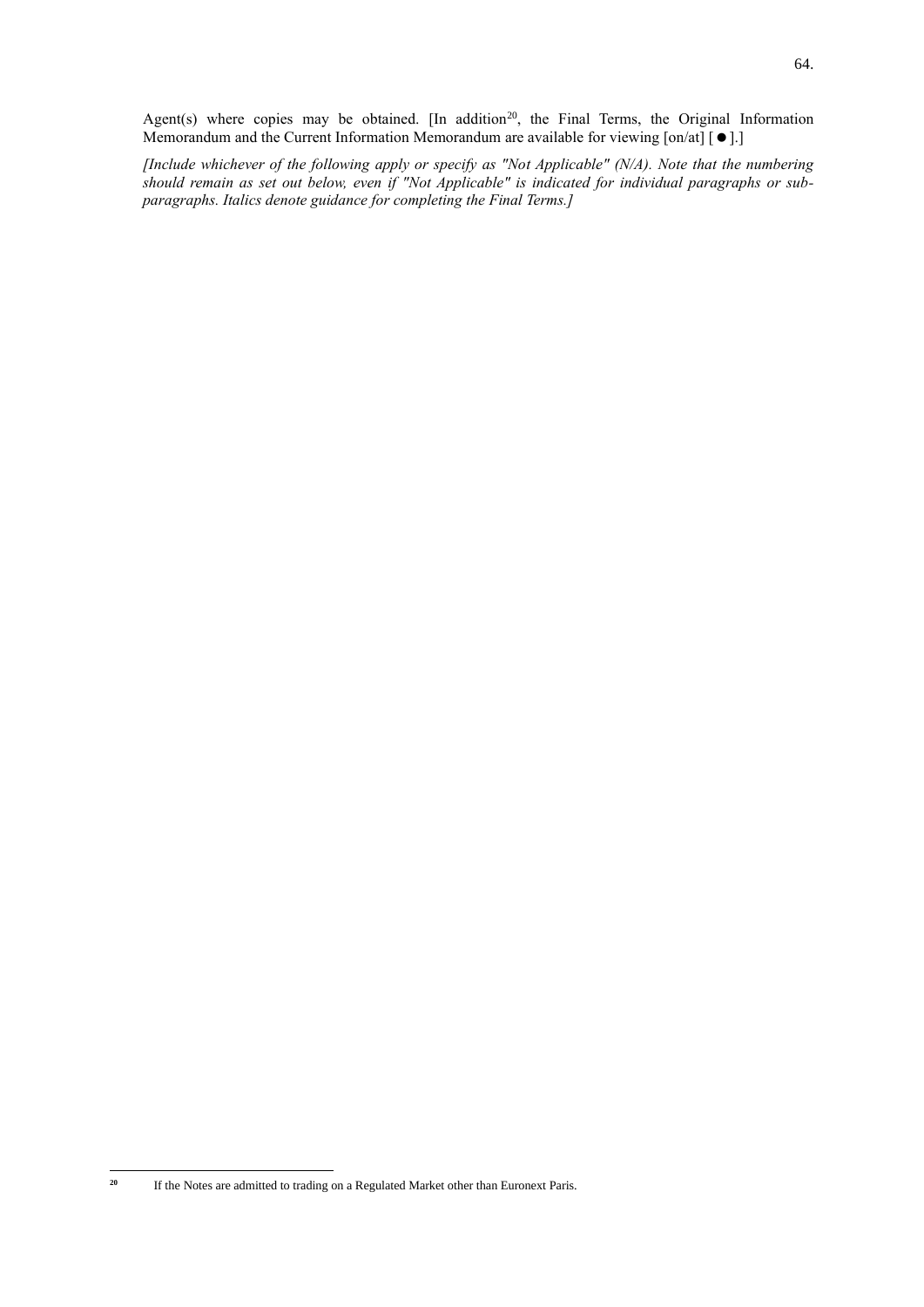Agent(s) where copies may be obtained. [In addition[20], the Final Terms, the Original Information Memorandum and the Current Information Memorandum are available for viewing [on/at] [ ● ].]

*[Include whichever of the following apply or specify as "Not Applicable" (N/A). Note that the numbering should remain as set out below, even if "Not Applicable" is indicated for individual paragraphs or sub-paragraphs. Italics denote guidance for completing the Final Terms.]*

---

[20] If the Notes are admitted to trading on a Regulated Market other than Euronext Paris.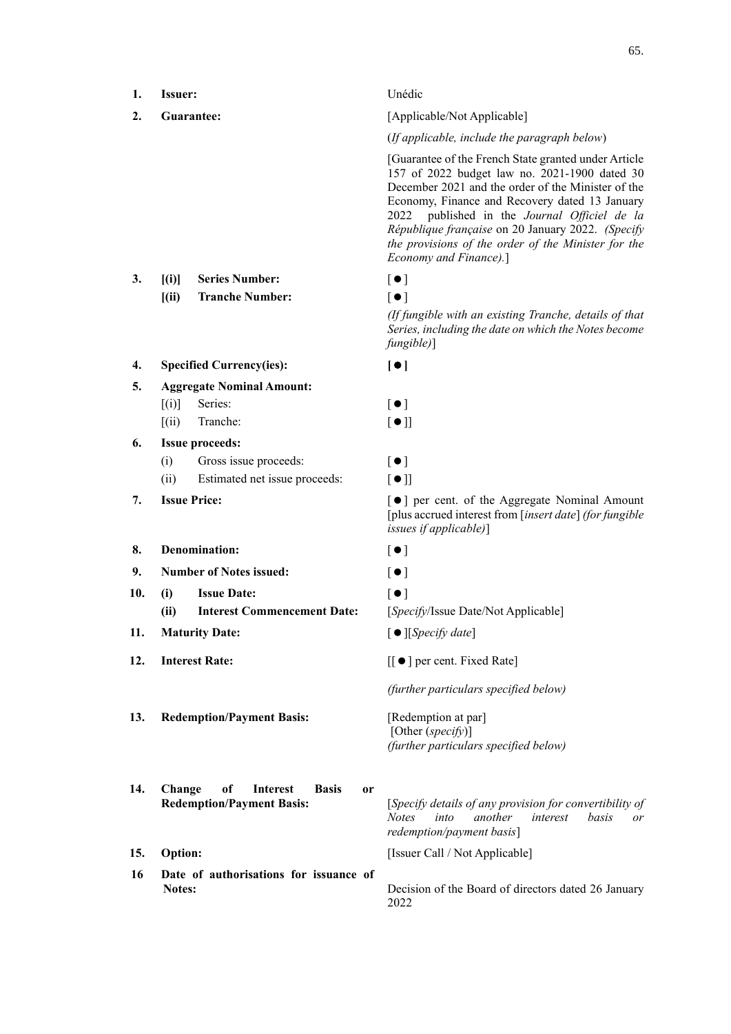| | | | |
|---|---|---|---|
| **1.** | **Issuer:** | | Unédic |
| **2.** | **Guarantee:** | | [Applicable/Not Applicable] |
| | | | (*If applicable, include the paragraph below*) |
| | | | [Guarantee of the French State granted under Article 157 of 2022 budget law no. 2021-1900 dated 30 December 2021 and the order of the Minister of the Economy, Finance and Recovery dated 13 January 2022 published in the *Journal Officiel de la République française* on 20 January 2022. *(Specify the provisions of the order of the Minister for the Economy and Finance).*] |
| **3.** | **[(i)]** | **Series Number:** | [ ● ] |
| | **[(ii)** | **Tranche Number:** | [ ● ] |
| | | | *(If fungible with an existing Tranche, details of that Series, including the date on which the Notes become fungible)*] |
| **4.** | **Specified Currency(ies):** | | **[ ● ]** |
| **5.** | **Aggregate Nominal Amount:** | | |
| | [(i)] | Series: | [ ● ] |
| | [(ii) | Tranche: | [ ● ]] |
| **6.** | **Issue proceeds:** | | |
| | (i) | Gross issue proceeds: | [ ● ] |
| | (ii) | Estimated net issue proceeds: | [ ● ]] |
| **7.** | **Issue Price:** | | [ ● ] per cent. of the Aggregate Nominal Amount [plus accrued interest from [*insert date*] *(for fungible issues if applicable)*] |
| **8.** | **Denomination:** | | [ ● ] |
| **9.** | **Number of Notes issued:** | | [ ● ] |
| **10.** | **(i)** | **Issue Date:** | [ ● ] |
| | **(ii)** | **Interest Commencement Date:** | [*Specify*/Issue Date/Not Applicable] |
| **11.** | **Maturity Date:** | | [ ● ][*Specify date*] |
| **12.** | **Interest Rate:** | | [[ ● ] per cent. Fixed Rate] |
| | | | *(further particulars specified below)* |
| **13.** | **Redemption/Payment Basis:** | | [Redemption at par]<br>[Other (*specify*)]<br>*(further particulars specified below)* |
| **14.** | **Change of Interest Basis or Redemption/Payment Basis:** | | [*Specify details of any provision for convertibility of Notes into another interest basis or redemption/payment basis*] |
| **15.** | **Option:** | | [Issuer Call / Not Applicable] |
| **16** | **Date of authorisations for issuance of Notes:** | | Decision of the Board of directors dated 26 January 2022 |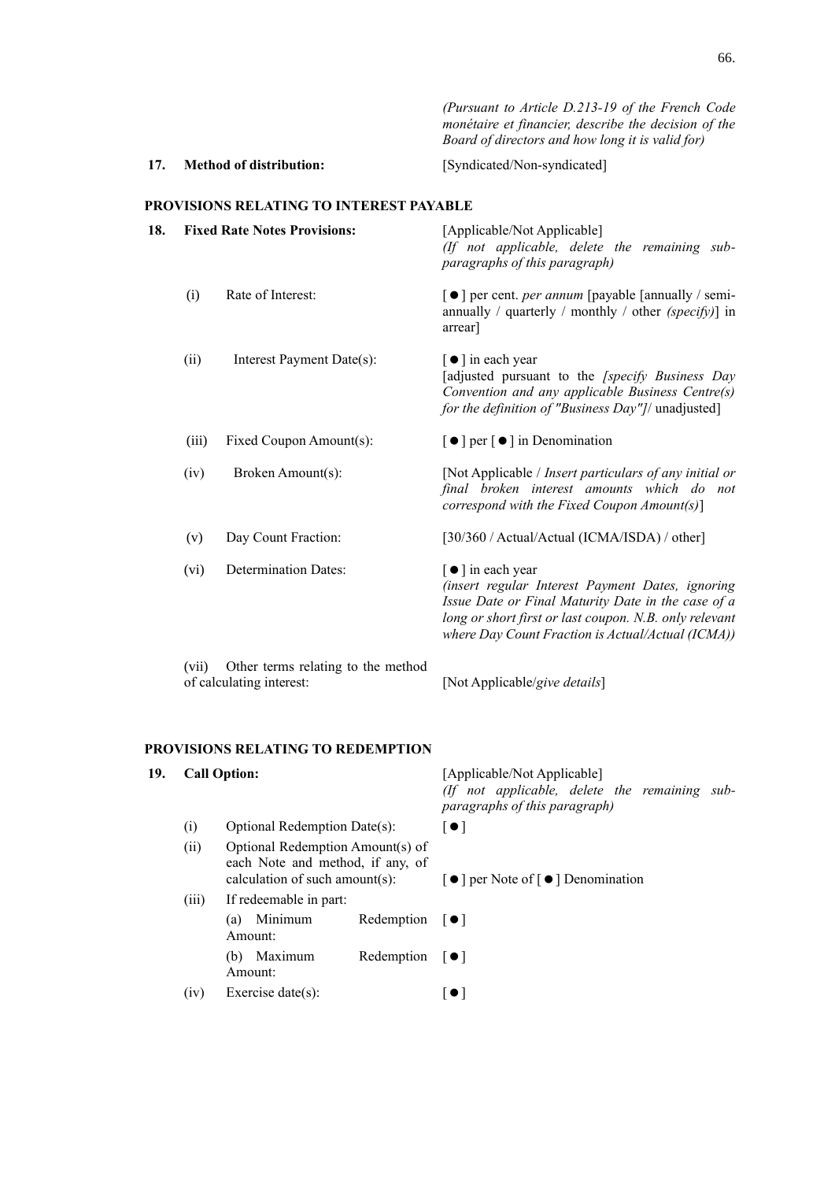*(Pursuant to Article D.213-19 of the French Code monétaire et financier, describe the decision of the Board of directors and how long it is valid for)*

| | | |
|---|---|---|
| **17.** | **Method of distribution:** | [Syndicated/Non-syndicated] |

## PROVISIONS RELATING TO INTEREST PAYABLE

| | | |
|---|---|---|
| **18.** | **Fixed Rate Notes Provisions:** | [Applicable/Not Applicable] *(If not applicable, delete the remaining sub-paragraphs of this paragraph)* |
| (i) | Rate of Interest: | [ ● ] per cent. *per annum* [payable [annually / semi-annually / quarterly / monthly / other *(specify)*] in arrear] |
| (ii) | Interest Payment Date(s): | [ ● ] in each year [adjusted pursuant to the *[specify Business Day Convention and any applicable Business Centre(s) for the definition of "Business Day"]*/ unadjusted] |
| (iii) | Fixed Coupon Amount(s): | [ ● ] per [ ● ] in Denomination |
| (iv) | Broken Amount(s): | [Not Applicable / *Insert particulars of any initial or final broken interest amounts which do not correspond with the Fixed Coupon Amount(s)*] |
| (v) | Day Count Fraction: | [30/360 / Actual/Actual (ICMA/ISDA) / other] |
| (vi) | Determination Dates: | [ ● ] in each year *(insert regular Interest Payment Dates, ignoring Issue Date or Final Maturity Date in the case of a long or short first or last coupon. N.B. only relevant where Day Count Fraction is Actual/Actual (ICMA))* |
| (vii) | Other terms relating to the method of calculating interest: | [Not Applicable/*give details*] |

## PROVISIONS RELATING TO REDEMPTION

| | | |
|---|---|---|
| **19.** | **Call Option:** | [Applicable/Not Applicable] *(If not applicable, delete the remaining sub-paragraphs of this paragraph)* |
| (i) | Optional Redemption Date(s): | [ ● ] |
| (ii) | Optional Redemption Amount(s) of each Note and method, if any, of calculation of such amount(s): | [ ● ] per Note of [ ● ] Denomination |
| (iii) | If redeemable in part: | |
| | (a) Minimum Redemption Amount: | [ ● ] |
| | (b) Maximum Redemption Amount: | [ ● ] |
| (iv) | Exercise date(s): | [ ● ] |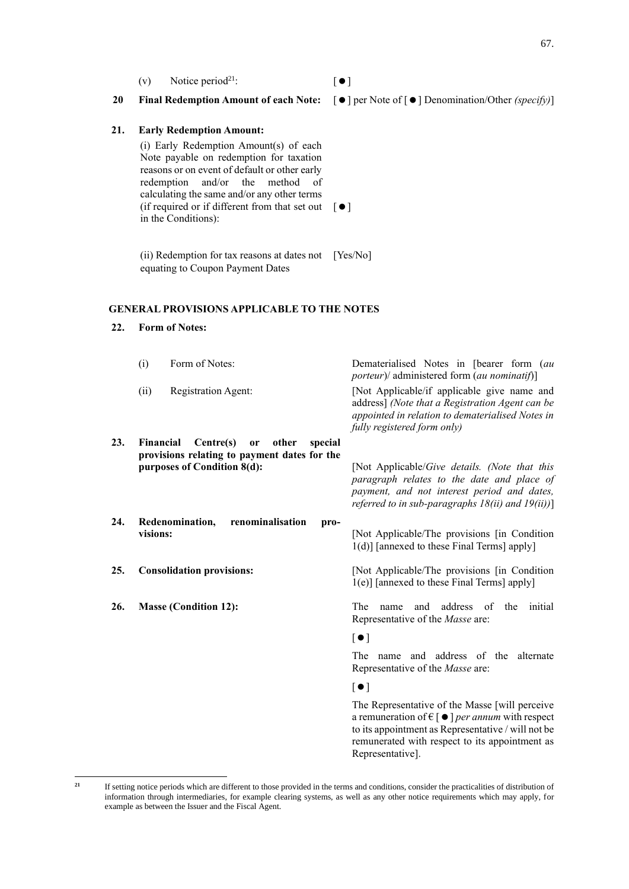(v) Notice period[21]: [ ● ]

**20 Final Redemption Amount of each Note:** [ ● ] per Note of [ ● ] Denomination/Other *(specify)*]

**21. Early Redemption Amount:**

(i) Early Redemption Amount(s) of each Note payable on redemption for taxation reasons or on event of default or other early redemption and/or the method of calculating the same and/or any other terms (if required or if different from that set out in the Conditions): [ ● ]

(ii) Redemption for tax reasons at dates not equating to Coupon Payment Dates [Yes/No]

**GENERAL PROVISIONS APPLICABLE TO THE NOTES**

**22. Form of Notes:**

(i) Form of Notes: Dematerialised Notes in [bearer form (*au porteur*)/ administered form (*au nominatif*)]

(ii) Registration Agent: [Not Applicable/if applicable give name and address] *(Note that a Registration Agent can be appointed in relation to dematerialised Notes in fully registered form only)*

**23. Financial Centre(s) or other special provisions relating to payment dates for the purposes of Condition 8(d):** [Not Applicable/*Give details. (Note that this paragraph relates to the date and place of payment, and not interest period and dates, referred to in sub-paragraphs 18(ii) and 19(ii))*]

**24. Redenomination, renominalisation provisions:** [Not Applicable/The provisions [in Condition 1(d)] [annexed to these Final Terms] apply]

**25. Consolidation provisions:** [Not Applicable/The provisions [in Condition 1(e)] [annexed to these Final Terms] apply]

**26. Masse (Condition 12):** The name and address of the initial Representative of the *Masse* are:

[ ● ]

The name and address of the alternate Representative of the *Masse* are:

[ ● ]

The Representative of the Masse [will perceive a remuneration of € [ ● ] *per annum* with respect to its appointment as Representative / will not be remunerated with respect to its appointment as Representative].

[21] If setting notice periods which are different to those provided in the terms and conditions, consider the practicalities of distribution of information through intermediaries, for example clearing systems, as well as any other notice requirements which may apply, for example as between the Issuer and the Fiscal Agent.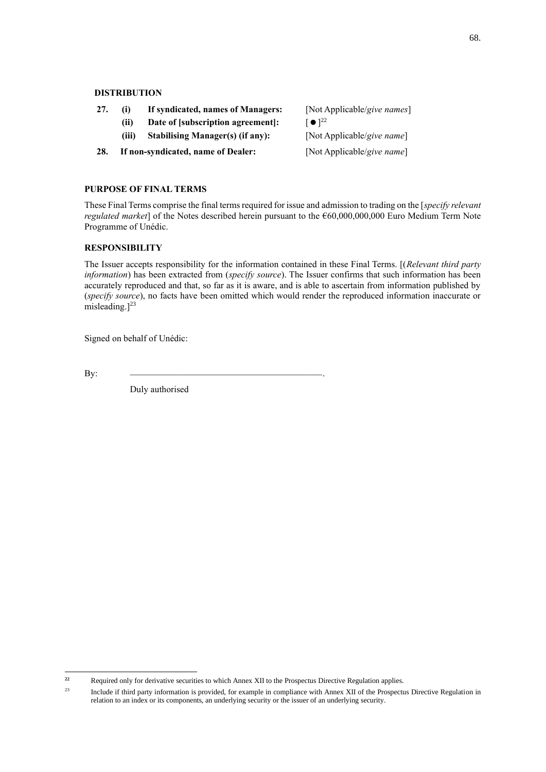**DISTRIBUTION**

| | | | |
|---|---|---|---|
| **27.** | **(i)** | **If syndicated, names of Managers:** | [Not Applicable/*give names*] |
| | **(ii)** | **Date of [subscription agreement]:** | [ ● ][22] |
| | **(iii)** | **Stabilising Manager(s) (if any):** | [Not Applicable/*give name*] |
| **28.** | | **If non-syndicated, name of Dealer:** | [Not Applicable/*give name*] |

**PURPOSE OF FINAL TERMS**

These Final Terms comprise the final terms required for issue and admission to trading on the [*specify relevant regulated market*] of the Notes described herein pursuant to the €60,000,000,000 Euro Medium Term Note Programme of Unédic.

**RESPONSIBILITY**

The Issuer accepts responsibility for the information contained in these Final Terms. [(*Relevant third party information*) has been extracted from (*specify source*). The Issuer confirms that such information has been accurately reproduced and that, so far as it is aware, and is able to ascertain from information published by (*specify source*), no facts have been omitted which would render the reproduced information inaccurate or misleading.][23]

Signed on behalf of Unédic:

By: \_\_\_\_\_\_\_\_\_\_\_\_\_\_\_\_\_\_\_\_\_\_\_\_\_\_\_\_\_\_\_\_\_\_\_\_\_\_\_\_\_\_.

Duly authorised

---

[22] Required only for derivative securities to which Annex XII to the Prospectus Directive Regulation applies.

[23] Include if third party information is provided, for example in compliance with Annex XII of the Prospectus Directive Regulation in relation to an index or its components, an underlying security or the issuer of an underlying security.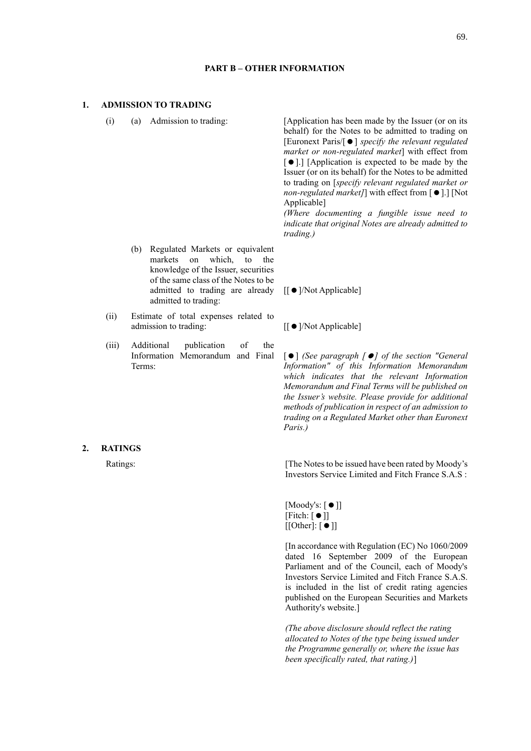## PART B – OTHER INFORMATION

### 1. ADMISSION TO TRADING

| | |
|---|---|
| (i) (a) Admission to trading: | [Application has been made by the Issuer (or on its behalf) for the Notes to be admitted to trading on [Euronext Paris/[ ● ] *specify the relevant regulated market or non-regulated market*] with effect from [ ● ].] [Application is expected to be made by the Issuer (or on its behalf) for the Notes to be admitted to trading on [*specify relevant regulated market or non-regulated market]*] with effect from [ ● ].] [Not Applicable] *(Where documenting a fungible issue need to indicate that original Notes are already admitted to trading.)* |
| (b) Regulated Markets or equivalent markets on which, to the knowledge of the Issuer, securities of the same class of the Notes to be admitted to trading are already admitted to trading: | [[ ● ]/Not Applicable] |
| (ii) Estimate of total expenses related to admission to trading: | [[ ● ]/Not Applicable] |
| (iii) Additional publication of the Information Memorandum and Final Terms: | [ ● ] *(See paragraph [ ●] of the section "General Information" of this Information Memorandum which indicates that the relevant Information Memorandum and Final Terms will be published on the Issuer's website. Please provide for additional methods of publication in respect of an admission to trading on a Regulated Market other than Euronext Paris.)* |

### 2. RATINGS

| | |
|---|---|
| Ratings: | [The Notes to be issued have been rated by Moody's Investors Service Limited and Fitch France S.A.S :<br><br>[Moody's: [ ● ]]<br>[Fitch: [ ● ]]<br>[[Other]: [ ● ]]<br><br>[In accordance with Regulation (EC) No 1060/2009 dated 16 September 2009 of the European Parliament and of the Council, each of Moody's Investors Service Limited and Fitch France S.A.S. is included in the list of credit rating agencies published on the European Securities and Markets Authority's website.]<br><br>*(The above disclosure should reflect the rating allocated to Notes of the type being issued under the Programme generally or, where the issue has been specifically rated, that rating.)*] |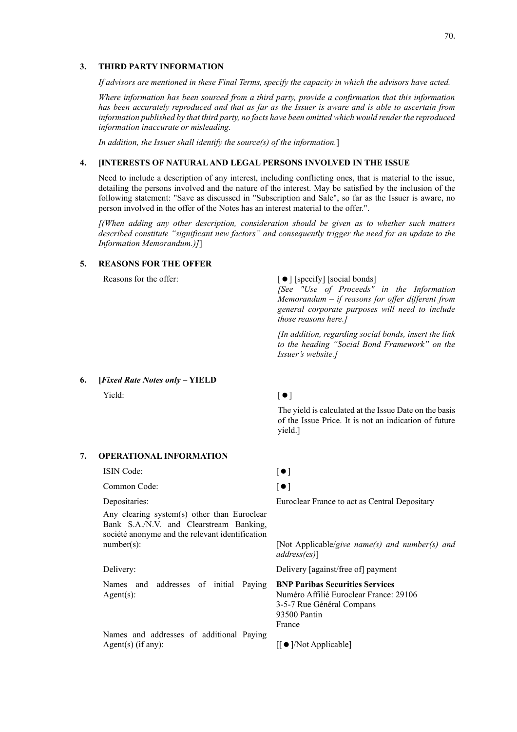## 3. THIRD PARTY INFORMATION

*If advisors are mentioned in these Final Terms, specify the capacity in which the advisors have acted.*

*Where information has been sourced from a third party, provide a confirmation that this information has been accurately reproduced and that as far as the Issuer is aware and is able to ascertain from information published by that third party, no facts have been omitted which would render the reproduced information inaccurate or misleading.*

*In addition, the Issuer shall identify the source(s) of the information.*]

## 4. [INTERESTS OF NATURAL AND LEGAL PERSONS INVOLVED IN THE ISSUE

Need to include a description of any interest, including conflicting ones, that is material to the issue, detailing the persons involved and the nature of the interest. May be satisfied by the inclusion of the following statement: "Save as discussed in "Subscription and Sale", so far as the Issuer is aware, no person involved in the offer of the Notes has an interest material to the offer.".

*[(When adding any other description, consideration should be given as to whether such matters described constitute "significant new factors" and consequently trigger the need for an update to the Information Memorandum.)]*]

## 5. REASONS FOR THE OFFER

| | |
|---|---|
| Reasons for the offer: | [ ● ] [specify] [social bonds]<br>*[See "Use of Proceeds" in the Information Memorandum – if reasons for offer different from general corporate purposes will need to include those reasons here.]*<br>*[In addition, regarding social bonds, insert the link to the heading "Social Bond Framework" on the Issuer's website.]* |

## 6. [*Fixed Rate Notes only* – YIELD

| | |
|---|---|
| Yield: | [ ● ]<br>The yield is calculated at the Issue Date on the basis of the Issue Price. It is not an indication of future yield.] |

## 7. OPERATIONAL INFORMATION

| | |
|---|---|
| ISIN Code: | [ ● ] |
| Common Code: | [ ● ] |
| Depositaries: | Euroclear France to act as Central Depositary |
| Any clearing system(s) other than Euroclear Bank S.A./N.V. and Clearstream Banking, société anonyme and the relevant identification number(s): | [Not Applicable/*give name(s) and number(s) and address(es)*] |
| Delivery: | Delivery [against/free of] payment |
| Names and addresses of initial Paying Agent(s): | **BNP Paribas Securities Services**<br>Numéro Affilié Euroclear France: 29106<br>3-5-7 Rue Général Compans<br>93500 Pantin<br>France |
| Names and addresses of additional Paying Agent(s) (if any): | [[ ● ]/Not Applicable] |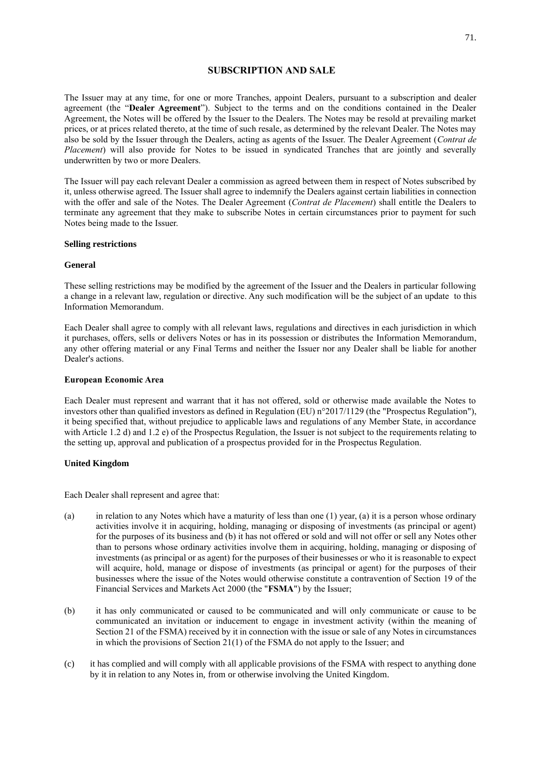# SUBSCRIPTION AND SALE

The Issuer may at any time, for one or more Tranches, appoint Dealers, pursuant to a subscription and dealer agreement (the "**Dealer Agreement**"). Subject to the terms and on the conditions contained in the Dealer Agreement, the Notes will be offered by the Issuer to the Dealers. The Notes may be resold at prevailing market prices, or at prices related thereto, at the time of such resale, as determined by the relevant Dealer. The Notes may also be sold by the Issuer through the Dealers, acting as agents of the Issuer. The Dealer Agreement (*Contrat de Placement*) will also provide for Notes to be issued in syndicated Tranches that are jointly and severally underwritten by two or more Dealers.

The Issuer will pay each relevant Dealer a commission as agreed between them in respect of Notes subscribed by it, unless otherwise agreed. The Issuer shall agree to indemnify the Dealers against certain liabilities in connection with the offer and sale of the Notes. The Dealer Agreement (*Contrat de Placement*) shall entitle the Dealers to terminate any agreement that they make to subscribe Notes in certain circumstances prior to payment for such Notes being made to the Issuer.

## Selling restrictions

### General

These selling restrictions may be modified by the agreement of the Issuer and the Dealers in particular following a change in a relevant law, regulation or directive. Any such modification will be the subject of an update to this Information Memorandum.

Each Dealer shall agree to comply with all relevant laws, regulations and directives in each jurisdiction in which it purchases, offers, sells or delivers Notes or has in its possession or distributes the Information Memorandum, any other offering material or any Final Terms and neither the Issuer nor any Dealer shall be liable for another Dealer's actions.

### European Economic Area

Each Dealer must represent and warrant that it has not offered, sold or otherwise made available the Notes to investors other than qualified investors as defined in Regulation (EU) n°2017/1129 (the "Prospectus Regulation"), it being specified that, without prejudice to applicable laws and regulations of any Member State, in accordance with Article 1.2 d) and 1.2 e) of the Prospectus Regulation, the Issuer is not subject to the requirements relating to the setting up, approval and publication of a prospectus provided for in the Prospectus Regulation.

### United Kingdom

Each Dealer shall represent and agree that:

(a) in relation to any Notes which have a maturity of less than one (1) year, (a) it is a person whose ordinary activities involve it in acquiring, holding, managing or disposing of investments (as principal or agent) for the purposes of its business and (b) it has not offered or sold and will not offer or sell any Notes other than to persons whose ordinary activities involve them in acquiring, holding, managing or disposing of investments (as principal or as agent) for the purposes of their businesses or who it is reasonable to expect will acquire, hold, manage or dispose of investments (as principal or agent) for the purposes of their businesses where the issue of the Notes would otherwise constitute a contravention of Section 19 of the Financial Services and Markets Act 2000 (the "**FSMA**") by the Issuer;

(b) it has only communicated or caused to be communicated and will only communicate or cause to be communicated an invitation or inducement to engage in investment activity (within the meaning of Section 21 of the FSMA) received by it in connection with the issue or sale of any Notes in circumstances in which the provisions of Section 21(1) of the FSMA do not apply to the Issuer; and

(c) it has complied and will comply with all applicable provisions of the FSMA with respect to anything done by it in relation to any Notes in, from or otherwise involving the United Kingdom.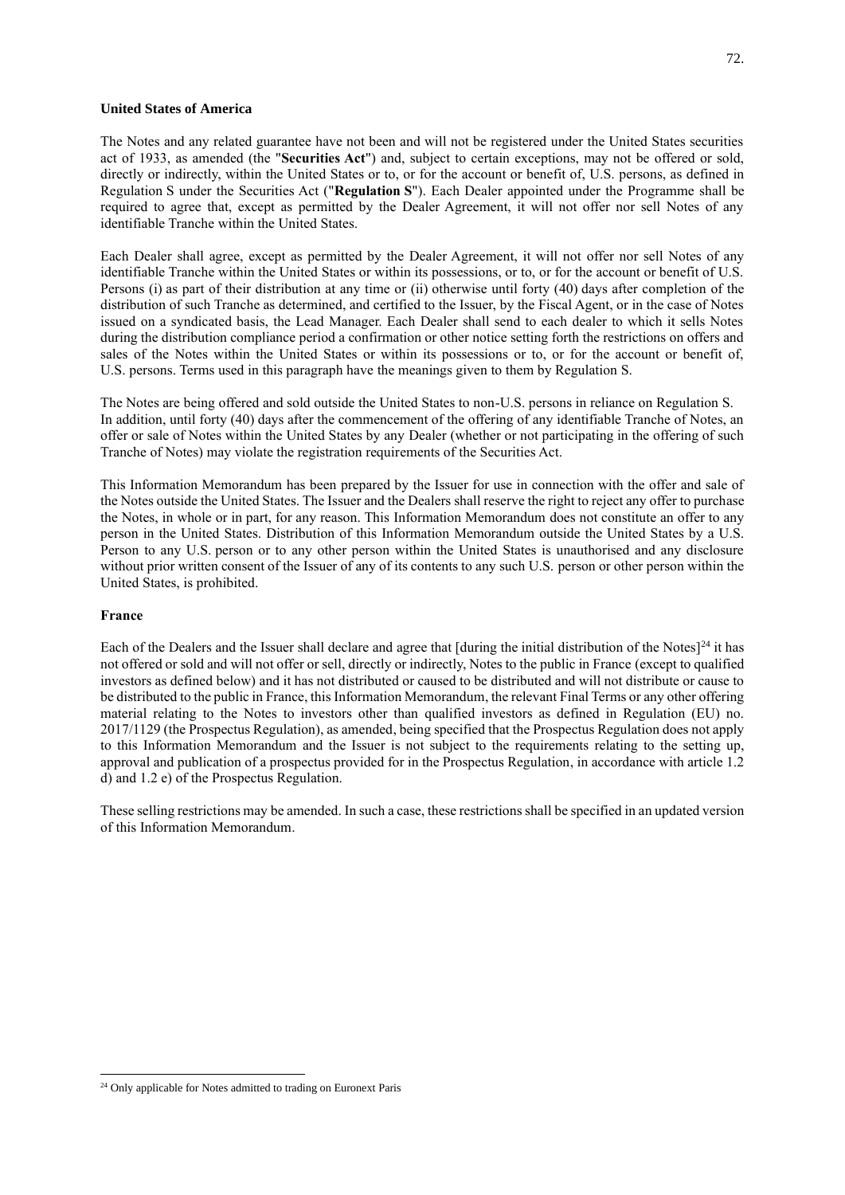**United States of America**

The Notes and any related guarantee have not been and will not be registered under the United States securities act of 1933, as amended (the "**Securities Act**") and, subject to certain exceptions, may not be offered or sold, directly or indirectly, within the United States or to, or for the account or benefit of, U.S. persons, as defined in Regulation S under the Securities Act ("**Regulation S**"). Each Dealer appointed under the Programme shall be required to agree that, except as permitted by the Dealer Agreement, it will not offer nor sell Notes of any identifiable Tranche within the United States.

Each Dealer shall agree, except as permitted by the Dealer Agreement, it will not offer nor sell Notes of any identifiable Tranche within the United States or within its possessions, or to, or for the account or benefit of U.S. Persons (i) as part of their distribution at any time or (ii) otherwise until forty (40) days after completion of the distribution of such Tranche as determined, and certified to the Issuer, by the Fiscal Agent, or in the case of Notes issued on a syndicated basis, the Lead Manager. Each Dealer shall send to each dealer to which it sells Notes during the distribution compliance period a confirmation or other notice setting forth the restrictions on offers and sales of the Notes within the United States or within its possessions or to, or for the account or benefit of, U.S. persons. Terms used in this paragraph have the meanings given to them by Regulation S.

The Notes are being offered and sold outside the United States to non-U.S. persons in reliance on Regulation S. In addition, until forty (40) days after the commencement of the offering of any identifiable Tranche of Notes, an offer or sale of Notes within the United States by any Dealer (whether or not participating in the offering of such Tranche of Notes) may violate the registration requirements of the Securities Act.

This Information Memorandum has been prepared by the Issuer for use in connection with the offer and sale of the Notes outside the United States. The Issuer and the Dealers shall reserve the right to reject any offer to purchase the Notes, in whole or in part, for any reason. This Information Memorandum does not constitute an offer to any person in the United States. Distribution of this Information Memorandum outside the United States by a U.S. Person to any U.S. person or to any other person within the United States is unauthorised and any disclosure without prior written consent of the Issuer of any of its contents to any such U.S. person or other person within the United States, is prohibited.

**France**

Each of the Dealers and the Issuer shall declare and agree that [during the initial distribution of the Notes][24] it has not offered or sold and will not offer or sell, directly or indirectly, Notes to the public in France (except to qualified investors as defined below) and it has not distributed or caused to be distributed and will not distribute or cause to be distributed to the public in France, this Information Memorandum, the relevant Final Terms or any other offering material relating to the Notes to investors other than qualified investors as defined in Regulation (EU) no. 2017/1129 (the Prospectus Regulation), as amended, being specified that the Prospectus Regulation does not apply to this Information Memorandum and the Issuer is not subject to the requirements relating to the setting up, approval and publication of a prospectus provided for in the Prospectus Regulation, in accordance with article 1.2 d) and 1.2 e) of the Prospectus Regulation.

These selling restrictions may be amended. In such a case, these restrictions shall be specified in an updated version of this Information Memorandum.

[24] Only applicable for Notes admitted to trading on Euronext Paris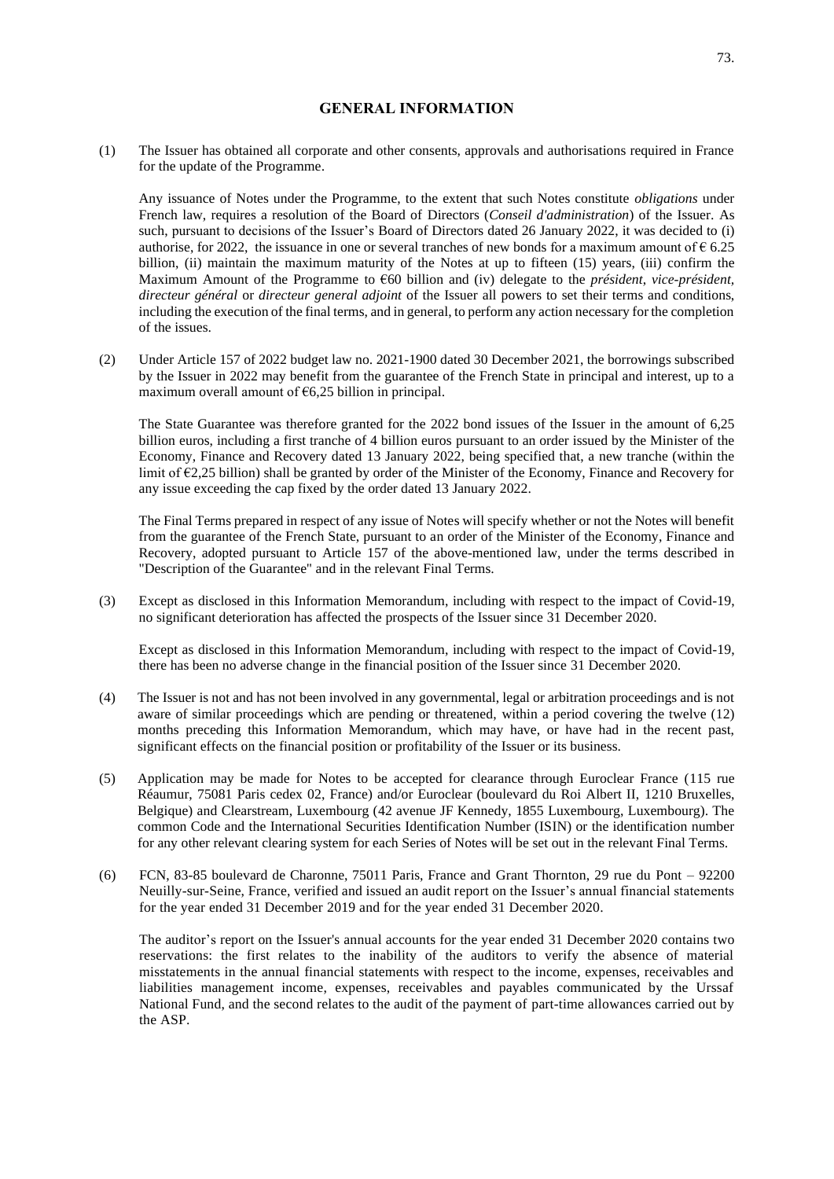## GENERAL INFORMATION

(1) The Issuer has obtained all corporate and other consents, approvals and authorisations required in France for the update of the Programme.

Any issuance of Notes under the Programme, to the extent that such Notes constitute *obligations* under French law, requires a resolution of the Board of Directors (*Conseil d'administration*) of the Issuer. As such, pursuant to decisions of the Issuer's Board of Directors dated 26 January 2022, it was decided to (i) authorise, for 2022, the issuance in one or several tranches of new bonds for a maximum amount of € 6.25 billion, (ii) maintain the maximum maturity of the Notes at up to fifteen (15) years, (iii) confirm the Maximum Amount of the Programme to €60 billion and (iv) delegate to the *président, vice-président, directeur général* or *directeur general adjoint* of the Issuer all powers to set their terms and conditions, including the execution of the final terms, and in general, to perform any action necessary for the completion of the issues.

(2) Under Article 157 of 2022 budget law no. 2021-1900 dated 30 December 2021, the borrowings subscribed by the Issuer in 2022 may benefit from the guarantee of the French State in principal and interest, up to a maximum overall amount of €6,25 billion in principal.

The State Guarantee was therefore granted for the 2022 bond issues of the Issuer in the amount of 6,25 billion euros, including a first tranche of 4 billion euros pursuant to an order issued by the Minister of the Economy, Finance and Recovery dated 13 January 2022, being specified that, a new tranche (within the limit of €2,25 billion) shall be granted by order of the Minister of the Economy, Finance and Recovery for any issue exceeding the cap fixed by the order dated 13 January 2022.

The Final Terms prepared in respect of any issue of Notes will specify whether or not the Notes will benefit from the guarantee of the French State, pursuant to an order of the Minister of the Economy, Finance and Recovery, adopted pursuant to Article 157 of the above-mentioned law, under the terms described in "Description of the Guarantee" and in the relevant Final Terms.

(3) Except as disclosed in this Information Memorandum, including with respect to the impact of Covid-19, no significant deterioration has affected the prospects of the Issuer since 31 December 2020.

Except as disclosed in this Information Memorandum, including with respect to the impact of Covid-19, there has been no adverse change in the financial position of the Issuer since 31 December 2020.

(4) The Issuer is not and has not been involved in any governmental, legal or arbitration proceedings and is not aware of similar proceedings which are pending or threatened, within a period covering the twelve (12) months preceding this Information Memorandum, which may have, or have had in the recent past, significant effects on the financial position or profitability of the Issuer or its business.

(5) Application may be made for Notes to be accepted for clearance through Euroclear France (115 rue Réaumur, 75081 Paris cedex 02, France) and/or Euroclear (boulevard du Roi Albert II, 1210 Bruxelles, Belgique) and Clearstream, Luxembourg (42 avenue JF Kennedy, 1855 Luxembourg, Luxembourg). The common Code and the International Securities Identification Number (ISIN) or the identification number for any other relevant clearing system for each Series of Notes will be set out in the relevant Final Terms.

(6) FCN, 83-85 boulevard de Charonne, 75011 Paris, France and Grant Thornton, 29 rue du Pont – 92200 Neuilly-sur-Seine, France, verified and issued an audit report on the Issuer's annual financial statements for the year ended 31 December 2019 and for the year ended 31 December 2020.

The auditor's report on the Issuer's annual accounts for the year ended 31 December 2020 contains two reservations: the first relates to the inability of the auditors to verify the absence of material misstatements in the annual financial statements with respect to the income, expenses, receivables and liabilities management income, expenses, receivables and payables communicated by the Urssaf National Fund, and the second relates to the audit of the payment of part-time allowances carried out by the ASP.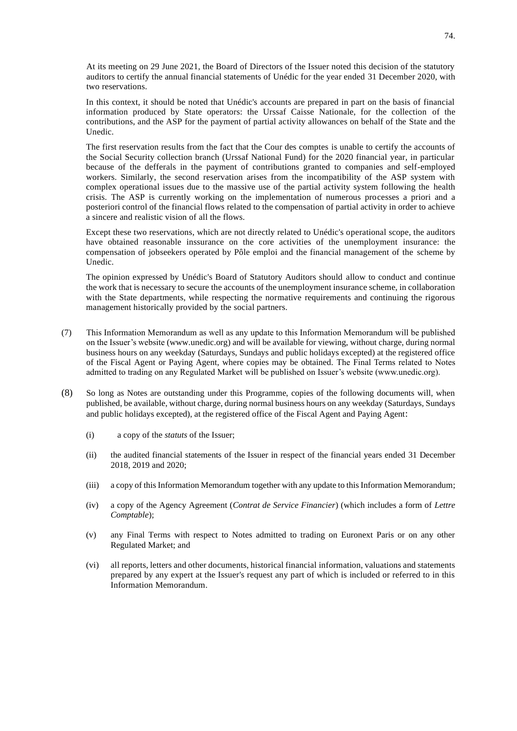At its meeting on 29 June 2021, the Board of Directors of the Issuer noted this decision of the statutory auditors to certify the annual financial statements of Unédic for the year ended 31 December 2020, with two reservations.

In this context, it should be noted that Unédic's accounts are prepared in part on the basis of financial information produced by State operators: the Urssaf Caisse Nationale, for the collection of the contributions, and the ASP for the payment of partial activity allowances on behalf of the State and the Unedic.

The first reservation results from the fact that the Cour des comptes is unable to certify the accounts of the Social Security collection branch (Urssaf National Fund) for the 2020 financial year, in particular because of the defferals in the payment of contributions granted to companies and self-employed workers. Similarly, the second reservation arises from the incompatibility of the ASP system with complex operational issues due to the massive use of the partial activity system following the health crisis. The ASP is currently working on the implementation of numerous processes a priori and a posteriori control of the financial flows related to the compensation of partial activity in order to achieve a sincere and realistic vision of all the flows.

Except these two reservations, which are not directly related to Unédic's operational scope, the auditors have obtained reasonable inssurance on the core activities of the unemployment insurance: the compensation of jobseekers operated by Pôle emploi and the financial management of the scheme by Unedic.

The opinion expressed by Unédic's Board of Statutory Auditors should allow to conduct and continue the work that is necessary to secure the accounts of the unemployment insurance scheme, in collaboration with the State departments, while respecting the normative requirements and continuing the rigorous management historically provided by the social partners.

(7) This Information Memorandum as well as any update to this Information Memorandum will be published on the Issuer's website (www.unedic.org) and will be available for viewing, without charge, during normal business hours on any weekday (Saturdays, Sundays and public holidays excepted) at the registered office of the Fiscal Agent or Paying Agent, where copies may be obtained. The Final Terms related to Notes admitted to trading on any Regulated Market will be published on Issuer's website (www.unedic.org).

(8) So long as Notes are outstanding under this Programme, copies of the following documents will, when published, be available, without charge, during normal business hours on any weekday (Saturdays, Sundays and public holidays excepted), at the registered office of the Fiscal Agent and Paying Agent:

(i) a copy of the *statuts* of the Issuer;

(ii) the audited financial statements of the Issuer in respect of the financial years ended 31 December 2018, 2019 and 2020;

(iii) a copy of this Information Memorandum together with any update to this Information Memorandum;

(iv) a copy of the Agency Agreement (*Contrat de Service Financier*) (which includes a form of *Lettre Comptable*);

(v) any Final Terms with respect to Notes admitted to trading on Euronext Paris or on any other Regulated Market; and

(vi) all reports, letters and other documents, historical financial information, valuations and statements prepared by any expert at the Issuer's request any part of which is included or referred to in this Information Memorandum.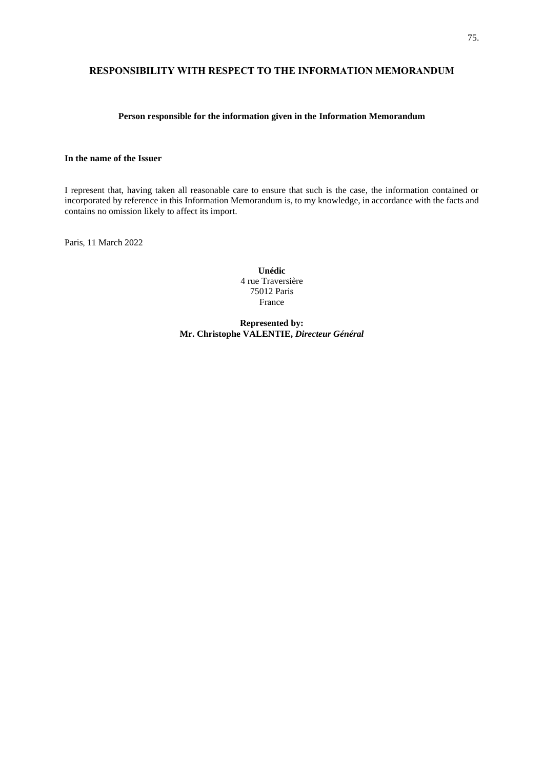## RESPONSIBILITY WITH RESPECT TO THE INFORMATION MEMORANDUM

**Person responsible for the information given in the Information Memorandum**

**In the name of the Issuer**

I represent that, having taken all reasonable care to ensure that such is the case, the information contained or incorporated by reference in this Information Memorandum is, to my knowledge, in accordance with the facts and contains no omission likely to affect its import.

Paris, 11 March 2022

**Unédic**
4 rue Traversière
75012 Paris
France

**Represented by:**
**Mr. Christophe VALENTIE,** ***Directeur Général***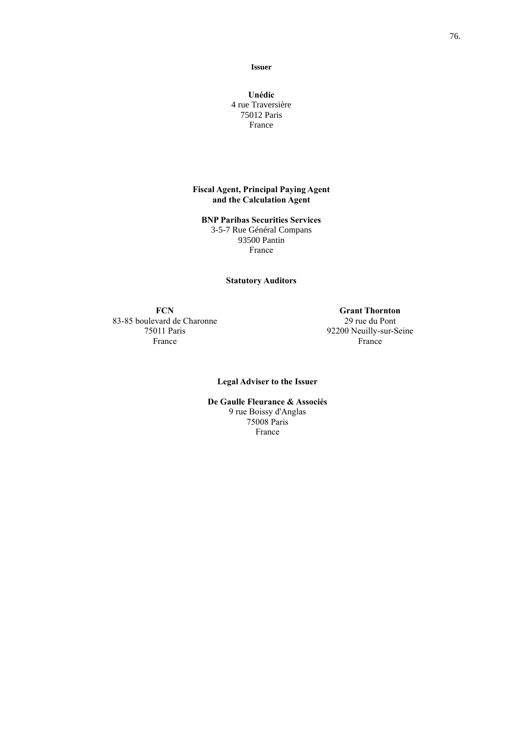**Issuer**

**Unédic**
4 rue Traversière
75012 Paris
France

**Fiscal Agent, Principal Paying Agent and the Calculation Agent**

**BNP Paribas Securities Services**
3-5-7 Rue Général Compans
93500 Pantin
France

**Statutory Auditors**

**FCN**
83-85 boulevard de Charonne
75011 Paris
France

**Grant Thornton**
29 rue du Pont
92200 Neuilly-sur-Seine
France

**Legal Adviser to the Issuer**

**De Gaulle Fleurance & Associés**
9 rue Boissy d'Anglas
75008 Paris
France